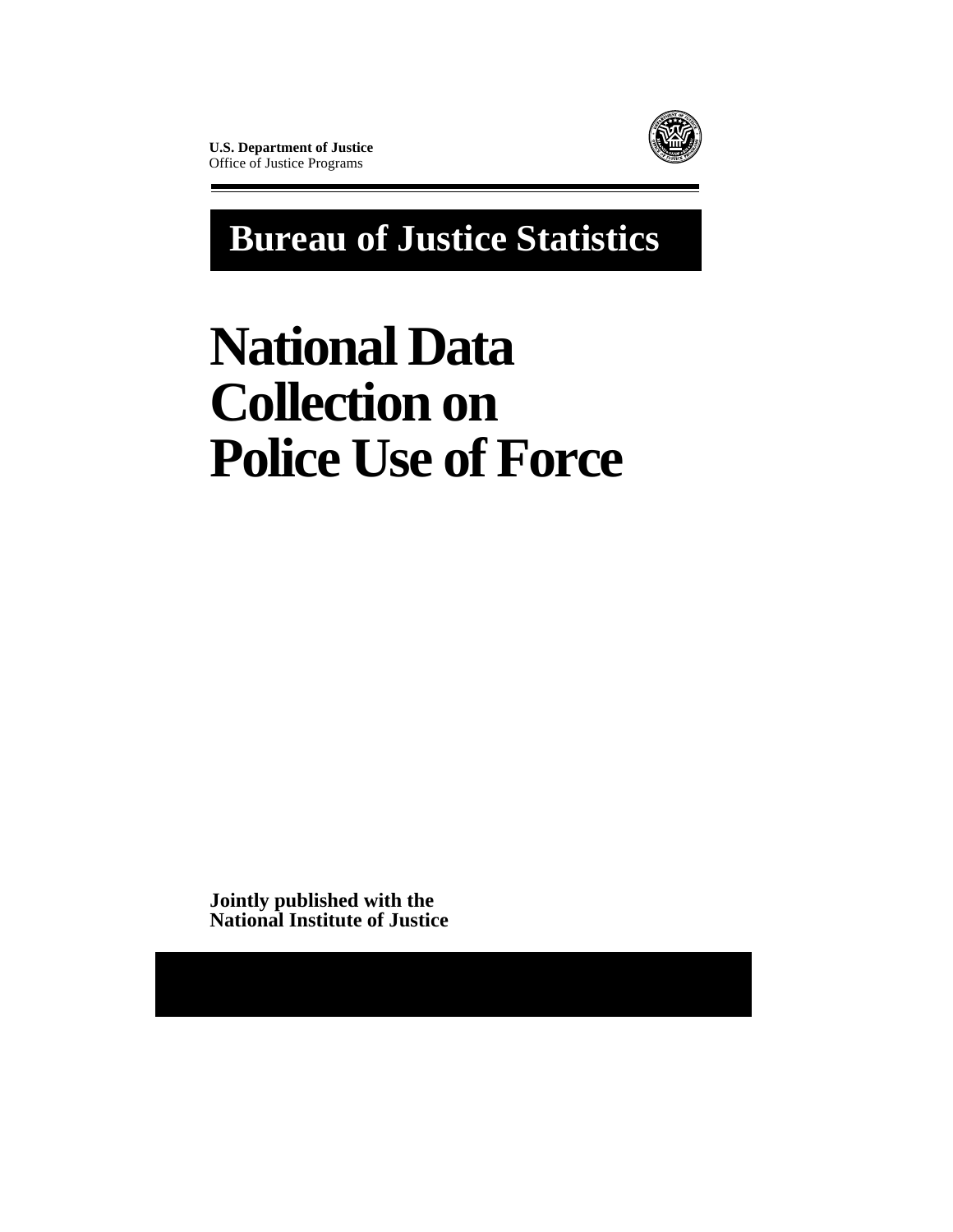**U.S. Department of Justice**
Office of Justice Programs

## Bureau of Justice Statistics

# National Data Collection on Police Use of Force

**Jointly published with the National Institute of Justice**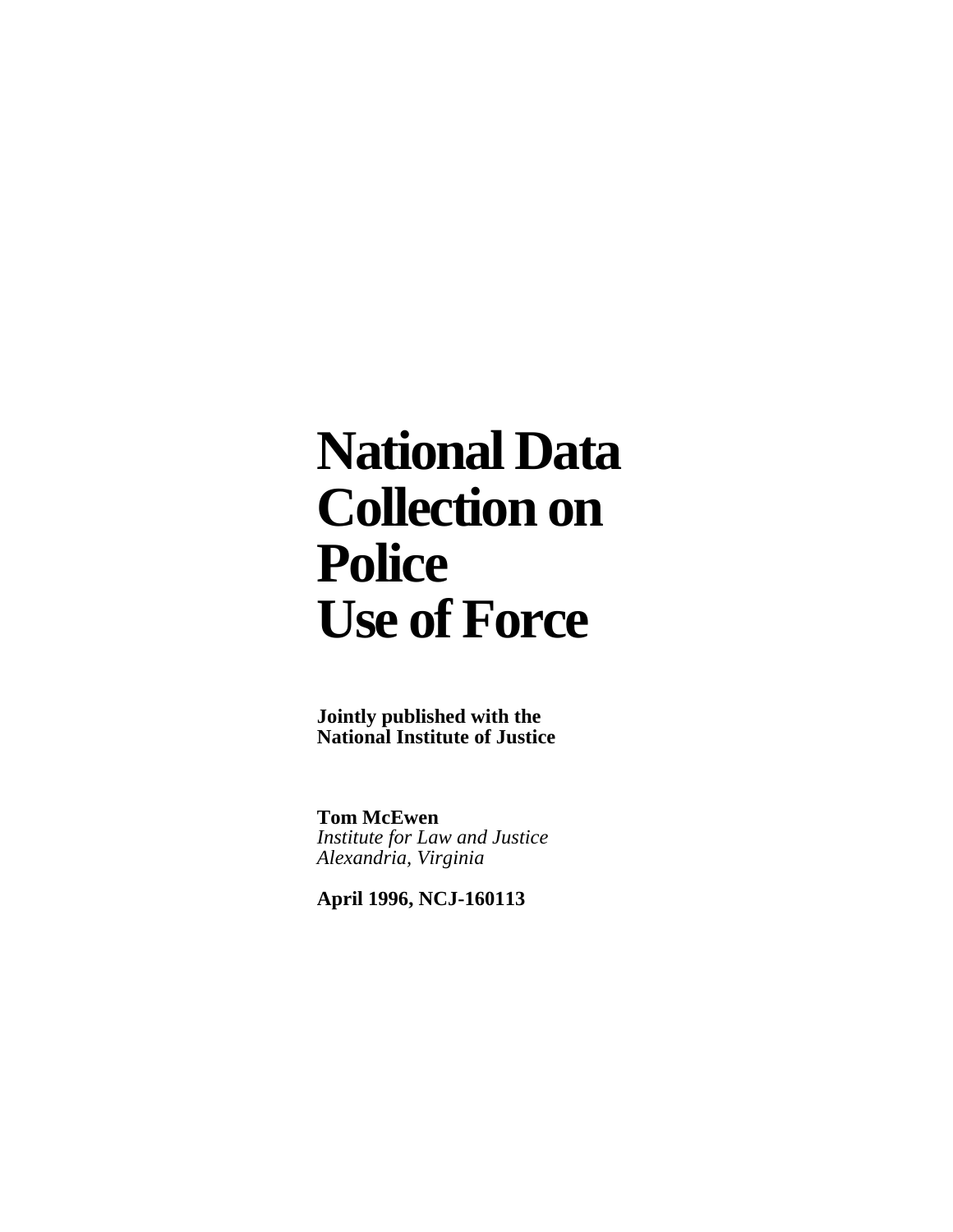# National Data Collection on Police Use of Force

**Jointly published with the National Institute of Justice**

**Tom McEwen**
*Institute for Law and Justice*
*Alexandria, Virginia*

**April 1996, NCJ-160113**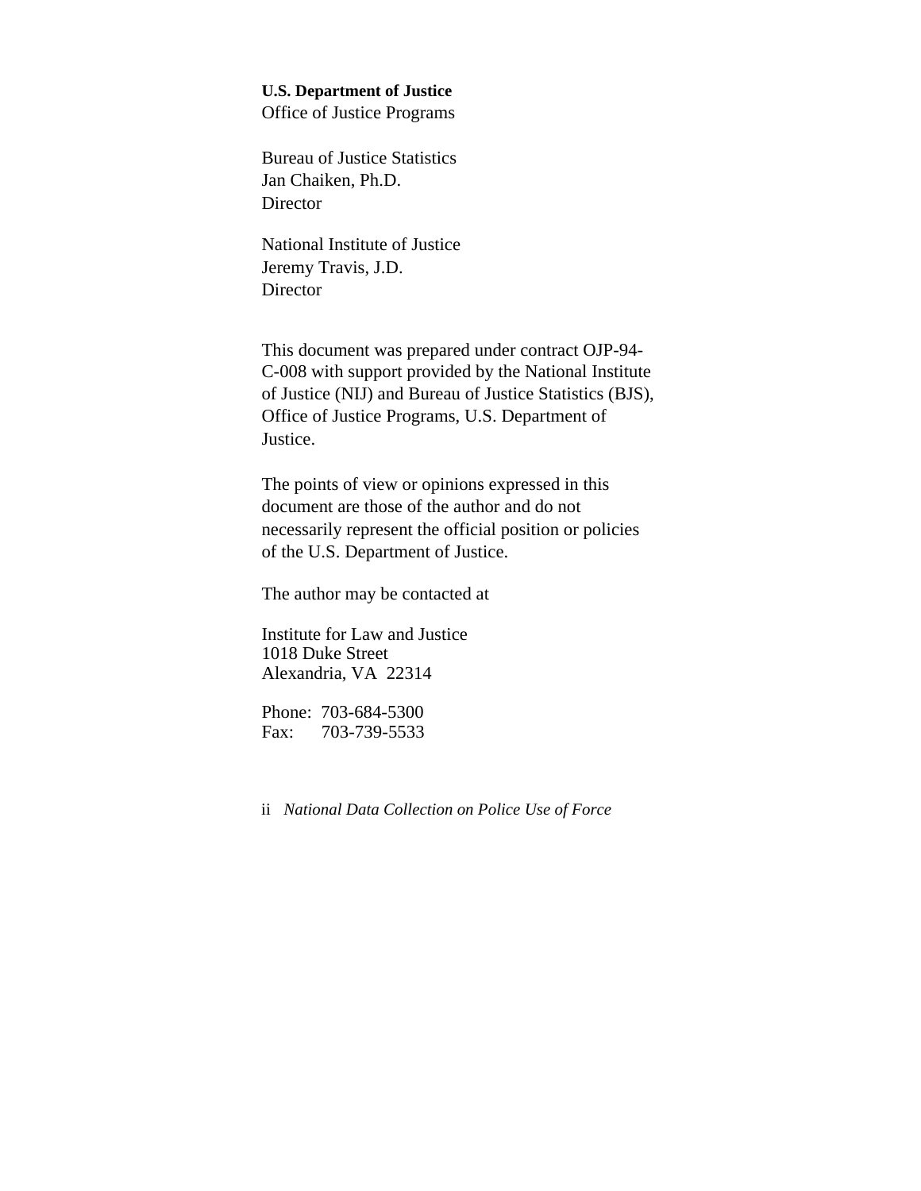**U.S. Department of Justice**
Office of Justice Programs

Bureau of Justice Statistics
Jan Chaiken, Ph.D.
Director

National Institute of Justice
Jeremy Travis, J.D.
Director

This document was prepared under contract OJP-94-C-008 with support provided by the National Institute of Justice (NIJ) and Bureau of Justice Statistics (BJS), Office of Justice Programs, U.S. Department of Justice.

The points of view or opinions expressed in this document are those of the author and do not necessarily represent the official position or policies of the U.S. Department of Justice.

The author may be contacted at

Institute for Law and Justice
1018 Duke Street
Alexandria, VA 22314

Phone: 703-684-5300
Fax: 703-739-5533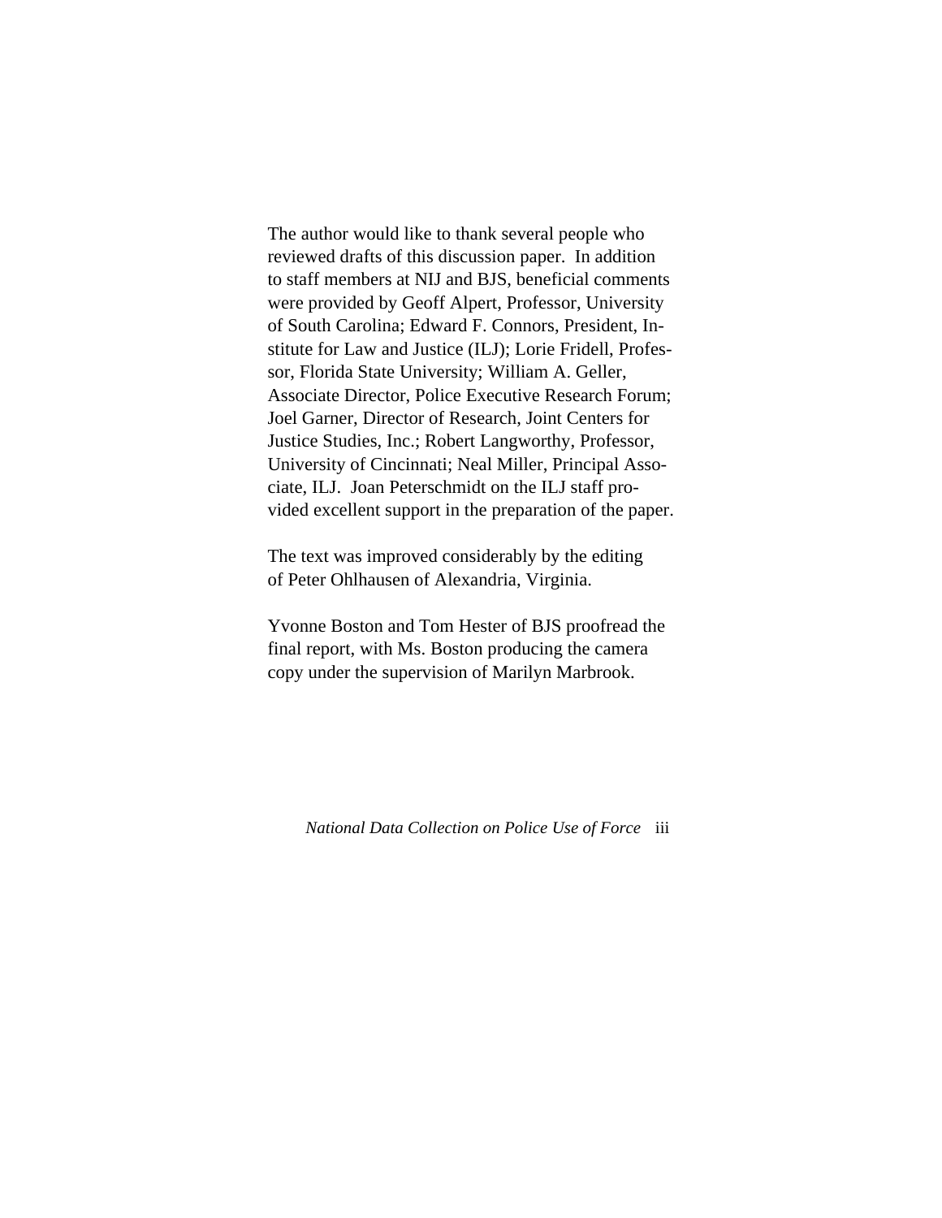The author would like to thank several people who reviewed drafts of this discussion paper. In addition to staff members at NIJ and BJS, beneficial comments were provided by Geoff Alpert, Professor, University of South Carolina; Edward F. Connors, President, Institute for Law and Justice (ILJ); Lorie Fridell, Professor, Florida State University; William A. Geller, Associate Director, Police Executive Research Forum; Joel Garner, Director of Research, Joint Centers for Justice Studies, Inc.; Robert Langworthy, Professor, University of Cincinnati; Neal Miller, Principal Associate, ILJ. Joan Peterschmidt on the ILJ staff provided excellent support in the preparation of the paper.

The text was improved considerably by the editing of Peter Ohlhausen of Alexandria, Virginia.

Yvonne Boston and Tom Hester of BJS proofread the final report, with Ms. Boston producing the camera copy under the supervision of Marilyn Marbrook.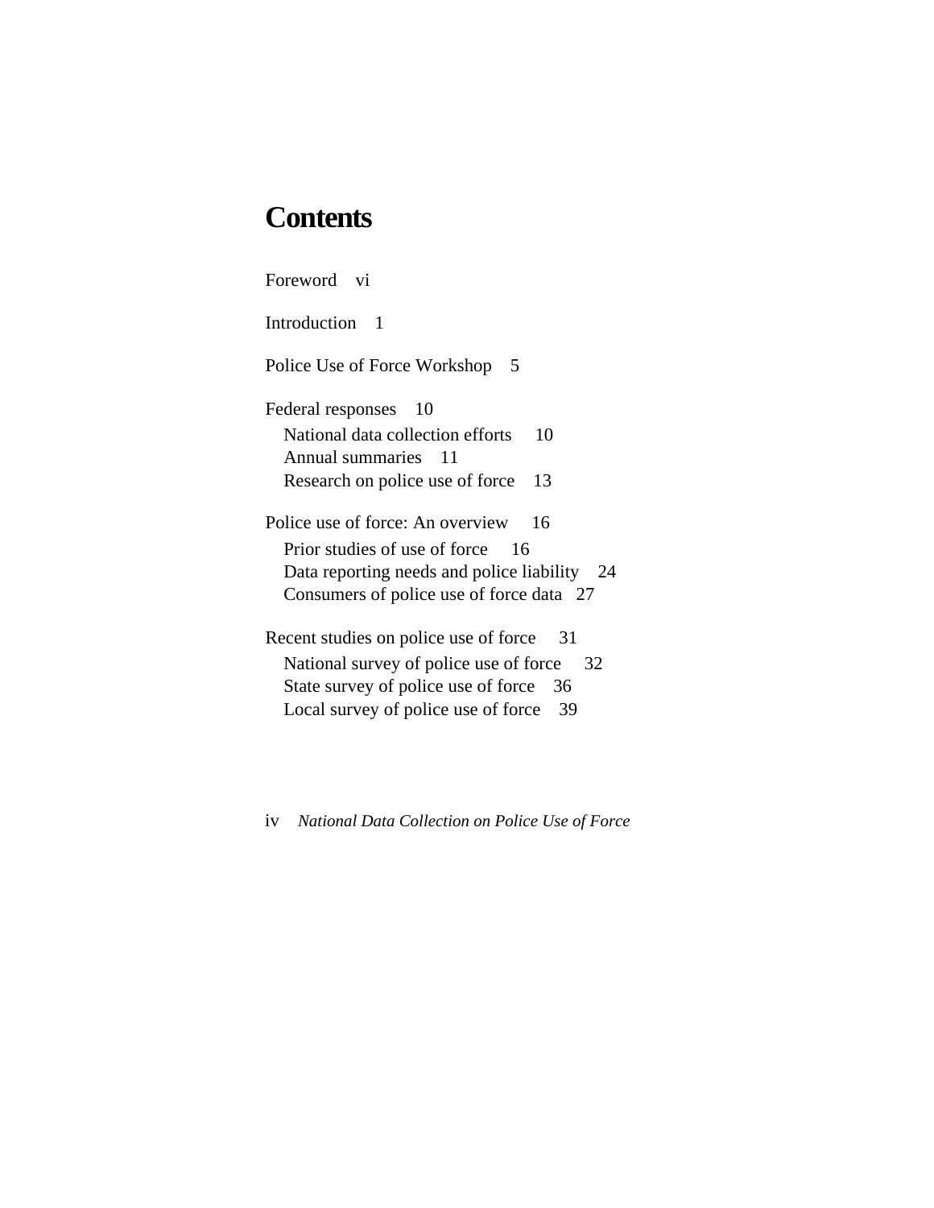# Contents

Foreword vi

Introduction 1

Police Use of Force Workshop 5

Federal responses 10
- National data collection efforts 10
- Annual summaries 11
- Research on police use of force 13

Police use of force: An overview 16
- Prior studies of use of force 16
- Data reporting needs and police liability 24
- Consumers of police use of force data 27

Recent studies on police use of force 31
- National survey of police use of force 32
- State survey of police use of force 36
- Local survey of police use of force 39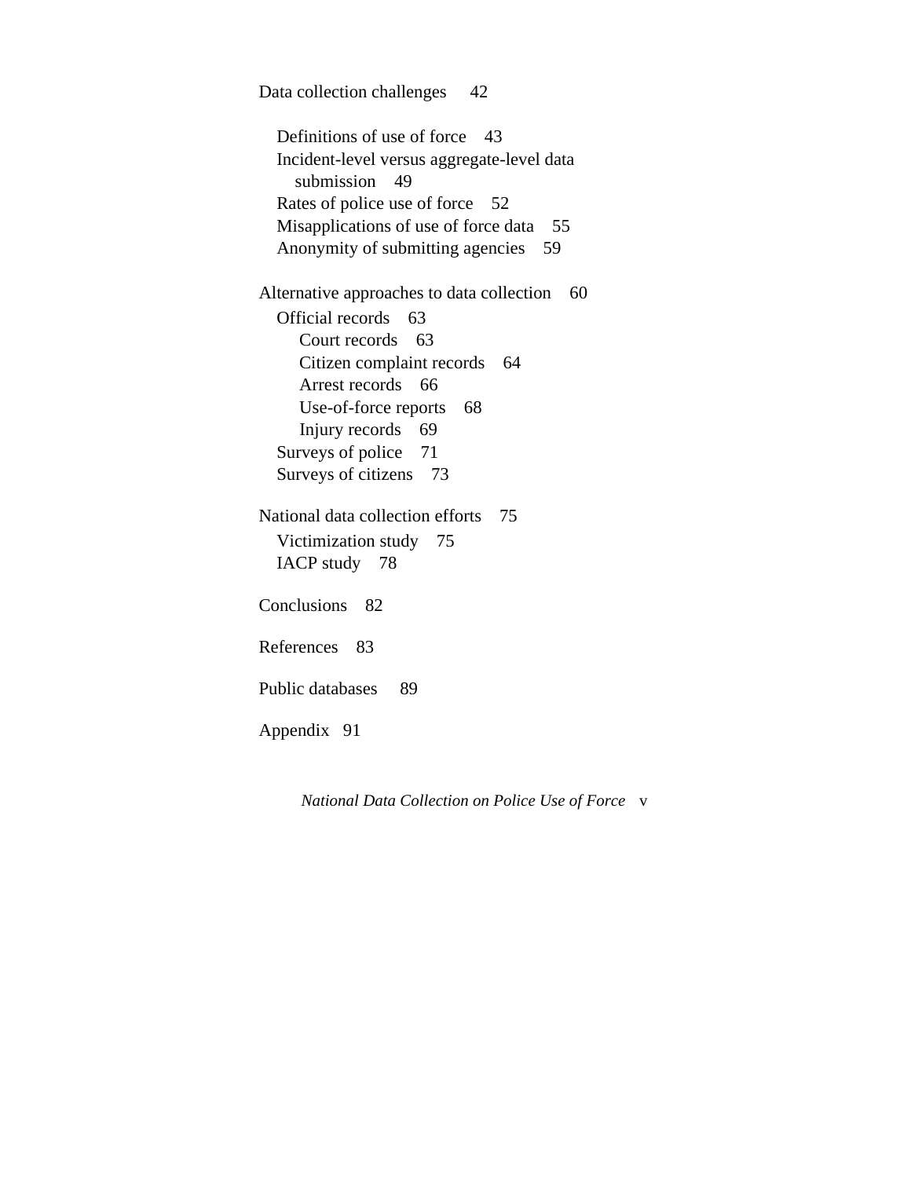Data collection challenges 42

- Definitions of use of force 43
- Incident-level versus aggregate-level data submission 49
- Rates of police use of force 52
- Misapplications of use of force data 55
- Anonymity of submitting agencies 59

Alternative approaches to data collection 60

- Official records 63
  - Court records 63
  - Citizen complaint records 64
  - Arrest records 66
  - Use-of-force reports 68
  - Injury records 69
- Surveys of police 71
- Surveys of citizens 73

National data collection efforts 75

- Victimization study 75
- IACP study 78

Conclusions 82

References 83

Public databases 89

Appendix 91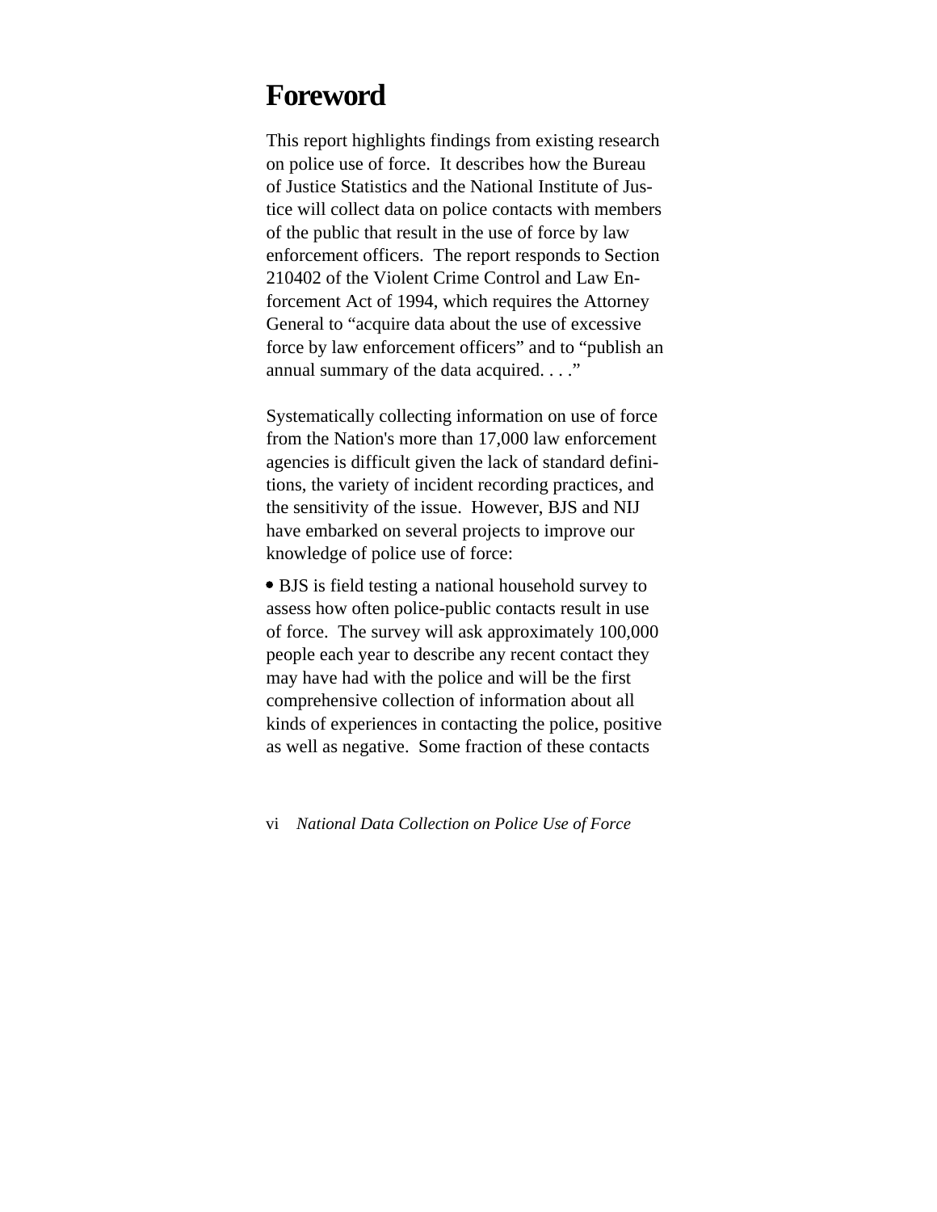# Foreword

This report highlights findings from existing research on police use of force. It describes how the Bureau of Justice Statistics and the National Institute of Justice will collect data on police contacts with members of the public that result in the use of force by law enforcement officers. The report responds to Section 210402 of the Violent Crime Control and Law Enforcement Act of 1994, which requires the Attorney General to "acquire data about the use of excessive force by law enforcement officers" and to "publish an annual summary of the data acquired. . . ."

Systematically collecting information on use of force from the Nation's more than 17,000 law enforcement agencies is difficult given the lack of standard definitions, the variety of incident recording practices, and the sensitivity of the issue. However, BJS and NIJ have embarked on several projects to improve our knowledge of police use of force:

- BJS is field testing a national household survey to assess how often police-public contacts result in use of force. The survey will ask approximately 100,000 people each year to describe any recent contact they may have had with the police and will be the first comprehensive collection of information about all kinds of experiences in contacting the police, positive as well as negative. Some fraction of these contacts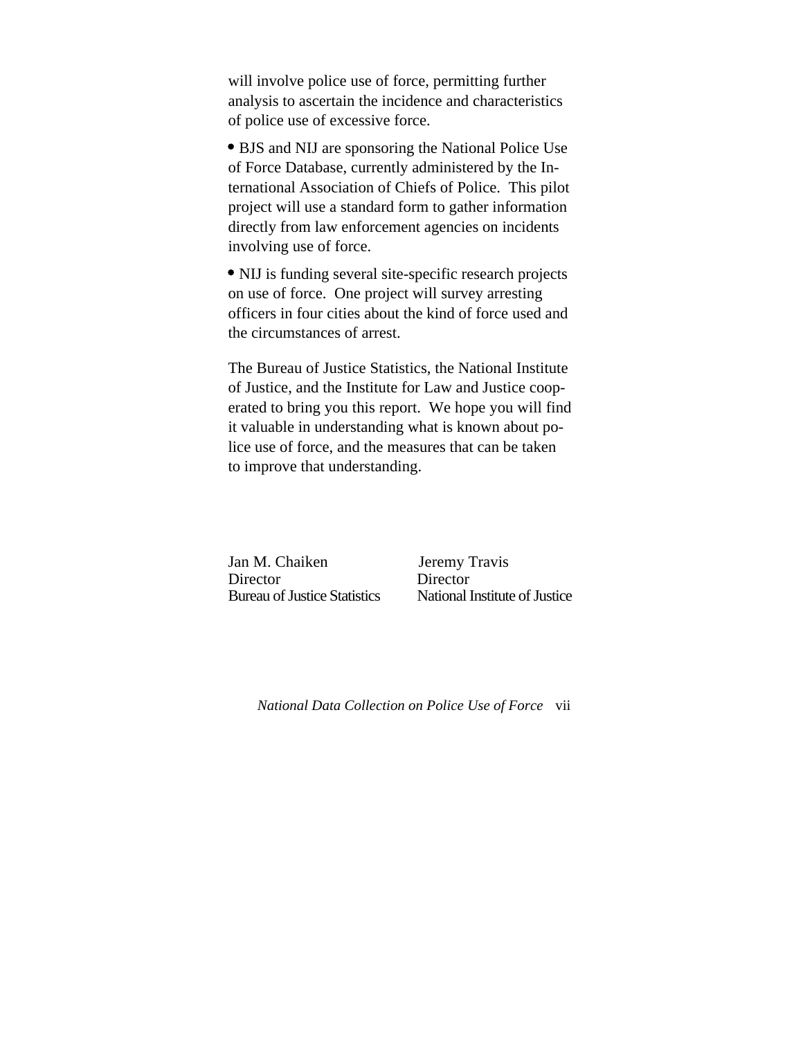will involve police use of force, permitting further analysis to ascertain the incidence and characteristics of police use of excessive force.

- BJS and NIJ are sponsoring the National Police Use of Force Database, currently administered by the International Association of Chiefs of Police. This pilot project will use a standard form to gather information directly from law enforcement agencies on incidents involving use of force.

- NIJ is funding several site-specific research projects on use of force. One project will survey arresting officers in four cities about the kind of force used and the circumstances of arrest.

The Bureau of Justice Statistics, the National Institute of Justice, and the Institute for Law and Justice cooperated to bring you this report. We hope you will find it valuable in understanding what is known about police use of force, and the measures that can be taken to improve that understanding.

Jan M. Chaiken
Director
Bureau of Justice Statistics

Jeremy Travis
Director
National Institute of Justice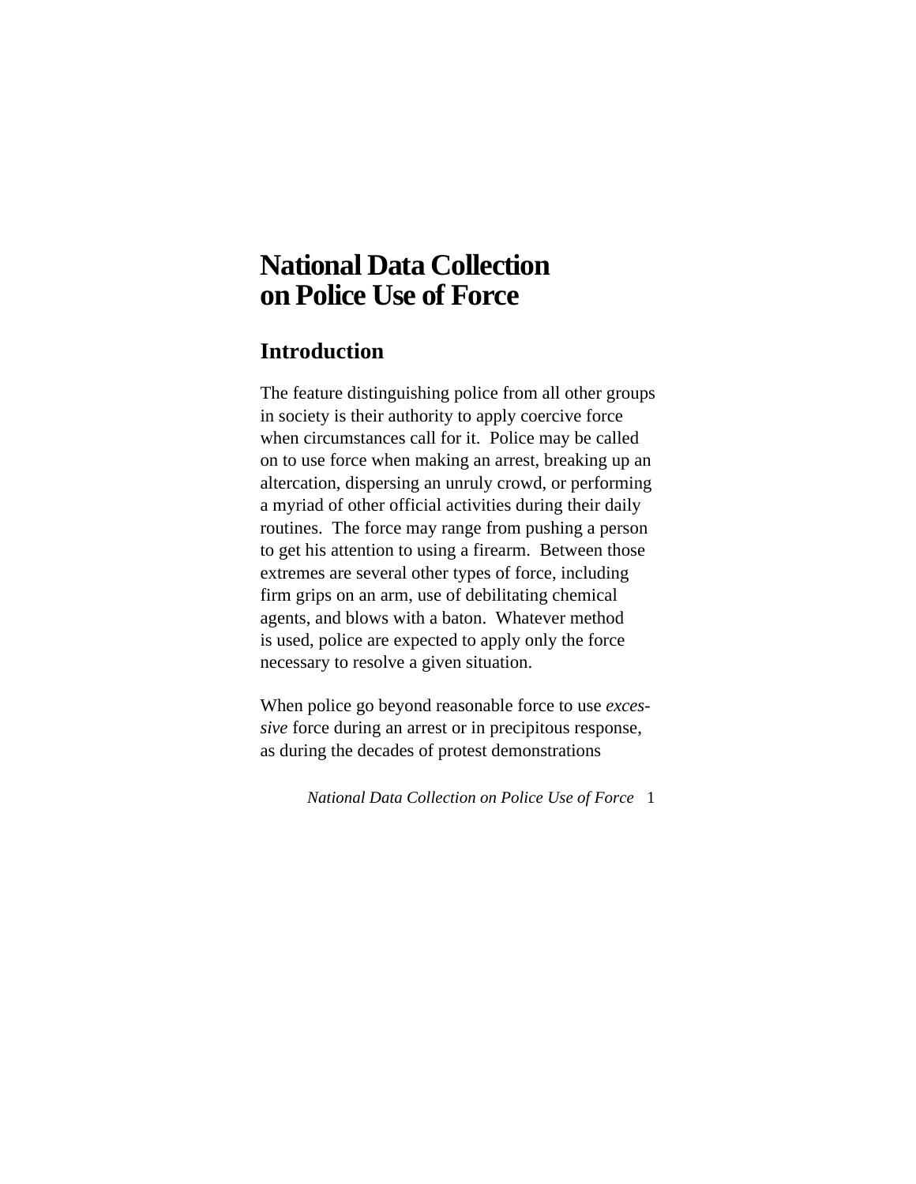# National Data Collection on Police Use of Force

## Introduction

The feature distinguishing police from all other groups in society is their authority to apply coercive force when circumstances call for it. Police may be called on to use force when making an arrest, breaking up an altercation, dispersing an unruly crowd, or performing a myriad of other official activities during their daily routines. The force may range from pushing a person to get his attention to using a firearm. Between those extremes are several other types of force, including firm grips on an arm, use of debilitating chemical agents, and blows with a baton. Whatever method is used, police are expected to apply only the force necessary to resolve a given situation.

When police go beyond reasonable force to use *excessive* force during an arrest or in precipitous response, as during the decades of protest demonstrations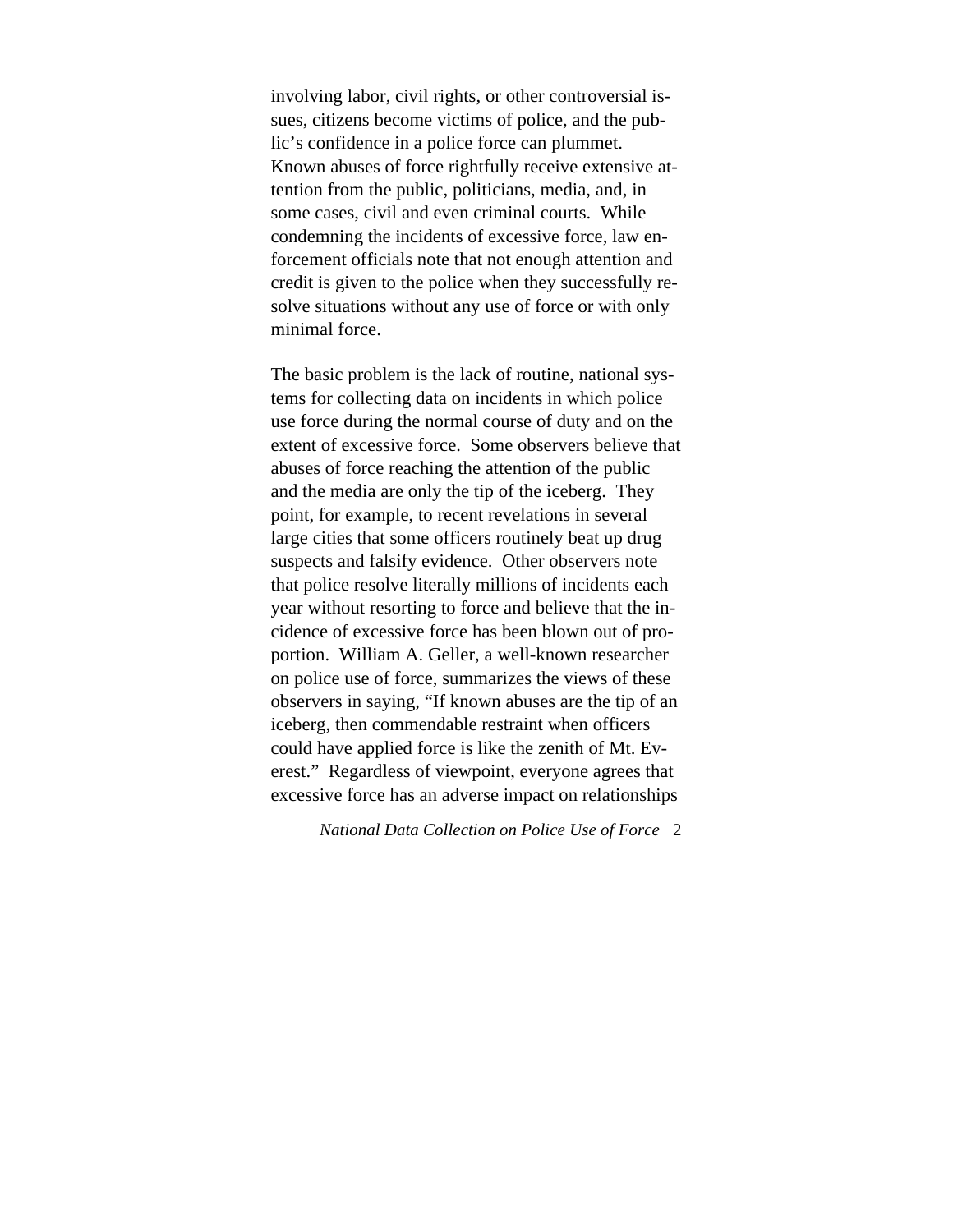involving labor, civil rights, or other controversial issues, citizens become victims of police, and the public's confidence in a police force can plummet. Known abuses of force rightfully receive extensive attention from the public, politicians, media, and, in some cases, civil and even criminal courts. While condemning the incidents of excessive force, law enforcement officials note that not enough attention and credit is given to the police when they successfully resolve situations without any use of force or with only minimal force.

The basic problem is the lack of routine, national systems for collecting data on incidents in which police use force during the normal course of duty and on the extent of excessive force. Some observers believe that abuses of force reaching the attention of the public and the media are only the tip of the iceberg. They point, for example, to recent revelations in several large cities that some officers routinely beat up drug suspects and falsify evidence. Other observers note that police resolve literally millions of incidents each year without resorting to force and believe that the incidence of excessive force has been blown out of proportion. William A. Geller, a well-known researcher on police use of force, summarizes the views of these observers in saying, "If known abuses are the tip of an iceberg, then commendable restraint when officers could have applied force is like the zenith of Mt. Everest." Regardless of viewpoint, everyone agrees that excessive force has an adverse impact on relationships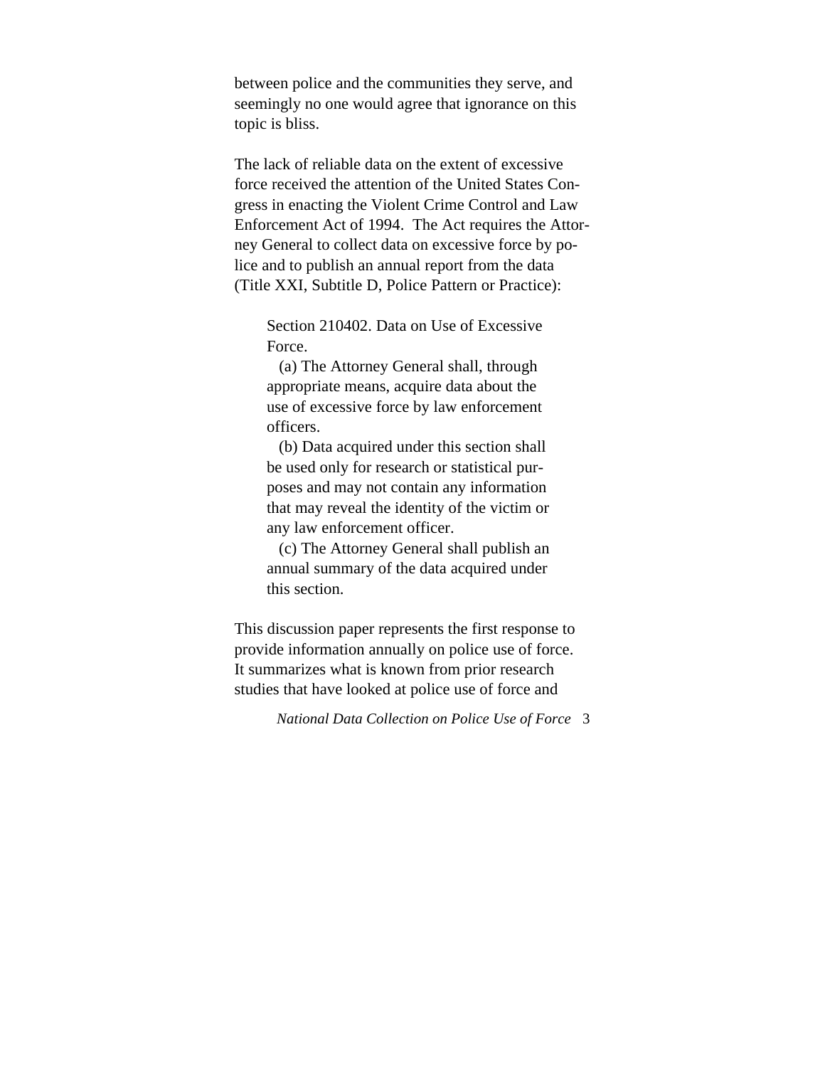between police and the communities they serve, and seemingly no one would agree that ignorance on this topic is bliss.

The lack of reliable data on the extent of excessive force received the attention of the United States Congress in enacting the Violent Crime Control and Law Enforcement Act of 1994. The Act requires the Attorney General to collect data on excessive force by police and to publish an annual report from the data (Title XXI, Subtitle D, Police Pattern or Practice):

> Section 210402. Data on Use of Excessive Force.
>
> (a) The Attorney General shall, through appropriate means, acquire data about the use of excessive force by law enforcement officers.
>
> (b) Data acquired under this section shall be used only for research or statistical purposes and may not contain any information that may reveal the identity of the victim or any law enforcement officer.
>
> (c) The Attorney General shall publish an annual summary of the data acquired under this section.

This discussion paper represents the first response to provide information annually on police use of force. It summarizes what is known from prior research studies that have looked at police use of force and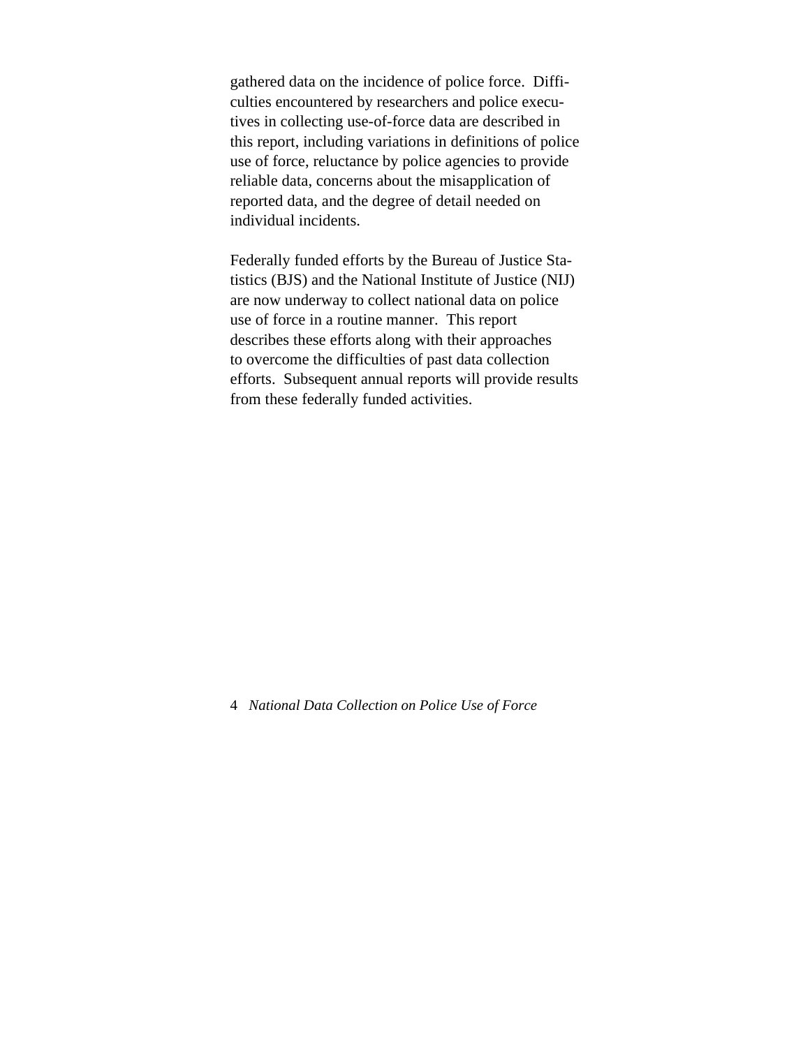gathered data on the incidence of police force. Difficulties encountered by researchers and police executives in collecting use-of-force data are described in this report, including variations in definitions of police use of force, reluctance by police agencies to provide reliable data, concerns about the misapplication of reported data, and the degree of detail needed on individual incidents.

Federally funded efforts by the Bureau of Justice Statistics (BJS) and the National Institute of Justice (NIJ) are now underway to collect national data on police use of force in a routine manner. This report describes these efforts along with their approaches to overcome the difficulties of past data collection efforts. Subsequent annual reports will provide results from these federally funded activities.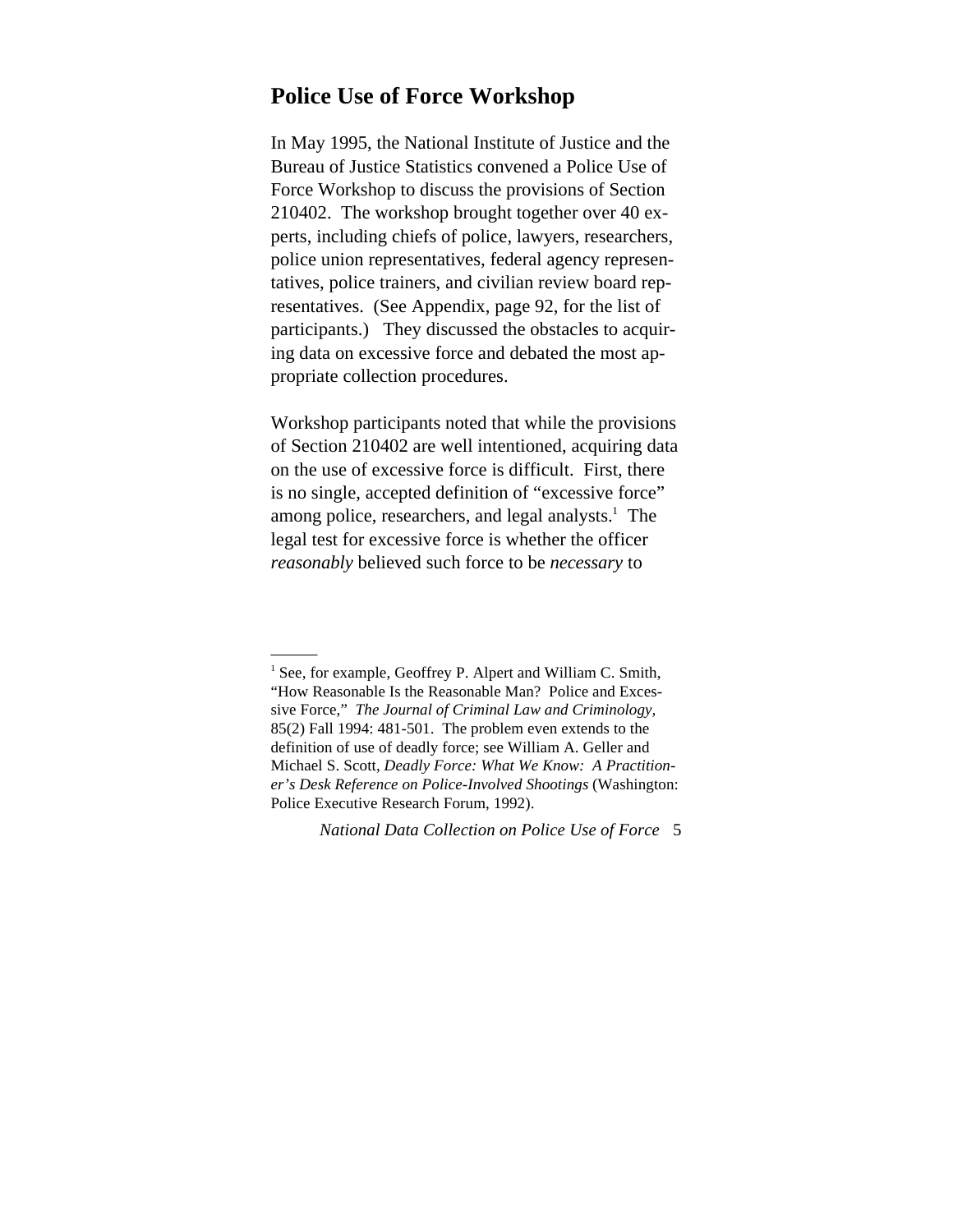## Police Use of Force Workshop

In May 1995, the National Institute of Justice and the Bureau of Justice Statistics convened a Police Use of Force Workshop to discuss the provisions of Section 210402. The workshop brought together over 40 experts, including chiefs of police, lawyers, researchers, police union representatives, federal agency representatives, police trainers, and civilian review board representatives. (See Appendix, page 92, for the list of participants.) They discussed the obstacles to acquiring data on excessive force and debated the most appropriate collection procedures.

Workshop participants noted that while the provisions of Section 210402 are well intentioned, acquiring data on the use of excessive force is difficult. First, there is no single, accepted definition of "excessive force" among police, researchers, and legal analysts.[1] The legal test for excessive force is whether the officer *reasonably* believed such force to be *necessary* to

---

[1] See, for example, Geoffrey P. Alpert and William C. Smith, "How Reasonable Is the Reasonable Man? Police and Excessive Force," *The Journal of Criminal Law and Criminology,* 85(2) Fall 1994: 481-501. The problem even extends to the definition of use of deadly force; see William A. Geller and Michael S. Scott, *Deadly Force: What We Know: A Practitioner's Desk Reference on Police-Involved Shootings* (Washington: Police Executive Research Forum, 1992).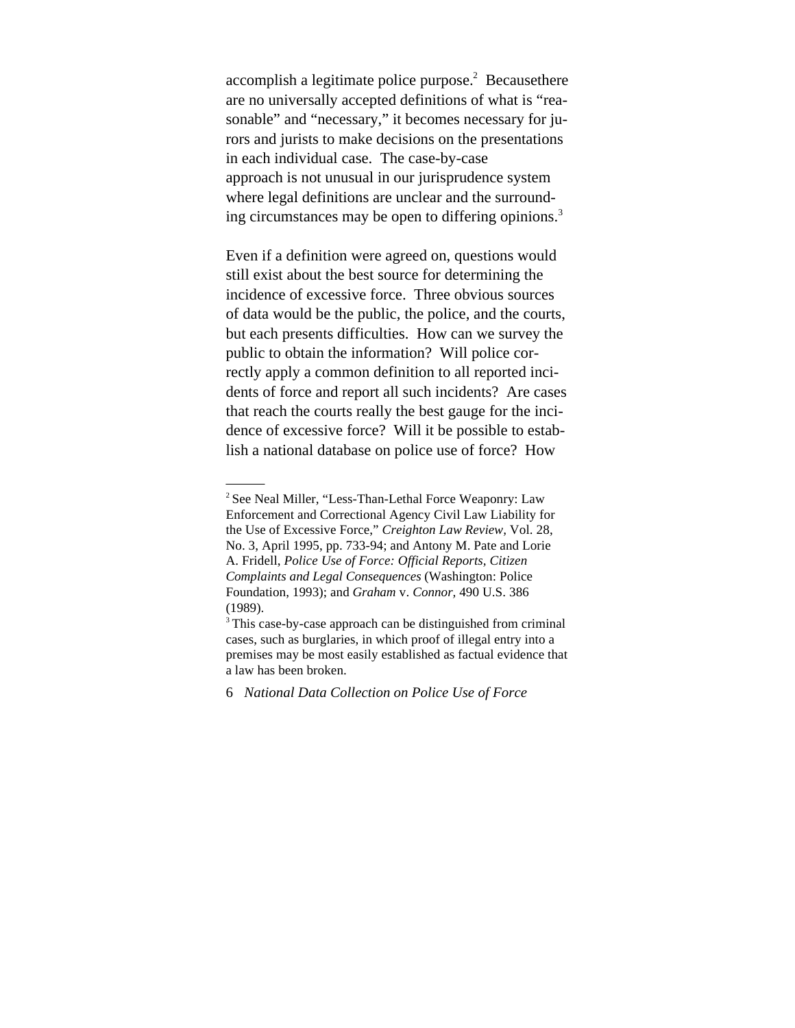accomplish a legitimate police purpose.[2] Becausethere are no universally accepted definitions of what is "reasonable" and "necessary," it becomes necessary for jurors and jurists to make decisions on the presentations in each individual case. The case-by-case approach is not unusual in our jurisprudence system where legal definitions are unclear and the surrounding circumstances may be open to differing opinions.[3]

Even if a definition were agreed on, questions would still exist about the best source for determining the incidence of excessive force. Three obvious sources of data would be the public, the police, and the courts, but each presents difficulties. How can we survey the public to obtain the information? Will police correctly apply a common definition to all reported incidents of force and report all such incidents? Are cases that reach the courts really the best gauge for the incidence of excessive force? Will it be possible to establish a national database on police use of force? How

---

[2] See Neal Miller, "Less-Than-Lethal Force Weaponry: Law Enforcement and Correctional Agency Civil Law Liability for the Use of Excessive Force," *Creighton Law Review,* Vol. 28, No. 3, April 1995, pp. 733-94; and Antony M. Pate and Lorie A. Fridell, *Police Use of Force: Official Reports, Citizen Complaints and Legal Consequences* (Washington: Police Foundation, 1993); and *Graham* v. *Connor,* 490 U.S. 386 (1989).

[3] This case-by-case approach can be distinguished from criminal cases, such as burglaries, in which proof of illegal entry into a premises may be most easily established as factual evidence that a law has been broken.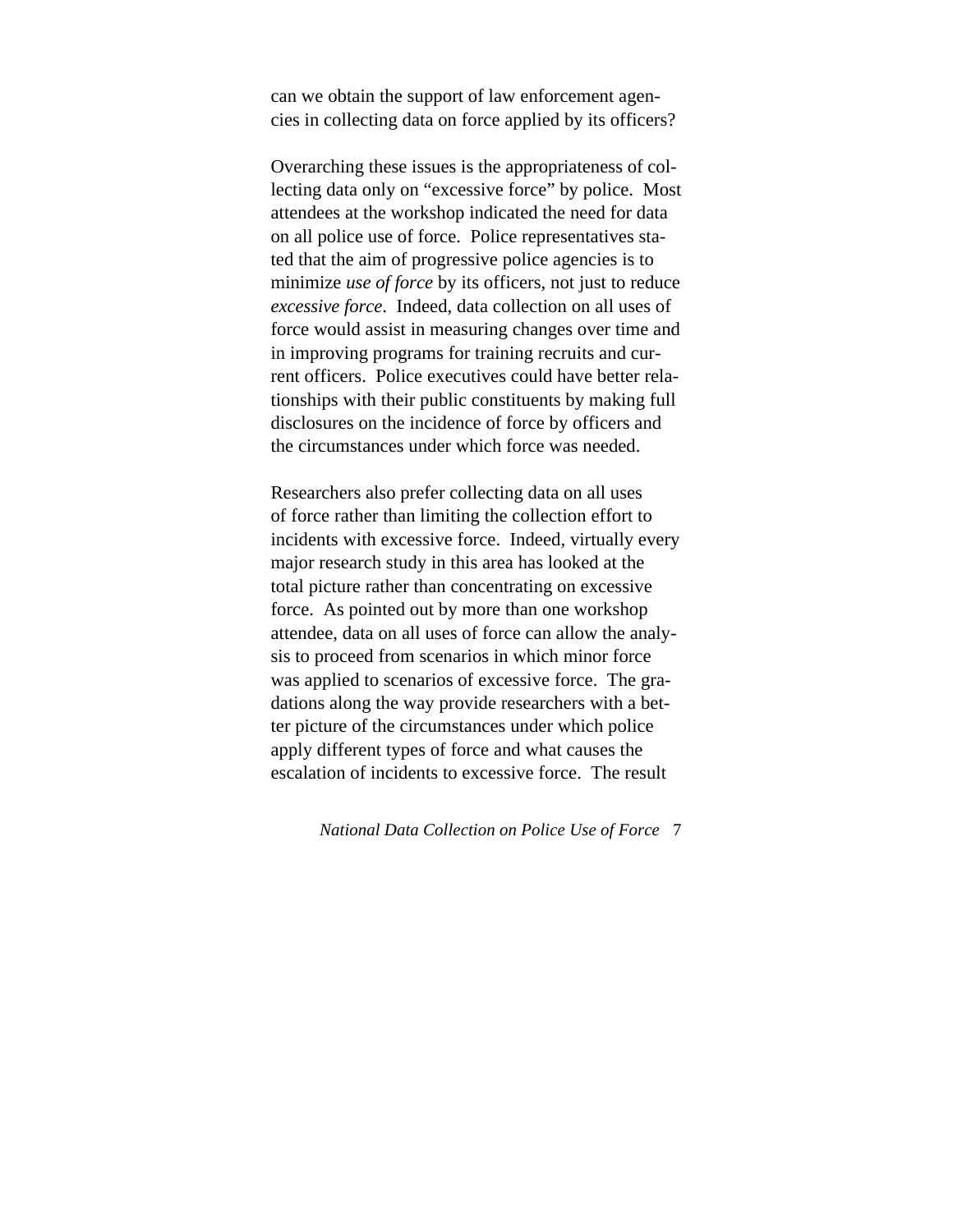can we obtain the support of law enforcement agencies in collecting data on force applied by its officers?

Overarching these issues is the appropriateness of collecting data only on "excessive force" by police. Most attendees at the workshop indicated the need for data on all police use of force. Police representatives stated that the aim of progressive police agencies is to minimize *use of force* by its officers, not just to reduce *excessive force*. Indeed, data collection on all uses of force would assist in measuring changes over time and in improving programs for training recruits and current officers. Police executives could have better relationships with their public constituents by making full disclosures on the incidence of force by officers and the circumstances under which force was needed.

Researchers also prefer collecting data on all uses of force rather than limiting the collection effort to incidents with excessive force. Indeed, virtually every major research study in this area has looked at the total picture rather than concentrating on excessive force. As pointed out by more than one workshop attendee, data on all uses of force can allow the analysis to proceed from scenarios in which minor force was applied to scenarios of excessive force. The gradations along the way provide researchers with a better picture of the circumstances under which police apply different types of force and what causes the escalation of incidents to excessive force. The result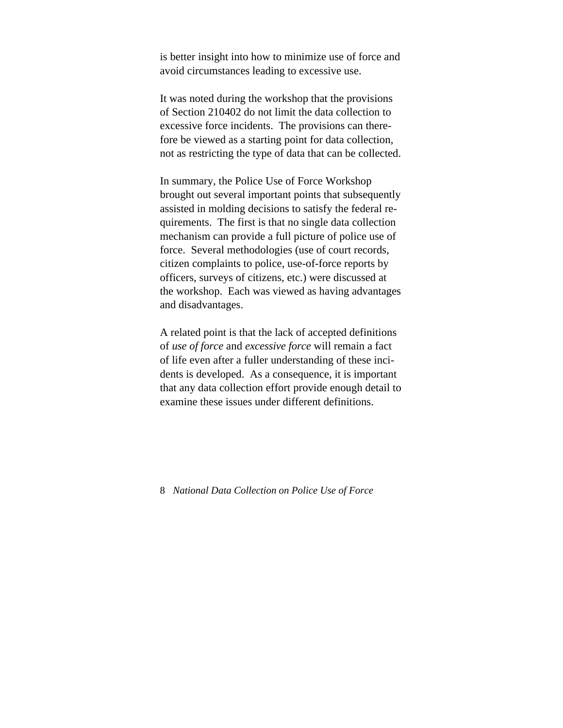is better insight into how to minimize use of force and avoid circumstances leading to excessive use.

It was noted during the workshop that the provisions of Section 210402 do not limit the data collection to excessive force incidents. The provisions can therefore be viewed as a starting point for data collection, not as restricting the type of data that can be collected.

In summary, the Police Use of Force Workshop brought out several important points that subsequently assisted in molding decisions to satisfy the federal requirements. The first is that no single data collection mechanism can provide a full picture of police use of force. Several methodologies (use of court records, citizen complaints to police, use-of-force reports by officers, surveys of citizens, etc.) were discussed at the workshop. Each was viewed as having advantages and disadvantages.

A related point is that the lack of accepted definitions of *use of force* and *excessive force* will remain a fact of life even after a fuller understanding of these incidents is developed. As a consequence, it is important that any data collection effort provide enough detail to examine these issues under different definitions.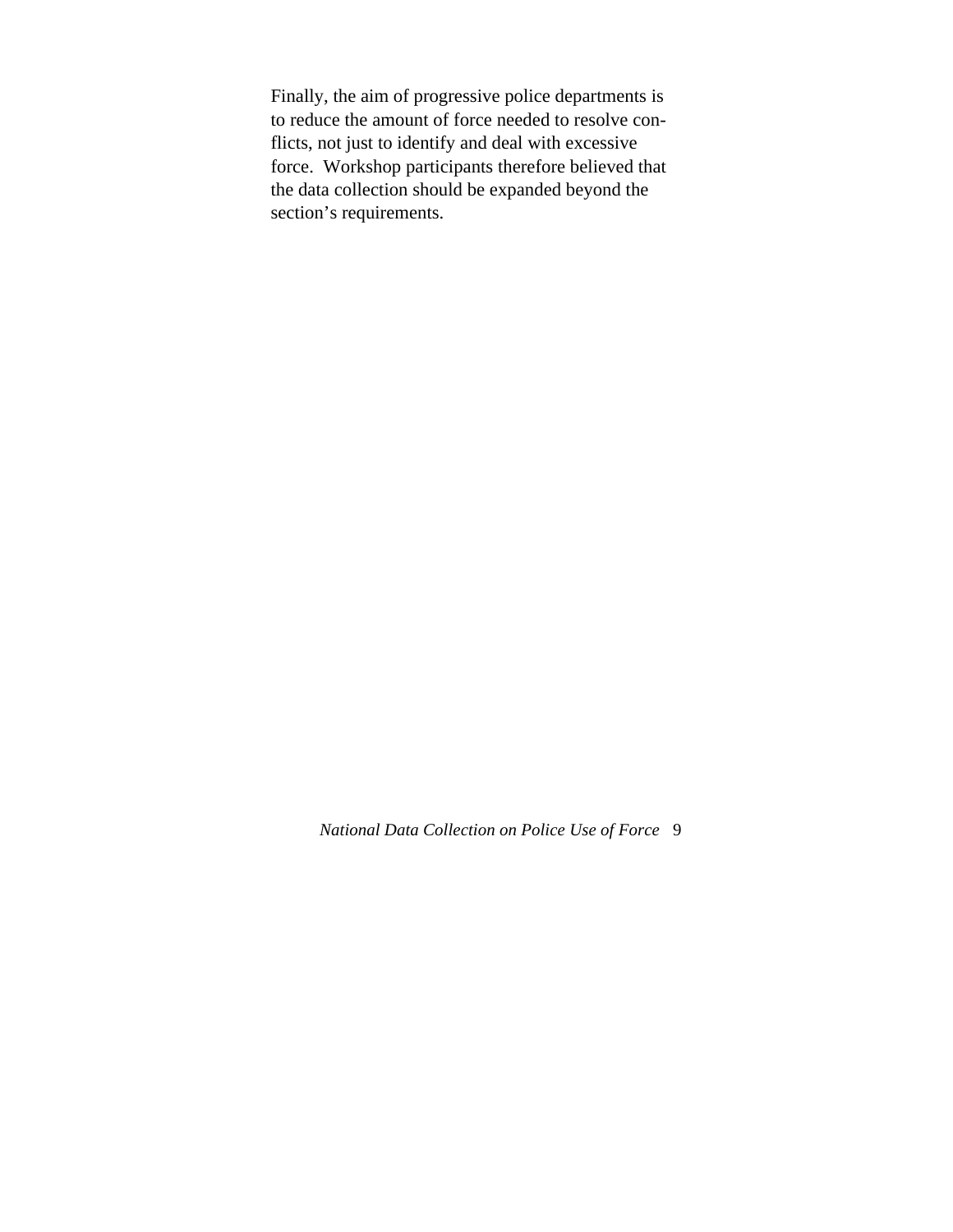Finally, the aim of progressive police departments is to reduce the amount of force needed to resolve conflicts, not just to identify and deal with excessive force. Workshop participants therefore believed that the data collection should be expanded beyond the section's requirements.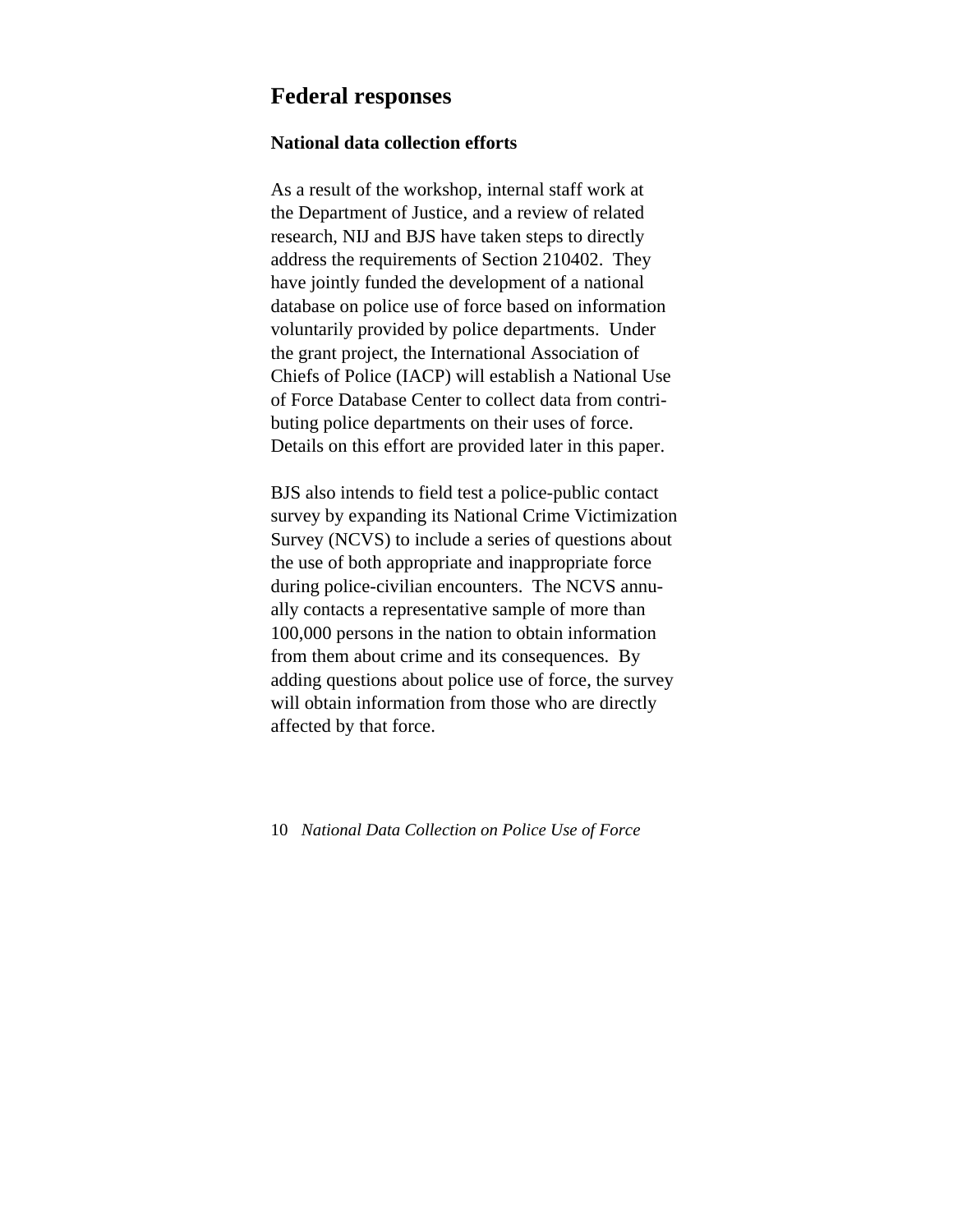## Federal responses

### National data collection efforts

As a result of the workshop, internal staff work at the Department of Justice, and a review of related research, NIJ and BJS have taken steps to directly address the requirements of Section 210402. They have jointly funded the development of a national database on police use of force based on information voluntarily provided by police departments. Under the grant project, the International Association of Chiefs of Police (IACP) will establish a National Use of Force Database Center to collect data from contributing police departments on their uses of force. Details on this effort are provided later in this paper.

BJS also intends to field test a police-public contact survey by expanding its National Crime Victimization Survey (NCVS) to include a series of questions about the use of both appropriate and inappropriate force during police-civilian encounters. The NCVS annually contacts a representative sample of more than 100,000 persons in the nation to obtain information from them about crime and its consequences. By adding questions about police use of force, the survey will obtain information from those who are directly affected by that force.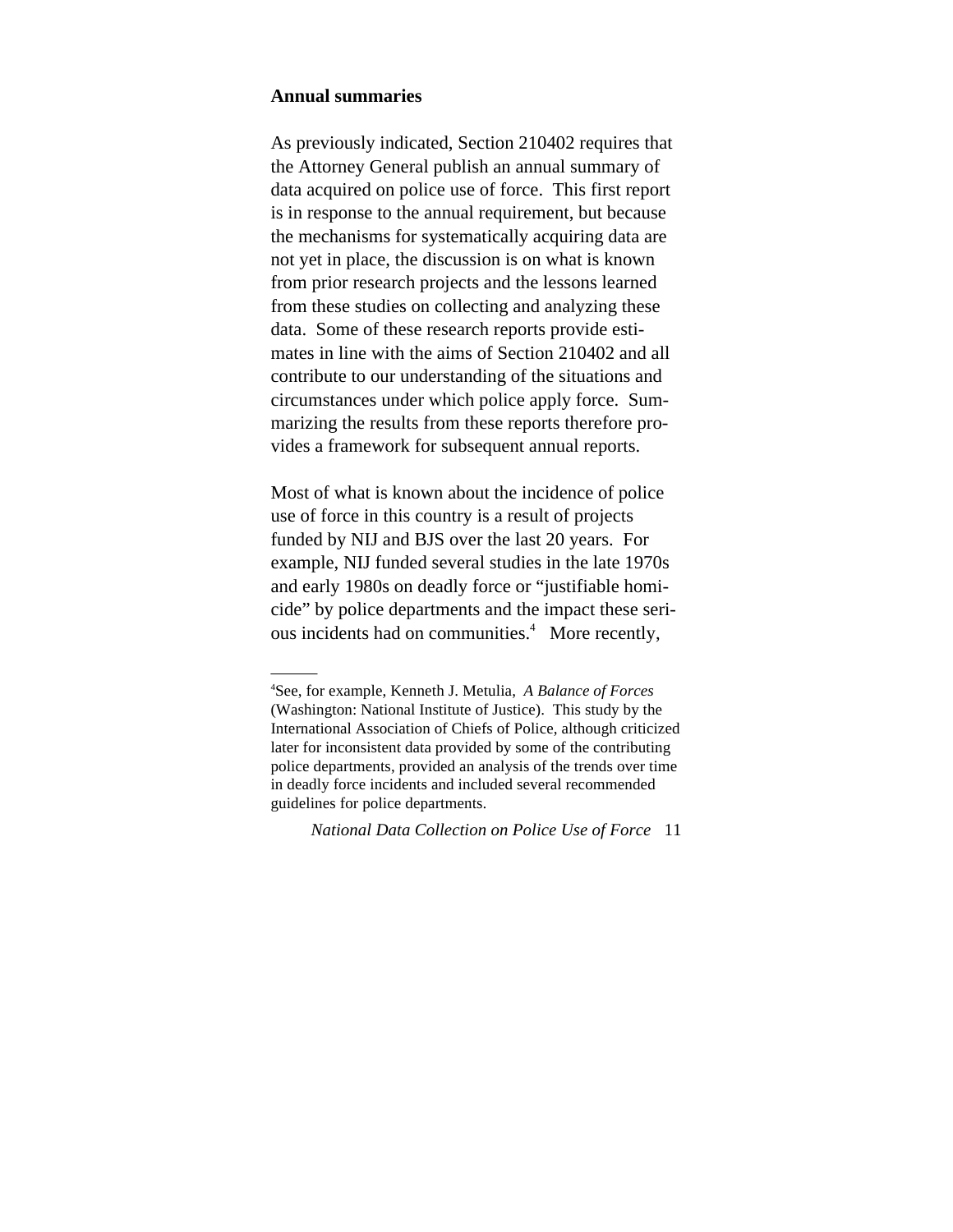**Annual summaries**

As previously indicated, Section 210402 requires that the Attorney General publish an annual summary of data acquired on police use of force. This first report is in response to the annual requirement, but because the mechanisms for systematically acquiring data are not yet in place, the discussion is on what is known from prior research projects and the lessons learned from these studies on collecting and analyzing these data. Some of these research reports provide estimates in line with the aims of Section 210402 and all contribute to our understanding of the situations and circumstances under which police apply force. Summarizing the results from these reports therefore provides a framework for subsequent annual reports.

Most of what is known about the incidence of police use of force in this country is a result of projects funded by NIJ and BJS over the last 20 years. For example, NIJ funded several studies in the late 1970s and early 1980s on deadly force or "justifiable homicide" by police departments and the impact these serious incidents had on communities.[4] More recently,

---

[4]See, for example, Kenneth J. Metulia, *A Balance of Forces* (Washington: National Institute of Justice). This study by the International Association of Chiefs of Police, although criticized later for inconsistent data provided by some of the contributing police departments, provided an analysis of the trends over time in deadly force incidents and included several recommended guidelines for police departments.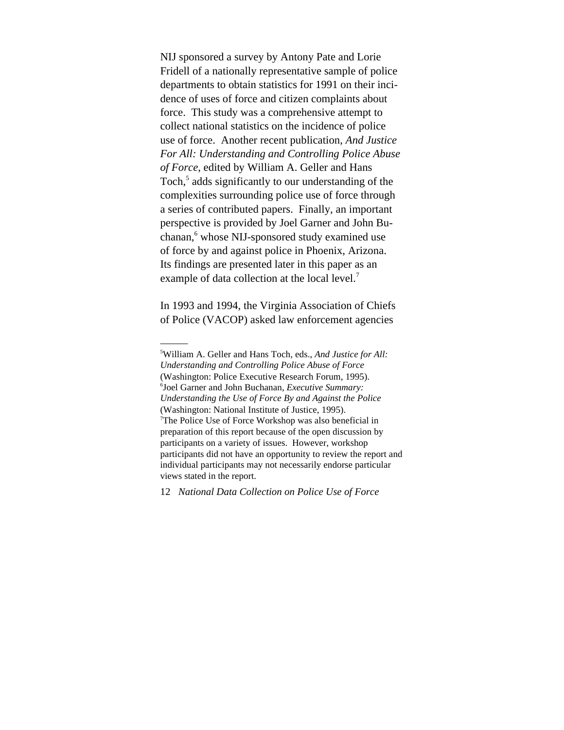NIJ sponsored a survey by Antony Pate and Lorie Fridell of a nationally representative sample of police departments to obtain statistics for 1991 on their incidence of uses of force and citizen complaints about force. This study was a comprehensive attempt to collect national statistics on the incidence of police use of force. Another recent publication, *And Justice For All: Understanding and Controlling Police Abuse of Force,* edited by William A. Geller and Hans Toch,[5] adds significantly to our understanding of the complexities surrounding police use of force through a series of contributed papers. Finally, an important perspective is provided by Joel Garner and John Buchanan,[6] whose NIJ-sponsored study examined use of force by and against police in Phoenix, Arizona. Its findings are presented later in this paper as an example of data collection at the local level.[7]

In 1993 and 1994, the Virginia Association of Chiefs of Police (VACOP) asked law enforcement agencies

---

[5]William A. Geller and Hans Toch, eds., *And Justice for All: Understanding and Controlling Police Abuse of Force* (Washington: Police Executive Research Forum, 1995).

[6]Joel Garner and John Buchanan, *Executive Summary: Understanding the Use of Force By and Against the Police* (Washington: National Institute of Justice, 1995).

[7]The Police Use of Force Workshop was also beneficial in preparation of this report because of the open discussion by participants on a variety of issues. However, workshop participants did not have an opportunity to review the report and individual participants may not necessarily endorse particular views stated in the report.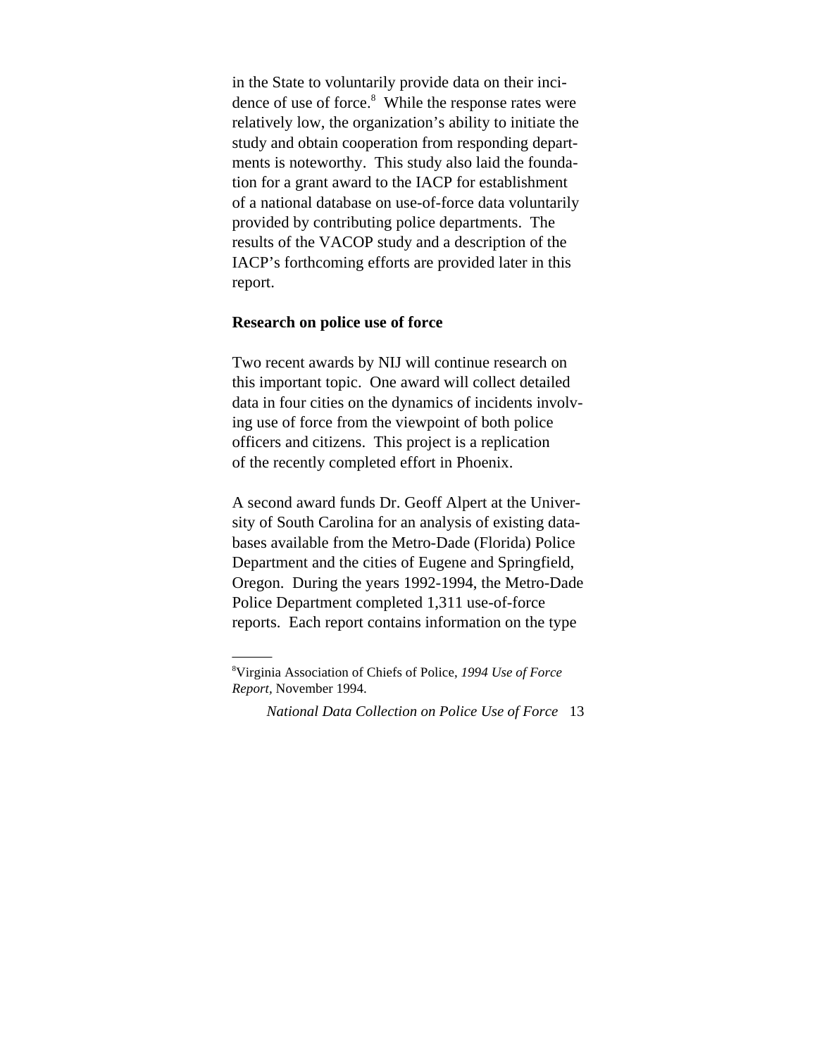in the State to voluntarily provide data on their incidence of use of force.[8] While the response rates were relatively low, the organization's ability to initiate the study and obtain cooperation from responding departments is noteworthy. This study also laid the foundation for a grant award to the IACP for establishment of a national database on use-of-force data voluntarily provided by contributing police departments. The results of the VACOP study and a description of the IACP's forthcoming efforts are provided later in this report.

**Research on police use of force**

Two recent awards by NIJ will continue research on this important topic. One award will collect detailed data in four cities on the dynamics of incidents involving use of force from the viewpoint of both police officers and citizens. This project is a replication of the recently completed effort in Phoenix.

A second award funds Dr. Geoff Alpert at the University of South Carolina for an analysis of existing databases available from the Metro-Dade (Florida) Police Department and the cities of Eugene and Springfield, Oregon. During the years 1992-1994, the Metro-Dade Police Department completed 1,311 use-of-force reports. Each report contains information on the type

---

[8] Virginia Association of Chiefs of Police, *1994 Use of Force Report,* November 1994.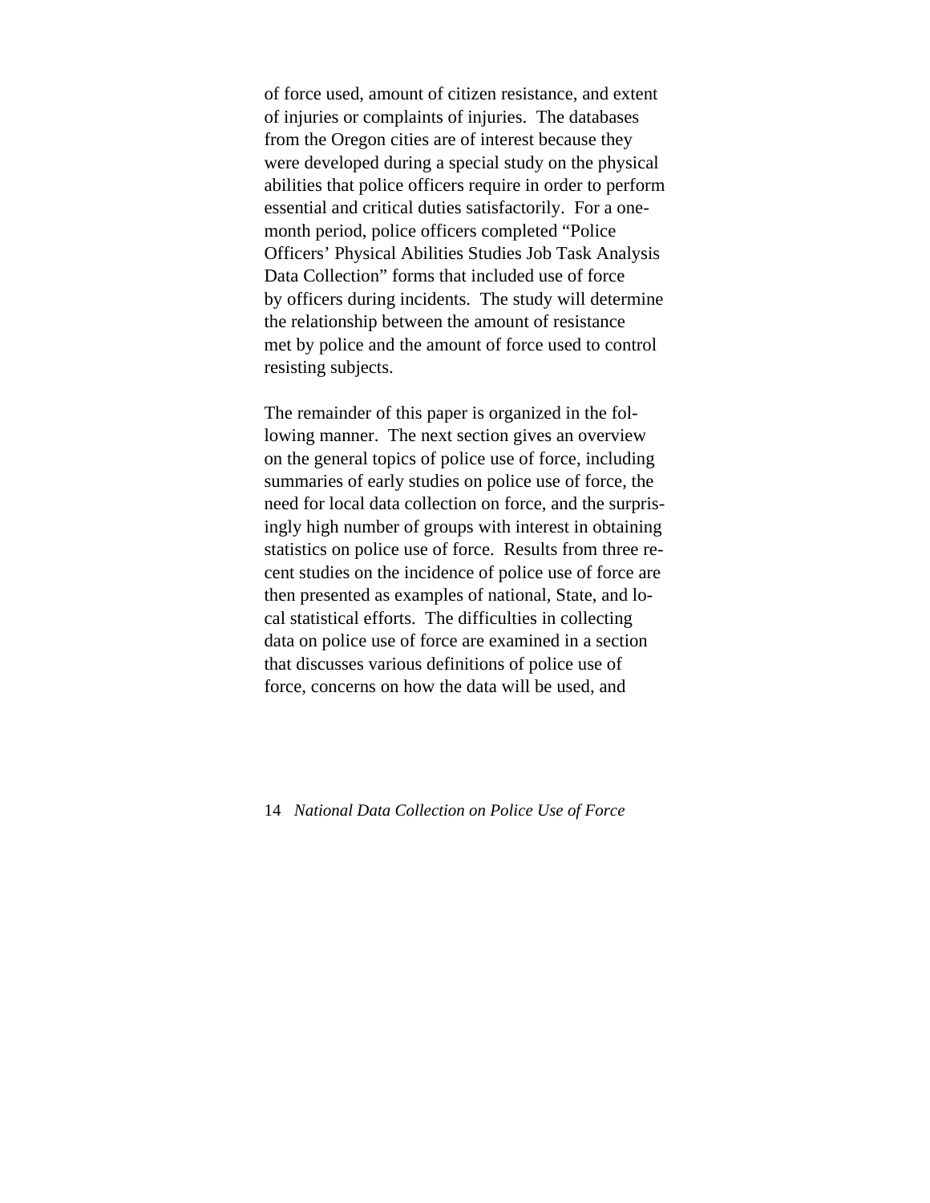of force used, amount of citizen resistance, and extent of injuries or complaints of injuries. The databases from the Oregon cities are of interest because they were developed during a special study on the physical abilities that police officers require in order to perform essential and critical duties satisfactorily. For a one-month period, police officers completed "Police Officers' Physical Abilities Studies Job Task Analysis Data Collection" forms that included use of force by officers during incidents. The study will determine the relationship between the amount of resistance met by police and the amount of force used to control resisting subjects.

The remainder of this paper is organized in the following manner. The next section gives an overview on the general topics of police use of force, including summaries of early studies on police use of force, the need for local data collection on force, and the surprisingly high number of groups with interest in obtaining statistics on police use of force. Results from three recent studies on the incidence of police use of force are then presented as examples of national, State, and local statistical efforts. The difficulties in collecting data on police use of force are examined in a section that discusses various definitions of police use of force, concerns on how the data will be used, and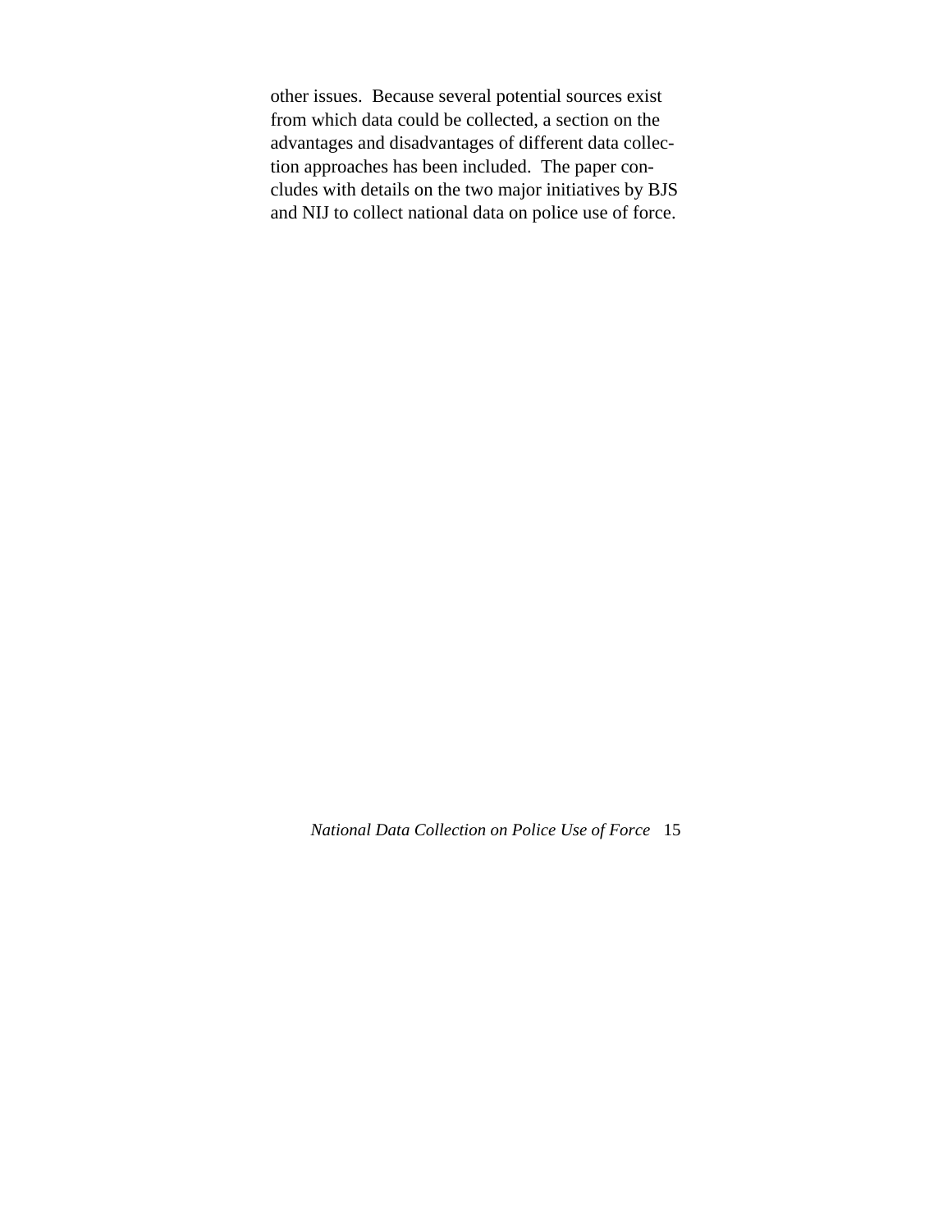other issues. Because several potential sources exist from which data could be collected, a section on the advantages and disadvantages of different data collection approaches has been included. The paper concludes with details on the two major initiatives by BJS and NIJ to collect national data on police use of force.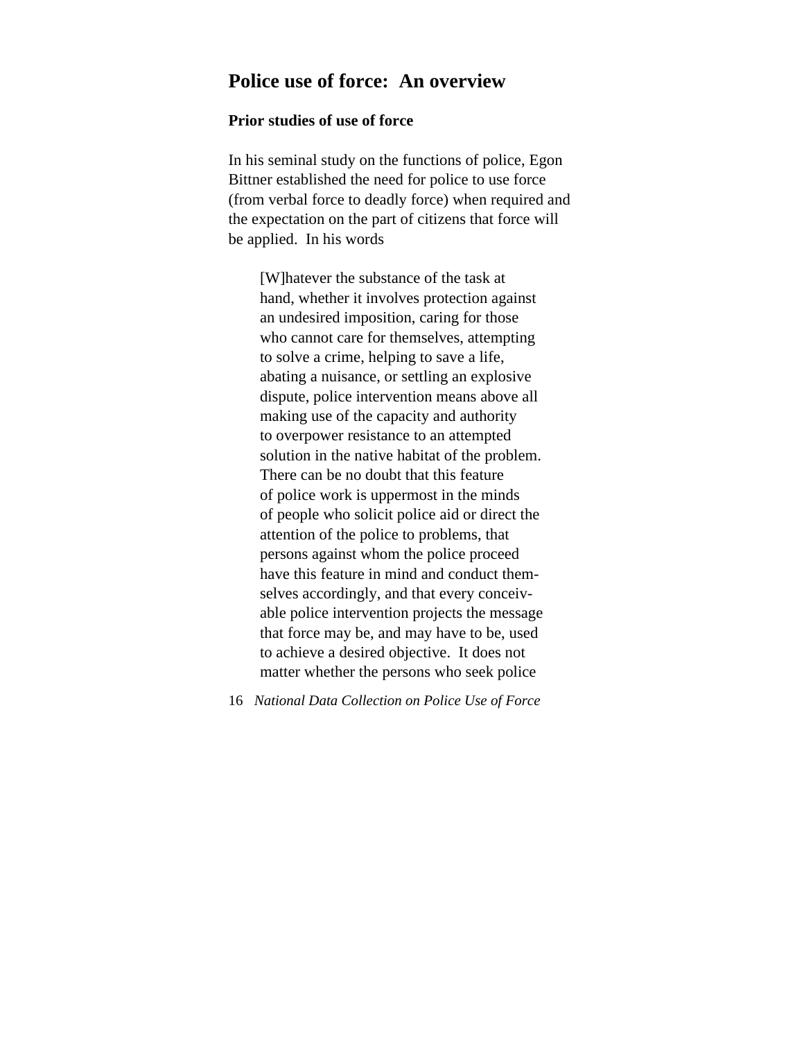# Police use of force: An overview

## Prior studies of use of force

In his seminal study on the functions of police, Egon Bittner established the need for police to use force (from verbal force to deadly force) when required and the expectation on the part of citizens that force will be applied. In his words

> [W]hatever the substance of the task at hand, whether it involves protection against an undesired imposition, caring for those who cannot care for themselves, attempting to solve a crime, helping to save a life, abating a nuisance, or settling an explosive dispute, police intervention means above all making use of the capacity and authority to overpower resistance to an attempted solution in the native habitat of the problem. There can be no doubt that this feature of police work is uppermost in the minds of people who solicit police aid or direct the attention of the police to problems, that persons against whom the police proceed have this feature in mind and conduct themselves accordingly, and that every conceivable police intervention projects the message that force may be, and may have to be, used to achieve a desired objective. It does not matter whether the persons who seek police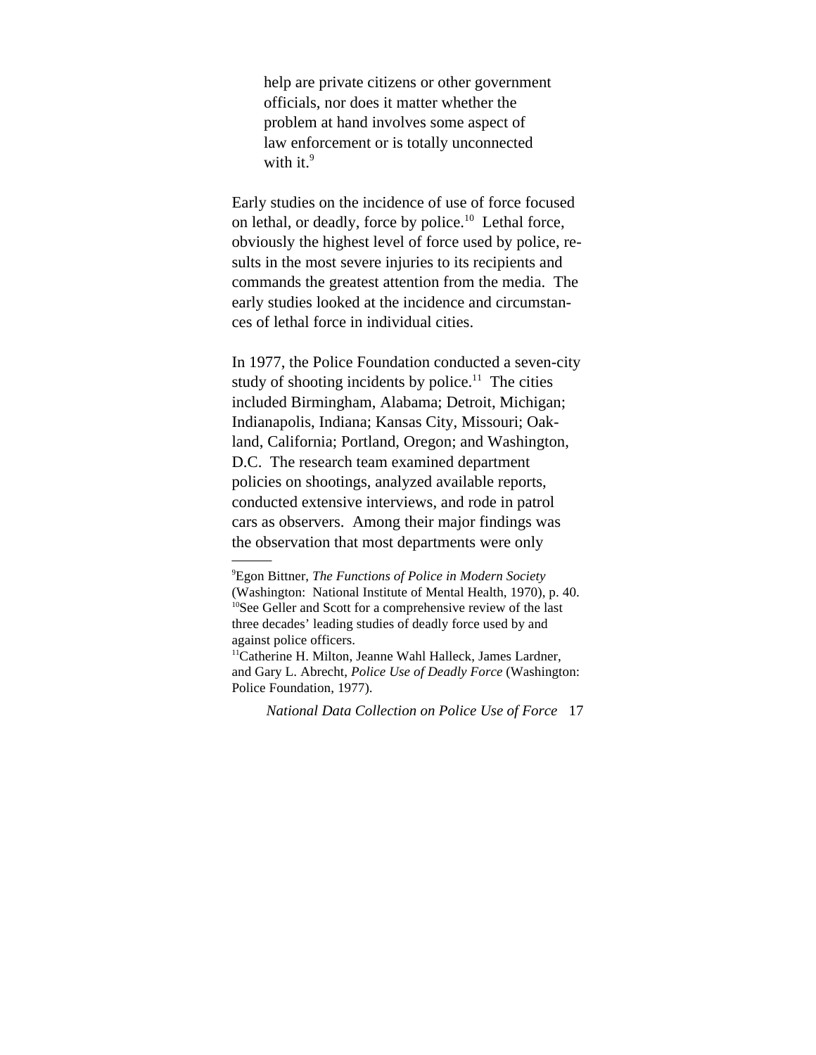> help are private citizens or other government officials, nor does it matter whether the problem at hand involves some aspect of law enforcement or is totally unconnected with it.[9]

Early studies on the incidence of use of force focused on lethal, or deadly, force by police.[10] Lethal force, obviously the highest level of force used by police, results in the most severe injuries to its recipients and commands the greatest attention from the media. The early studies looked at the incidence and circumstances of lethal force in individual cities.

In 1977, the Police Foundation conducted a seven-city study of shooting incidents by police.[11] The cities included Birmingham, Alabama; Detroit, Michigan; Indianapolis, Indiana; Kansas City, Missouri; Oakland, California; Portland, Oregon; and Washington, D.C. The research team examined department policies on shootings, analyzed available reports, conducted extensive interviews, and rode in patrol cars as observers. Among their major findings was the observation that most departments were only

---

[9]Egon Bittner, *The Functions of Police in Modern Society* (Washington: National Institute of Mental Health, 1970), p. 40.
[10]See Geller and Scott for a comprehensive review of the last three decades' leading studies of deadly force used by and against police officers.
[11]Catherine H. Milton, Jeanne Wahl Halleck, James Lardner, and Gary L. Abrecht, *Police Use of Deadly Force* (Washington: Police Foundation, 1977).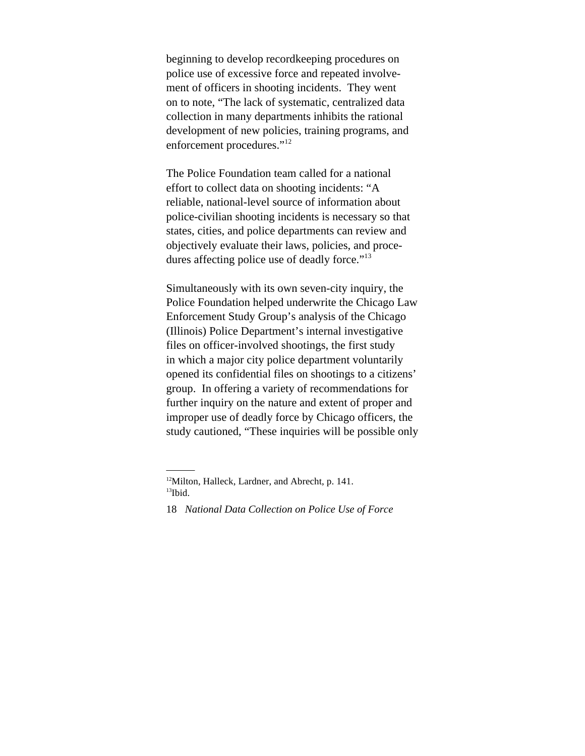beginning to develop recordkeeping procedures on police use of excessive force and repeated involvement of officers in shooting incidents. They went on to note, "The lack of systematic, centralized data collection in many departments inhibits the rational development of new policies, training programs, and enforcement procedures."[12]

The Police Foundation team called for a national effort to collect data on shooting incidents: "A reliable, national-level source of information about police-civilian shooting incidents is necessary so that states, cities, and police departments can review and objectively evaluate their laws, policies, and procedures affecting police use of deadly force."[13]

Simultaneously with its own seven-city inquiry, the Police Foundation helped underwrite the Chicago Law Enforcement Study Group's analysis of the Chicago (Illinois) Police Department's internal investigative files on officer-involved shootings, the first study in which a major city police department voluntarily opened its confidential files on shootings to a citizens' group. In offering a variety of recommendations for further inquiry on the nature and extent of proper and improper use of deadly force by Chicago officers, the study cautioned, "These inquiries will be possible only

---

[12]Milton, Halleck, Lardner, and Abrecht, p. 141.
[13]Ibid.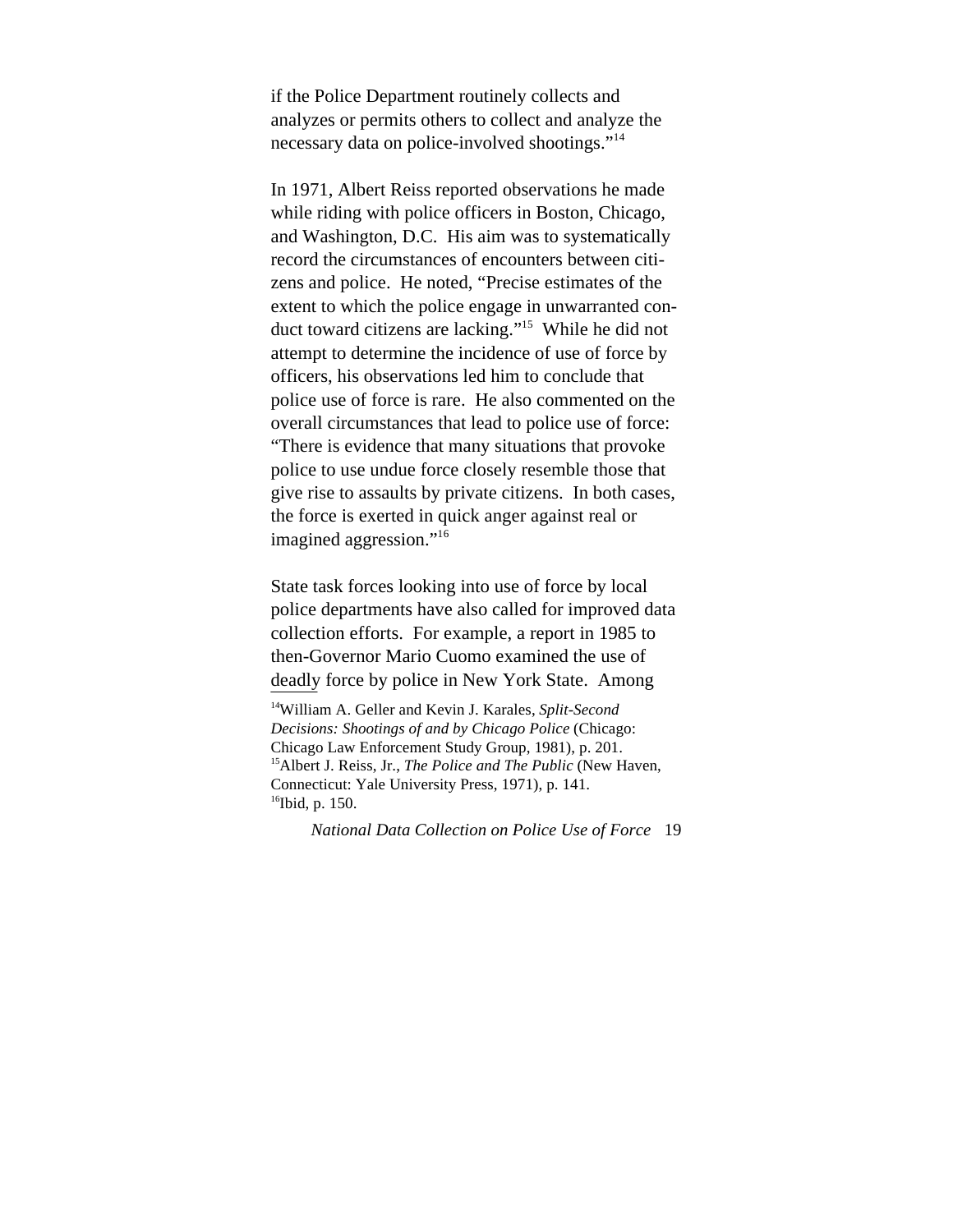if the Police Department routinely collects and analyzes or permits others to collect and analyze the necessary data on police-involved shootings."[14]

In 1971, Albert Reiss reported observations he made while riding with police officers in Boston, Chicago, and Washington, D.C. His aim was to systematically record the circumstances of encounters between citizens and police. He noted, "Precise estimates of the extent to which the police engage in unwarranted conduct toward citizens are lacking."[15] While he did not attempt to determine the incidence of use of force by officers, his observations led him to conclude that police use of force is rare. He also commented on the overall circumstances that lead to police use of force: "There is evidence that many situations that provoke police to use undue force closely resemble those that give rise to assaults by private citizens. In both cases, the force is exerted in quick anger against real or imagined aggression."[16]

State task forces looking into use of force by local police departments have also called for improved data collection efforts. For example, a report in 1985 to then-Governor Mario Cuomo examined the use of deadly force by police in New York State. Among

---

[14] William A. Geller and Kevin J. Karales, *Split-Second Decisions: Shootings of and by Chicago Police* (Chicago: Chicago Law Enforcement Study Group, 1981), p. 201.
[15] Albert J. Reiss, Jr., *The Police and The Public* (New Haven, Connecticut: Yale University Press, 1971), p. 141.
[16] Ibid, p. 150.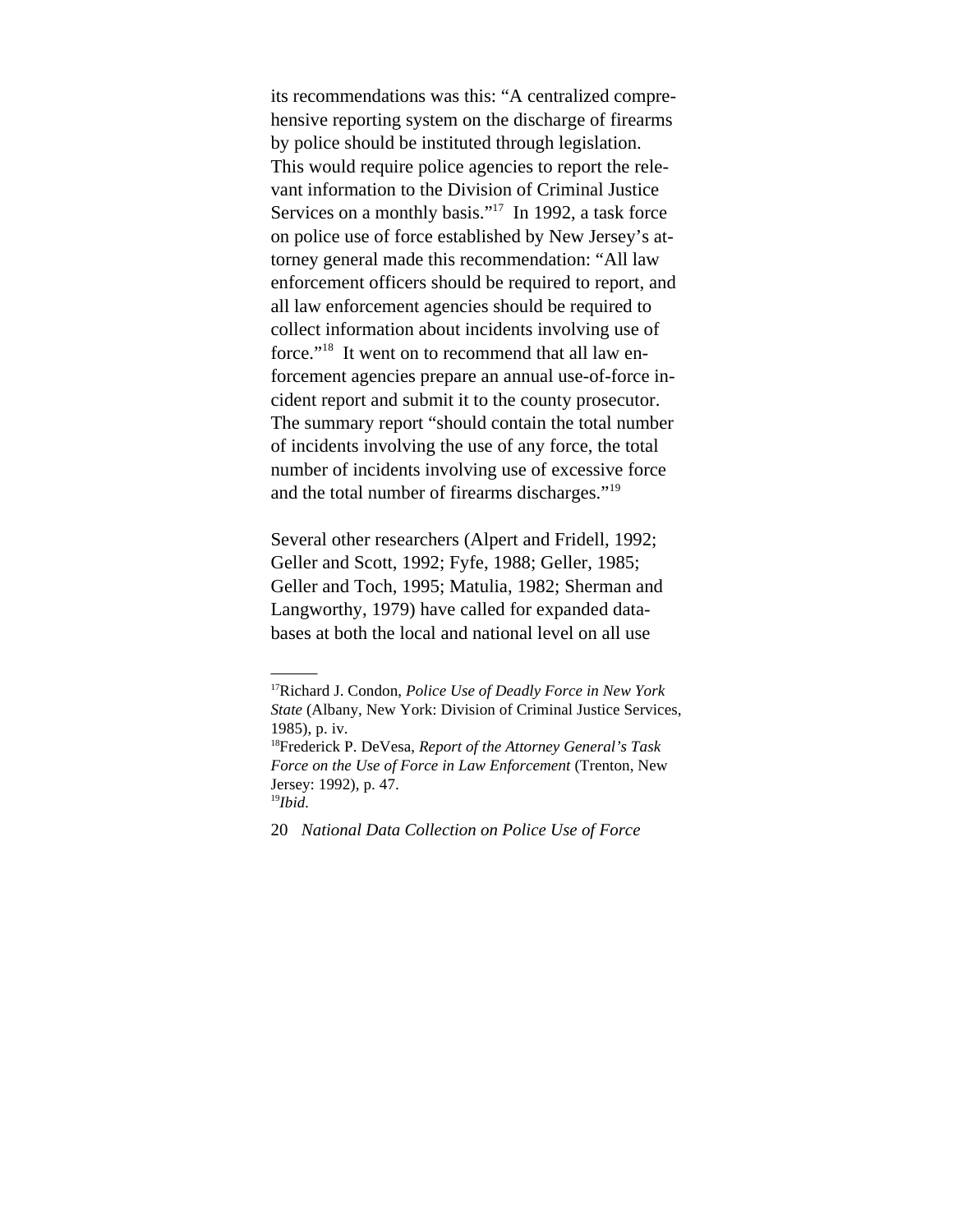its recommendations was this: "A centralized comprehensive reporting system on the discharge of firearms by police should be instituted through legislation. This would require police agencies to report the relevant information to the Division of Criminal Justice Services on a monthly basis."[17] In 1992, a task force on police use of force established by New Jersey's attorney general made this recommendation: "All law enforcement officers should be required to report, and all law enforcement agencies should be required to collect information about incidents involving use of force."[18] It went on to recommend that all law enforcement agencies prepare an annual use-of-force incident report and submit it to the county prosecutor. The summary report "should contain the total number of incidents involving the use of any force, the total number of incidents involving use of excessive force and the total number of firearms discharges."[19]

Several other researchers (Alpert and Fridell, 1992; Geller and Scott, 1992; Fyfe, 1988; Geller, 1985; Geller and Toch, 1995; Matulia, 1982; Sherman and Langworthy, 1979) have called for expanded databases at both the local and national level on all use

---

[17]Richard J. Condon, *Police Use of Deadly Force in New York State* (Albany, New York: Division of Criminal Justice Services, 1985), p. iv.

[18]Frederick P. DeVesa, *Report of the Attorney General's Task Force on the Use of Force in Law Enforcement* (Trenton, New Jersey: 1992), p. 47.

[19]*Ibid.*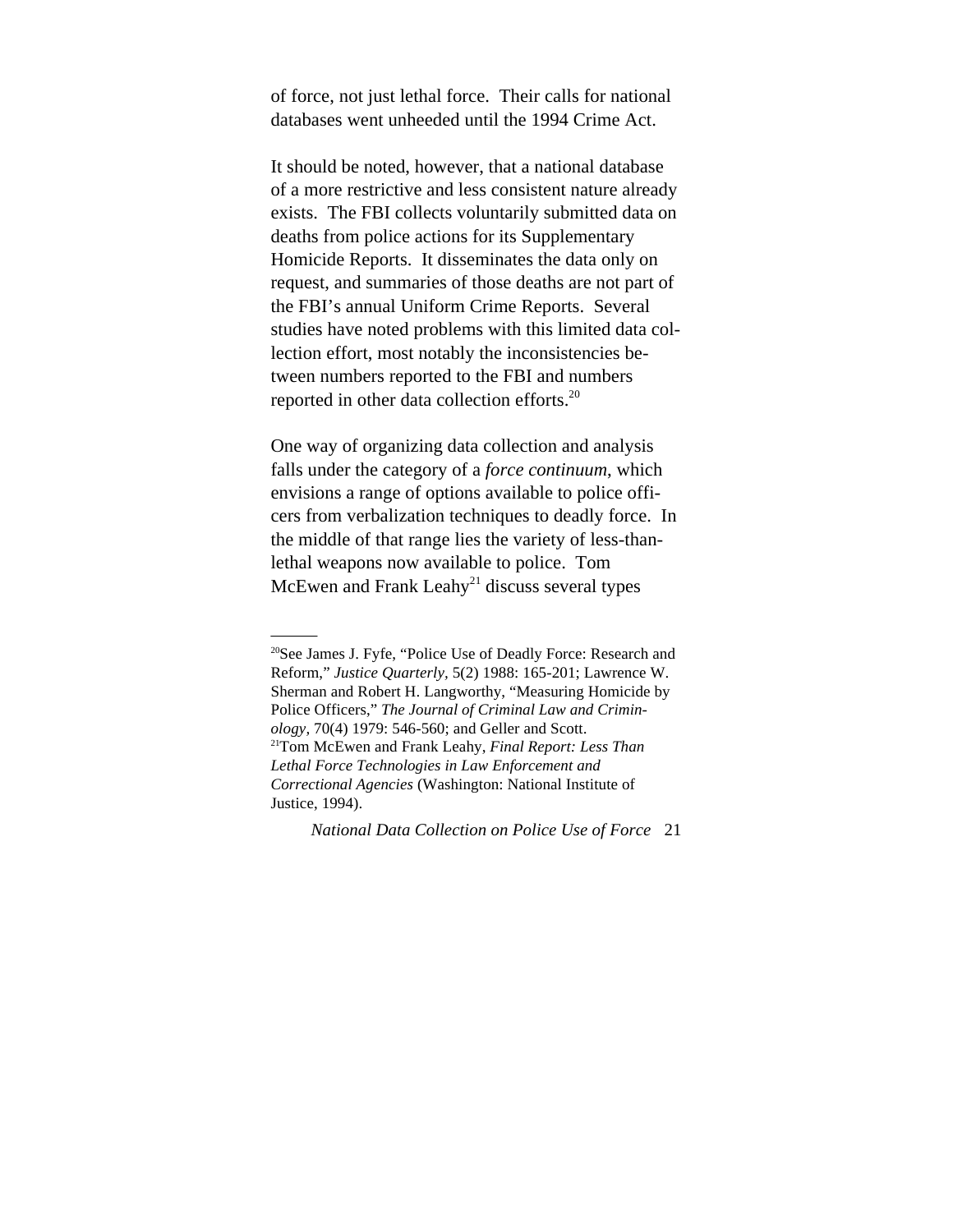of force, not just lethal force. Their calls for national databases went unheeded until the 1994 Crime Act.

It should be noted, however, that a national database of a more restrictive and less consistent nature already exists. The FBI collects voluntarily submitted data on deaths from police actions for its Supplementary Homicide Reports. It disseminates the data only on request, and summaries of those deaths are not part of the FBI's annual Uniform Crime Reports. Several studies have noted problems with this limited data collection effort, most notably the inconsistencies between numbers reported to the FBI and numbers reported in other data collection efforts.[20]

One way of organizing data collection and analysis falls under the category of a *force continuum*, which envisions a range of options available to police officers from verbalization techniques to deadly force. In the middle of that range lies the variety of less-than-lethal weapons now available to police. Tom McEwen and Frank Leahy[21] discuss several types

---

[20]See James J. Fyfe, "Police Use of Deadly Force: Research and Reform," *Justice Quarterly*, 5(2) 1988: 165-201; Lawrence W. Sherman and Robert H. Langworthy, "Measuring Homicide by Police Officers," *The Journal of Criminal Law and Criminology*, 70(4) 1979: 546-560; and Geller and Scott.

[21]Tom McEwen and Frank Leahy, *Final Report: Less Than Lethal Force Technologies in Law Enforcement and Correctional Agencies* (Washington: National Institute of Justice, 1994).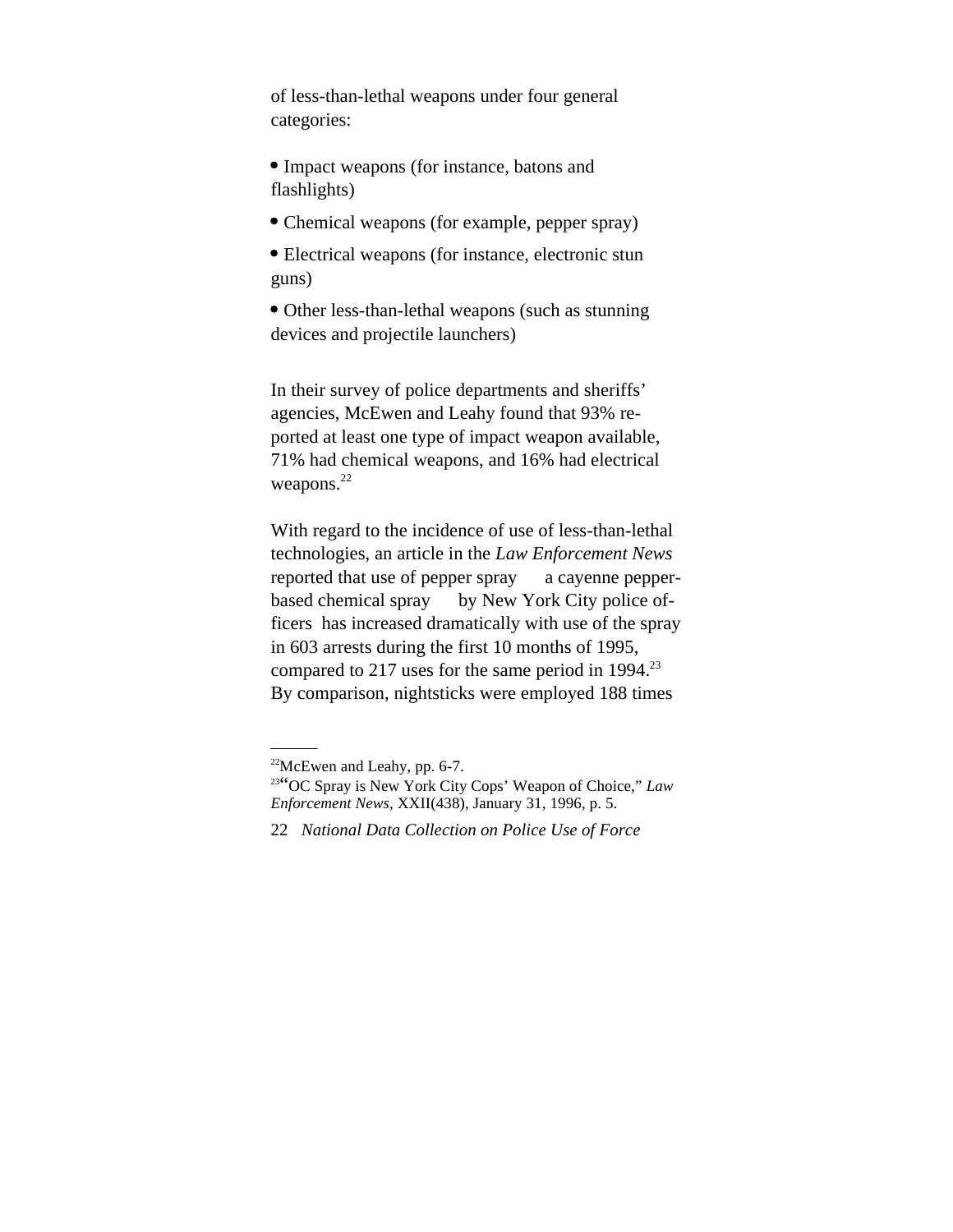of less-than-lethal weapons under four general categories:

- Impact weapons (for instance, batons and flashlights)
- Chemical weapons (for example, pepper spray)
- Electrical weapons (for instance, electronic stun guns)
- Other less-than-lethal weapons (such as stunning devices and projectile launchers)

In their survey of police departments and sheriffs' agencies, McEwen and Leahy found that 93% reported at least one type of impact weapon available, 71% had chemical weapons, and 16% had electrical weapons.[22]

With regard to the incidence of use of less-than-lethal technologies, an article in the *Law Enforcement News* reported that use of pepper spray — a cayenne pepper-based chemical spray — by New York City police officers has increased dramatically with use of the spray in 603 arrests during the first 10 months of 1995, compared to 217 uses for the same period in 1994.[23] By comparison, nightsticks were employed 188 times

---

[22] McEwen and Leahy, pp. 6-7.

[23] "OC Spray is New York City Cops' Weapon of Choice," *Law Enforcement News*, XXII(438), January 31, 1996, p. 5.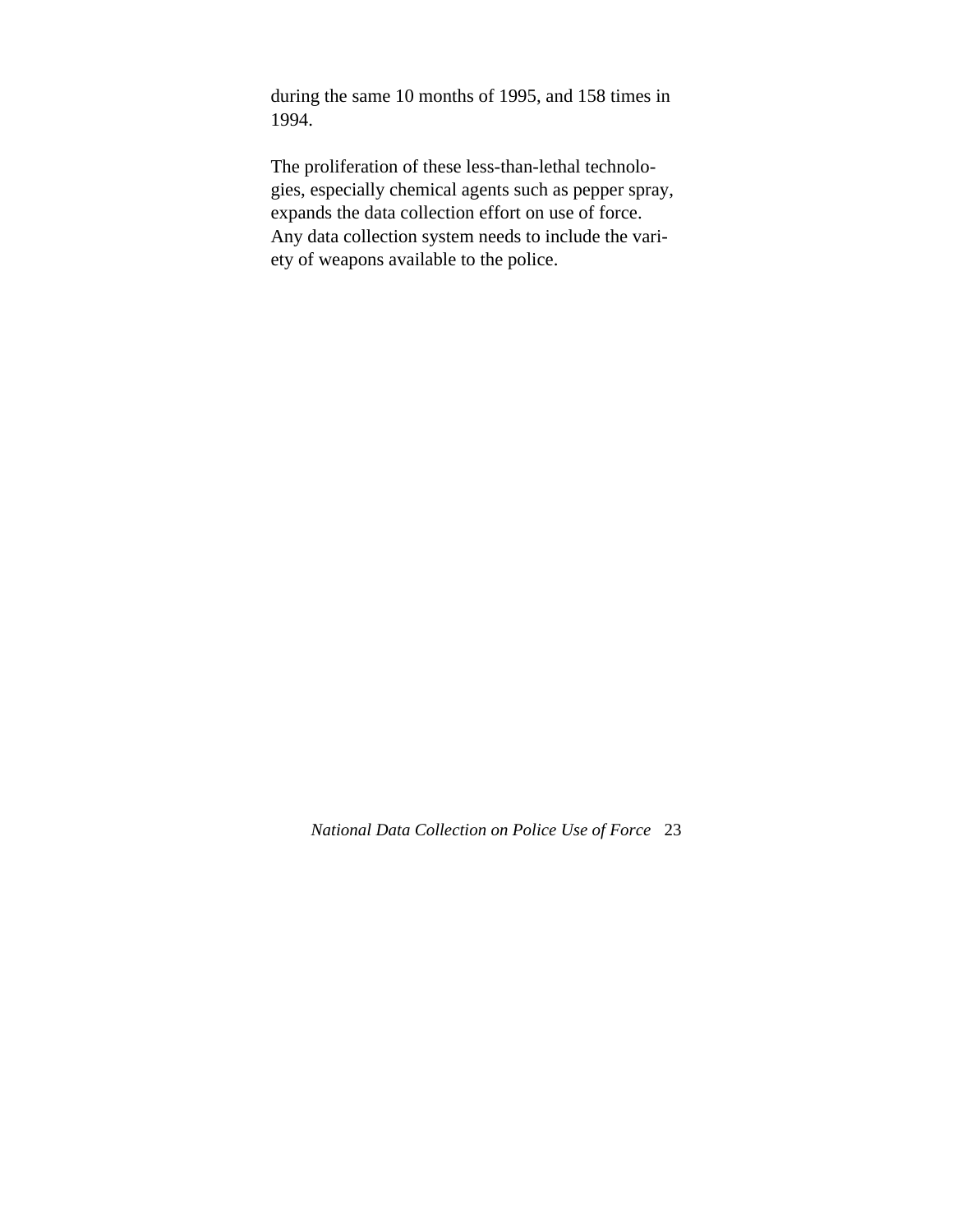during the same 10 months of 1995, and 158 times in 1994.

The proliferation of these less-than-lethal technologies, especially chemical agents such as pepper spray, expands the data collection effort on use of force. Any data collection system needs to include the variety of weapons available to the police.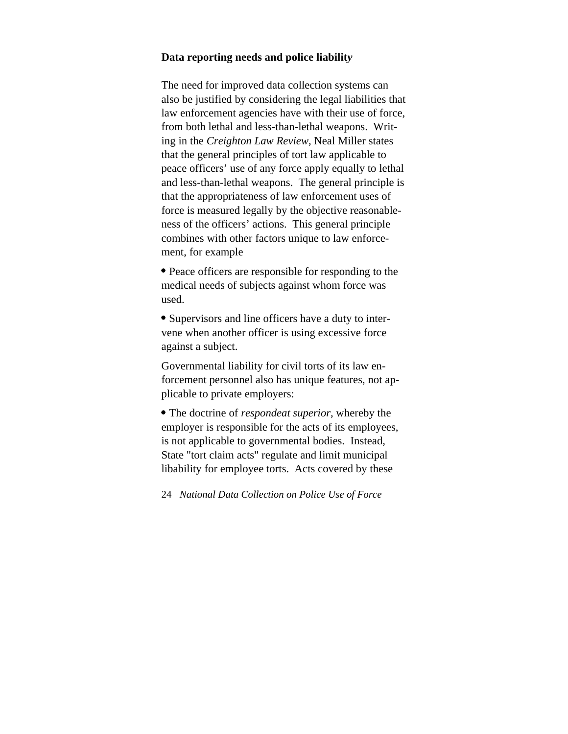### Data reporting needs and police liability

The need for improved data collection systems can also be justified by considering the legal liabilities that law enforcement agencies have with their use of force, from both lethal and less-than-lethal weapons. Writing in the *Creighton Law Review*, Neal Miller states that the general principles of tort law applicable to peace officers' use of any force apply equally to lethal and less-than-lethal weapons. The general principle is that the appropriateness of law enforcement uses of force is measured legally by the objective reasonableness of the officers' actions. This general principle combines with other factors unique to law enforcement, for example

- Peace officers are responsible for responding to the medical needs of subjects against whom force was used.
- Supervisors and line officers have a duty to intervene when another officer is using excessive force against a subject.

Governmental liability for civil torts of its law enforcement personnel also has unique features, not applicable to private employers:

- The doctrine of *respondeat superior*, whereby the employer is responsible for the acts of its employees, is not applicable to governmental bodies. Instead, State "tort claim acts" regulate and limit municipal libability for employee torts. Acts covered by these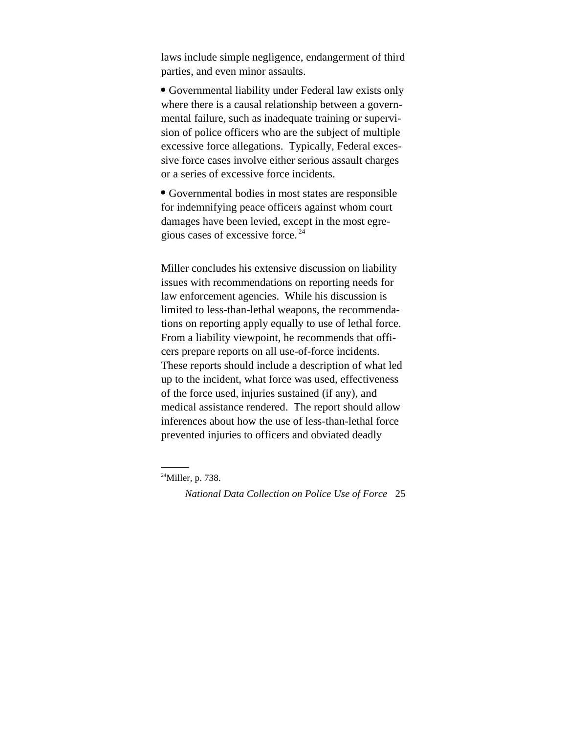laws include simple negligence, endangerment of third parties, and even minor assaults.

- Governmental liability under Federal law exists only where there is a causal relationship between a governmental failure, such as inadequate training or supervision of police officers who are the subject of multiple excessive force allegations. Typically, Federal excessive force cases involve either serious assault charges or a series of excessive force incidents.

- Governmental bodies in most states are responsible for indemnifying peace officers against whom court damages have been levied, except in the most egregious cases of excessive force.[24]

Miller concludes his extensive discussion on liability issues with recommendations on reporting needs for law enforcement agencies. While his discussion is limited to less-than-lethal weapons, the recommendations on reporting apply equally to use of lethal force. From a liability viewpoint, he recommends that officers prepare reports on all use-of-force incidents. These reports should include a description of what led up to the incident, what force was used, effectiveness of the force used, injuries sustained (if any), and medical assistance rendered. The report should allow inferences about how the use of less-than-lethal force prevented injuries to officers and obviated deadly

---

[24]Miller, p. 738.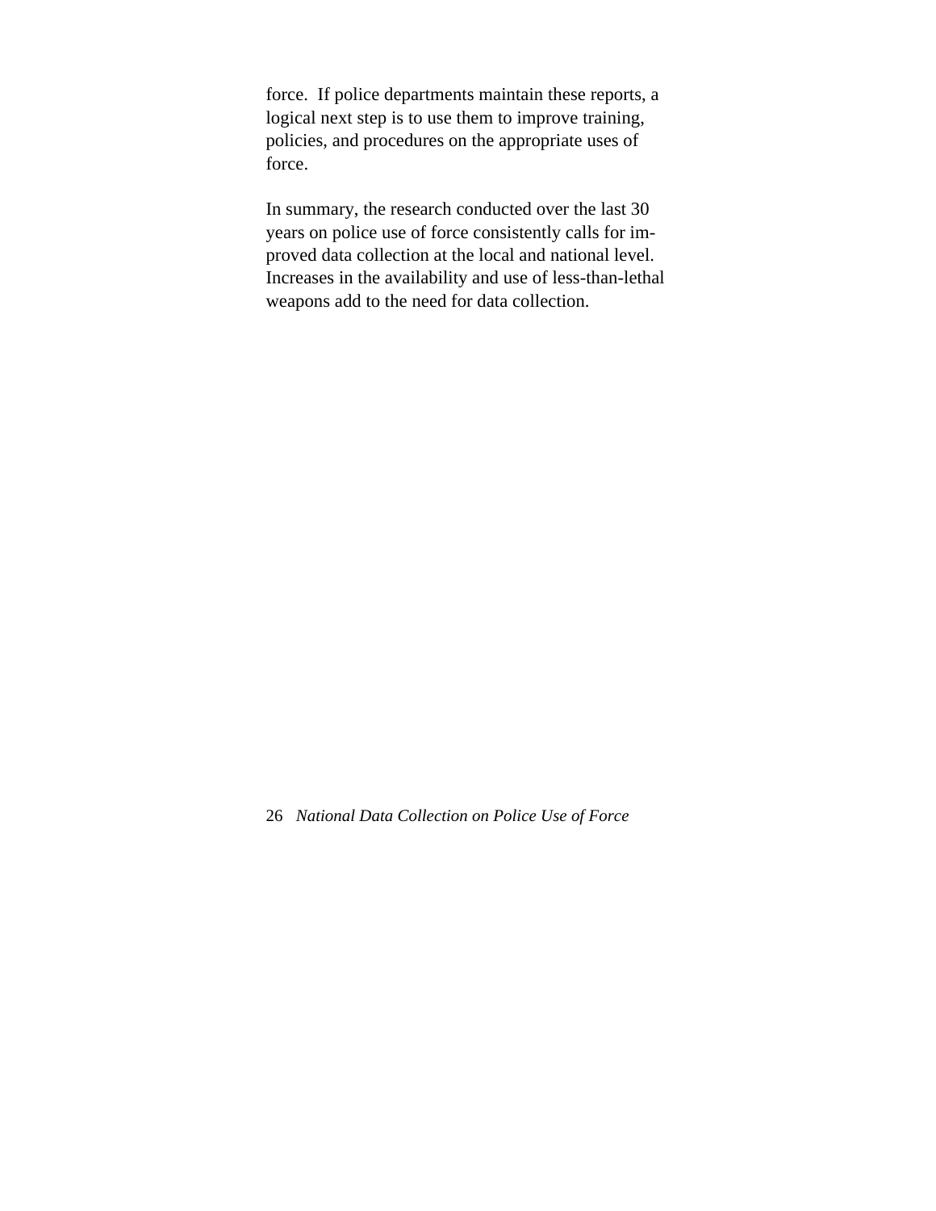force. If police departments maintain these reports, a logical next step is to use them to improve training, policies, and procedures on the appropriate uses of force.

In summary, the research conducted over the last 30 years on police use of force consistently calls for improved data collection at the local and national level. Increases in the availability and use of less-than-lethal weapons add to the need for data collection.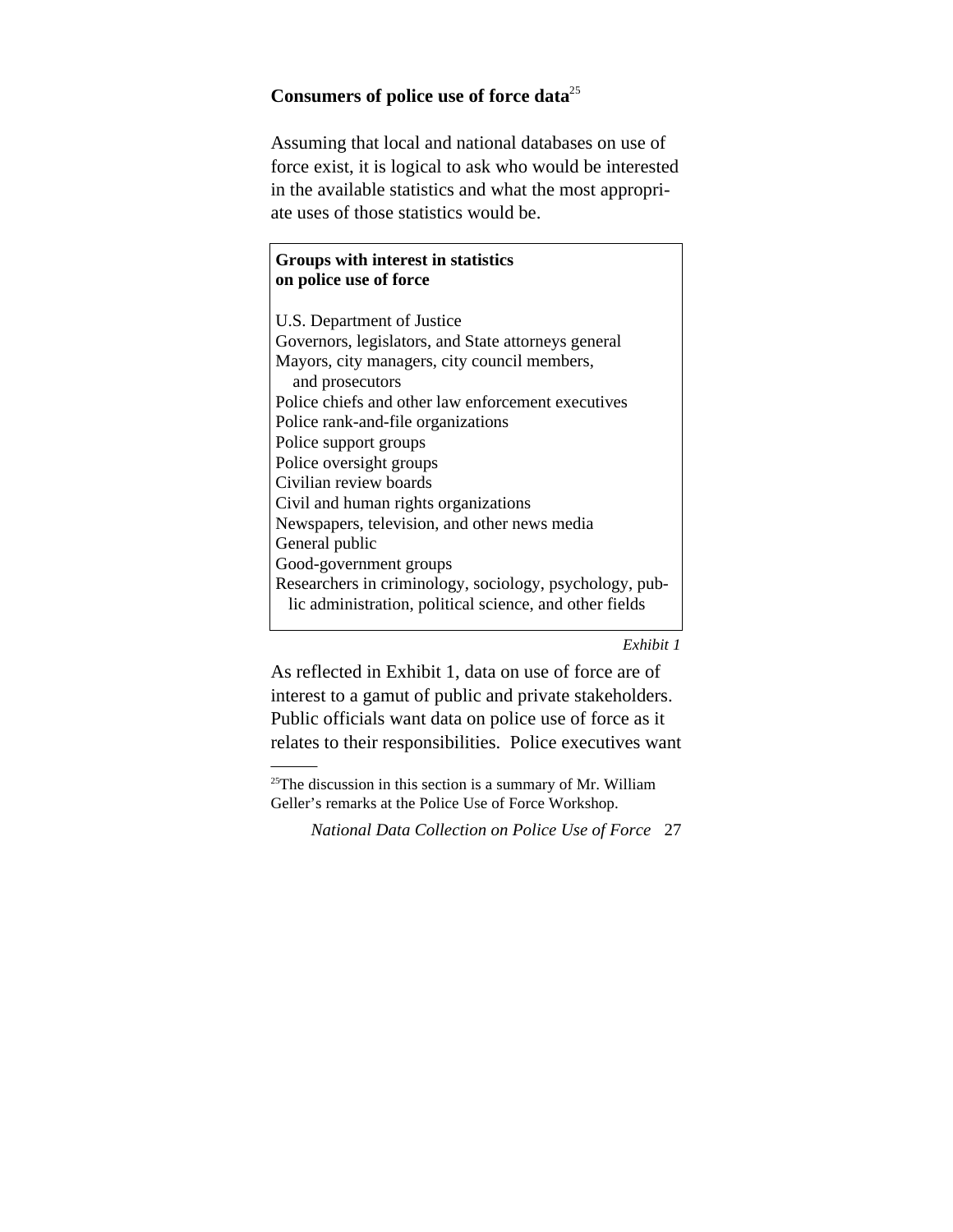## Consumers of police use of force data[25]

Assuming that local and national databases on use of force exist, it is logical to ask who would be interested in the available statistics and what the most appropriate uses of those statistics would be.

**Groups with interest in statistics on police use of force**

- U.S. Department of Justice
- Governors, legislators, and State attorneys general
- Mayors, city managers, city council members, and prosecutors
- Police chiefs and other law enforcement executives
- Police rank-and-file organizations
- Police support groups
- Police oversight groups
- Civilian review boards
- Civil and human rights organizations
- Newspapers, television, and other news media
- General public
- Good-government groups
- Researchers in criminology, sociology, psychology, public administration, political science, and other fields

*Exhibit 1*

As reflected in Exhibit 1, data on use of force are of interest to a gamut of public and private stakeholders. Public officials want data on police use of force as it relates to their responsibilities. Police executives want

[25]The discussion in this section is a summary of Mr. William Geller's remarks at the Police Use of Force Workshop.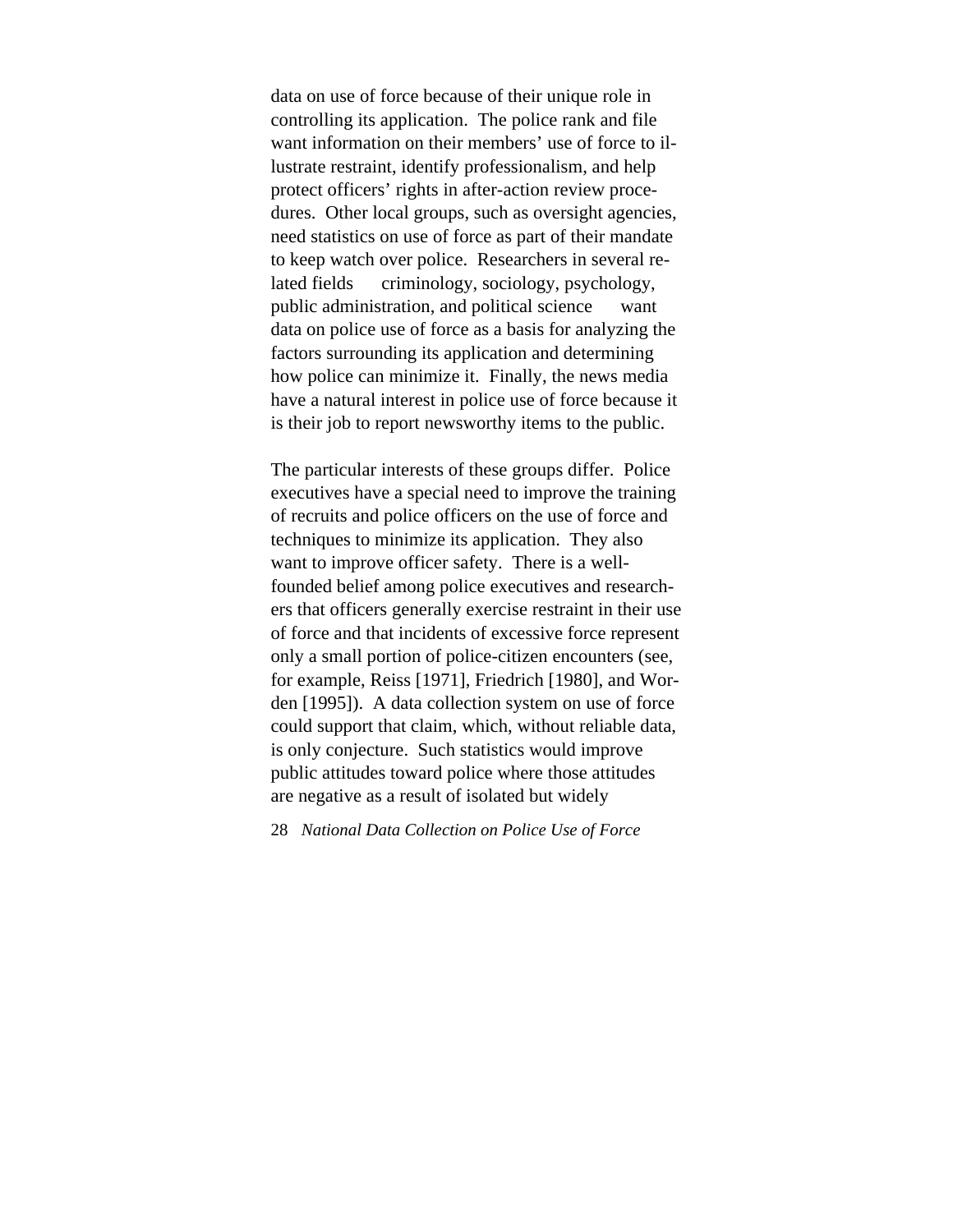data on use of force because of their unique role in controlling its application. The police rank and file want information on their members' use of force to illustrate restraint, identify professionalism, and help protect officers' rights in after-action review procedures. Other local groups, such as oversight agencies, need statistics on use of force as part of their mandate to keep watch over police. Researchers in several related fields — criminology, sociology, psychology, public administration, and political science — want data on police use of force as a basis for analyzing the factors surrounding its application and determining how police can minimize it. Finally, the news media have a natural interest in police use of force because it is their job to report newsworthy items to the public.

The particular interests of these groups differ. Police executives have a special need to improve the training of recruits and police officers on the use of force and techniques to minimize its application. They also want to improve officer safety. There is a well-founded belief among police executives and researchers that officers generally exercise restraint in their use of force and that incidents of excessive force represent only a small portion of police-citizen encounters (see, for example, Reiss [1971], Friedrich [1980], and Worden [1995]). A data collection system on use of force could support that claim, which, without reliable data, is only conjecture. Such statistics would improve public attitudes toward police where those attitudes are negative as a result of isolated but widely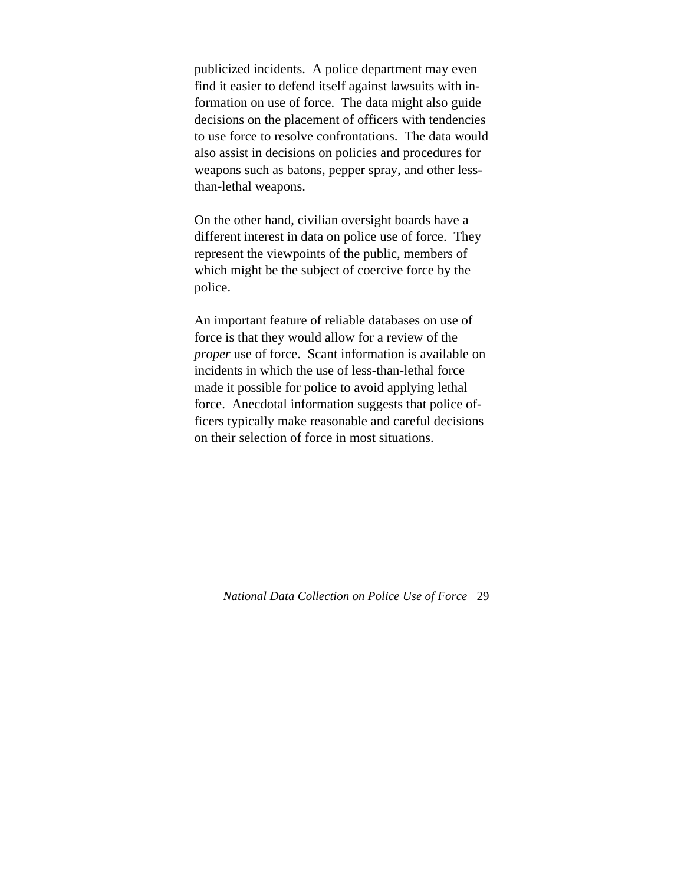publicized incidents. A police department may even find it easier to defend itself against lawsuits with information on use of force. The data might also guide decisions on the placement of officers with tendencies to use force to resolve confrontations. The data would also assist in decisions on policies and procedures for weapons such as batons, pepper spray, and other less-than-lethal weapons.

On the other hand, civilian oversight boards have a different interest in data on police use of force. They represent the viewpoints of the public, members of which might be the subject of coercive force by the police.

An important feature of reliable databases on use of force is that they would allow for a review of the *proper* use of force. Scant information is available on incidents in which the use of less-than-lethal force made it possible for police to avoid applying lethal force. Anecdotal information suggests that police officers typically make reasonable and careful decisions on their selection of force in most situations.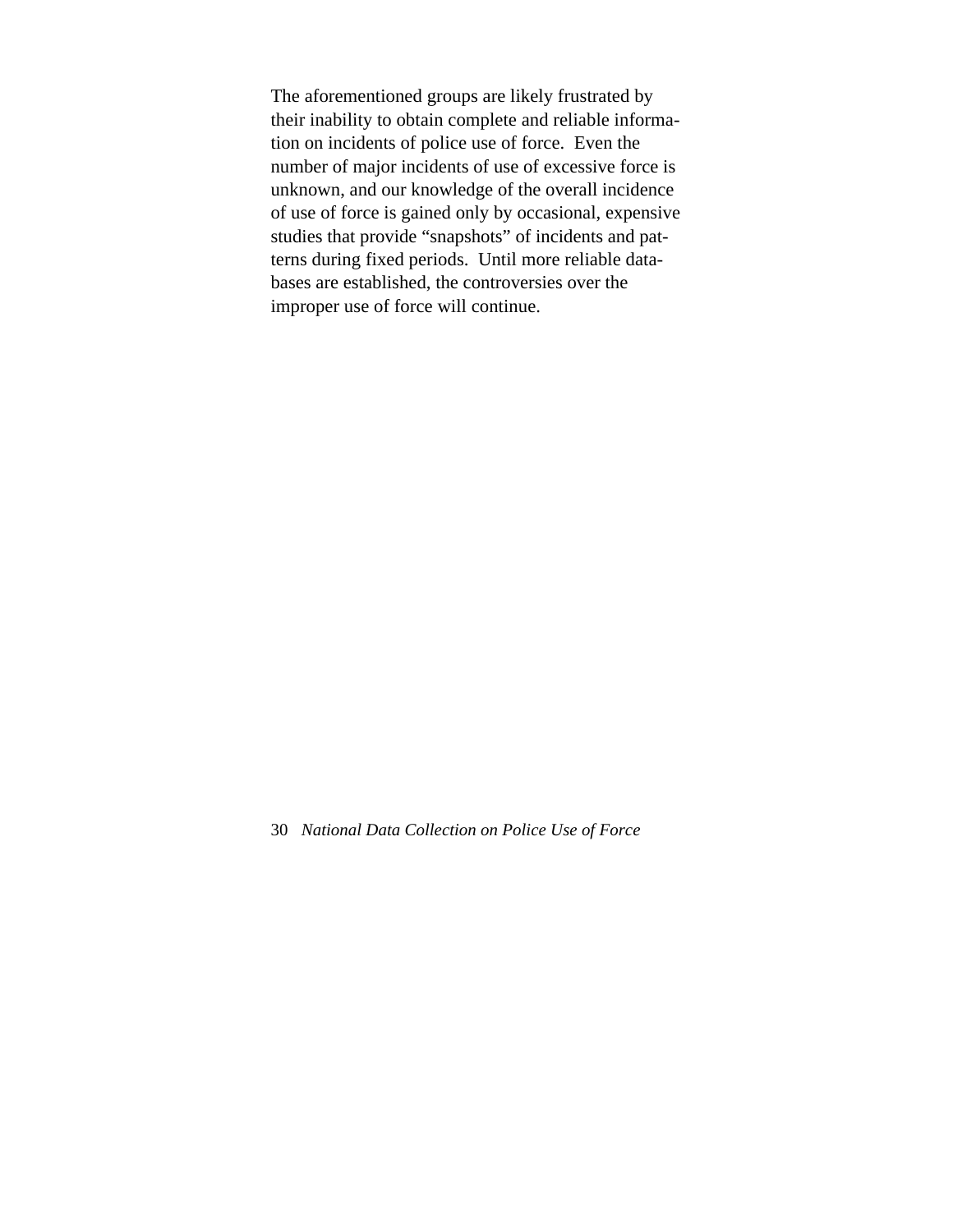The aforementioned groups are likely frustrated by their inability to obtain complete and reliable information on incidents of police use of force. Even the number of major incidents of use of excessive force is unknown, and our knowledge of the overall incidence of use of force is gained only by occasional, expensive studies that provide "snapshots" of incidents and patterns during fixed periods. Until more reliable databases are established, the controversies over the improper use of force will continue.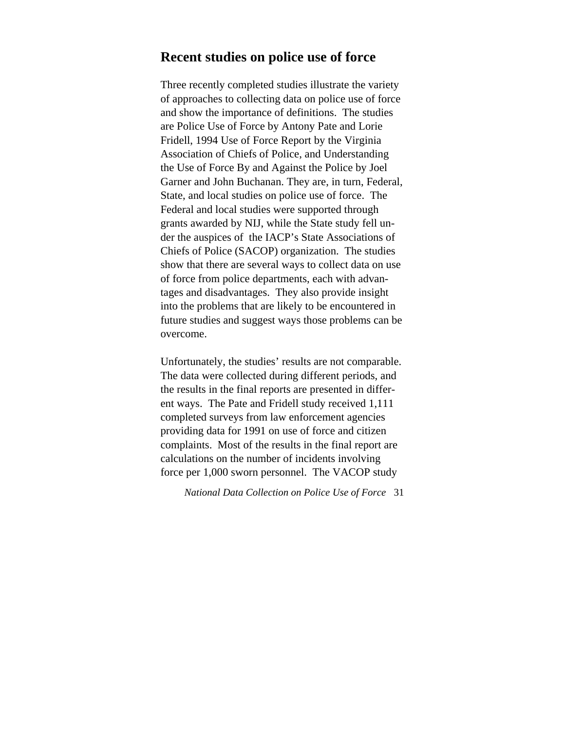## Recent studies on police use of force

Three recently completed studies illustrate the variety of approaches to collecting data on police use of force and show the importance of definitions. The studies are Police Use of Force by Antony Pate and Lorie Fridell, 1994 Use of Force Report by the Virginia Association of Chiefs of Police, and Understanding the Use of Force By and Against the Police by Joel Garner and John Buchanan. They are, in turn, Federal, State, and local studies on police use of force. The Federal and local studies were supported through grants awarded by NIJ, while the State study fell under the auspices of the IACP's State Associations of Chiefs of Police (SACOP) organization. The studies show that there are several ways to collect data on use of force from police departments, each with advantages and disadvantages. They also provide insight into the problems that are likely to be encountered in future studies and suggest ways those problems can be overcome.

Unfortunately, the studies' results are not comparable. The data were collected during different periods, and the results in the final reports are presented in different ways. The Pate and Fridell study received 1,111 completed surveys from law enforcement agencies providing data for 1991 on use of force and citizen complaints. Most of the results in the final report are calculations on the number of incidents involving force per 1,000 sworn personnel. The VACOP study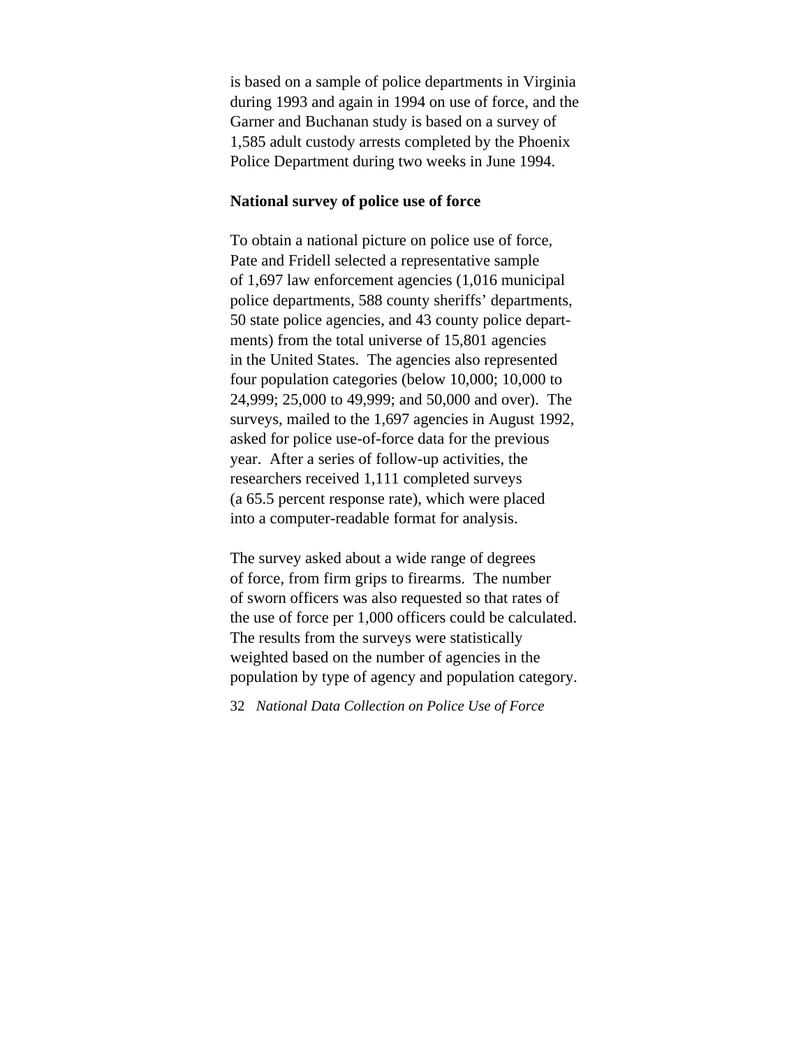is based on a sample of police departments in Virginia during 1993 and again in 1994 on use of force, and the Garner and Buchanan study is based on a survey of 1,585 adult custody arrests completed by the Phoenix Police Department during two weeks in June 1994.

**National survey of police use of force**

To obtain a national picture on police use of force, Pate and Fridell selected a representative sample of 1,697 law enforcement agencies (1,016 municipal police departments, 588 county sheriffs' departments, 50 state police agencies, and 43 county police departments) from the total universe of 15,801 agencies in the United States. The agencies also represented four population categories (below 10,000; 10,000 to 24,999; 25,000 to 49,999; and 50,000 and over). The surveys, mailed to the 1,697 agencies in August 1992, asked for police use-of-force data for the previous year. After a series of follow-up activities, the researchers received 1,111 completed surveys (a 65.5 percent response rate), which were placed into a computer-readable format for analysis.

The survey asked about a wide range of degrees of force, from firm grips to firearms. The number of sworn officers was also requested so that rates of the use of force per 1,000 officers could be calculated. The results from the surveys were statistically weighted based on the number of agencies in the population by type of agency and population category.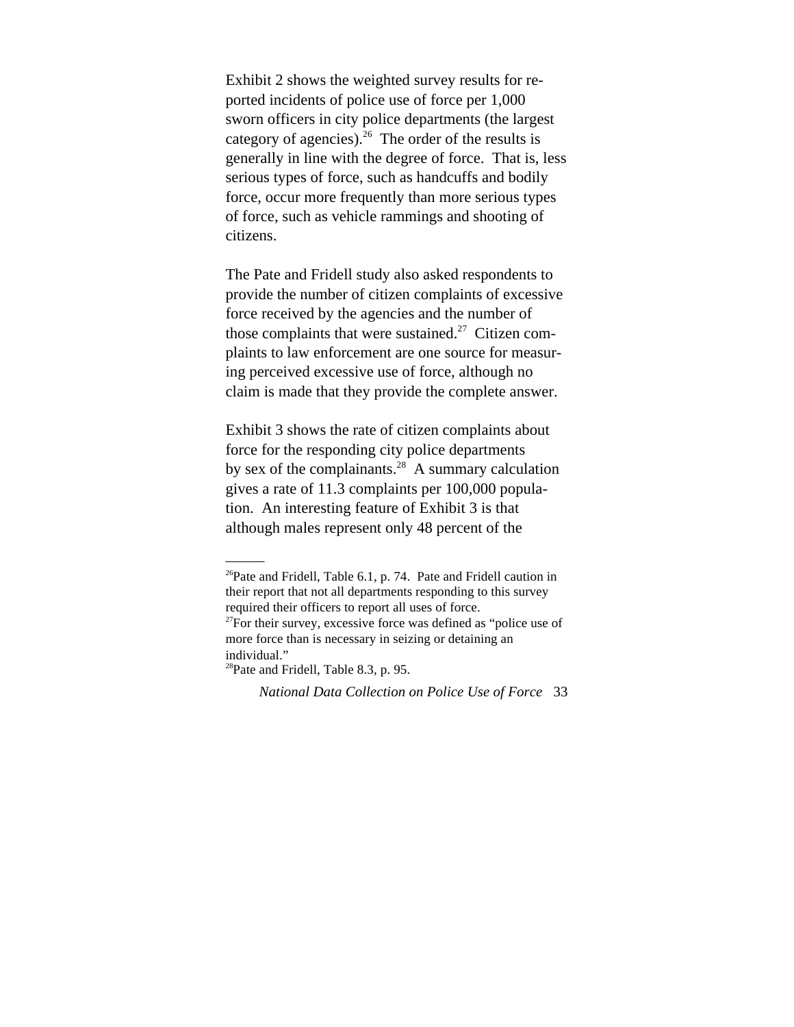Exhibit 2 shows the weighted survey results for reported incidents of police use of force per 1,000 sworn officers in city police departments (the largest category of agencies).[26] The order of the results is generally in line with the degree of force. That is, less serious types of force, such as handcuffs and bodily force, occur more frequently than more serious types of force, such as vehicle rammings and shooting of citizens.

The Pate and Fridell study also asked respondents to provide the number of citizen complaints of excessive force received by the agencies and the number of those complaints that were sustained.[27] Citizen complaints to law enforcement are one source for measuring perceived excessive use of force, although no claim is made that they provide the complete answer.

Exhibit 3 shows the rate of citizen complaints about force for the responding city police departments by sex of the complainants.[28] A summary calculation gives a rate of 11.3 complaints per 100,000 population. An interesting feature of Exhibit 3 is that although males represent only 48 percent of the

---

[26] Pate and Fridell, Table 6.1, p. 74. Pate and Fridell caution in their report that not all departments responding to this survey required their officers to report all uses of force.

[27] For their survey, excessive force was defined as "police use of more force than is necessary in seizing or detaining an individual."

[28] Pate and Fridell, Table 8.3, p. 95.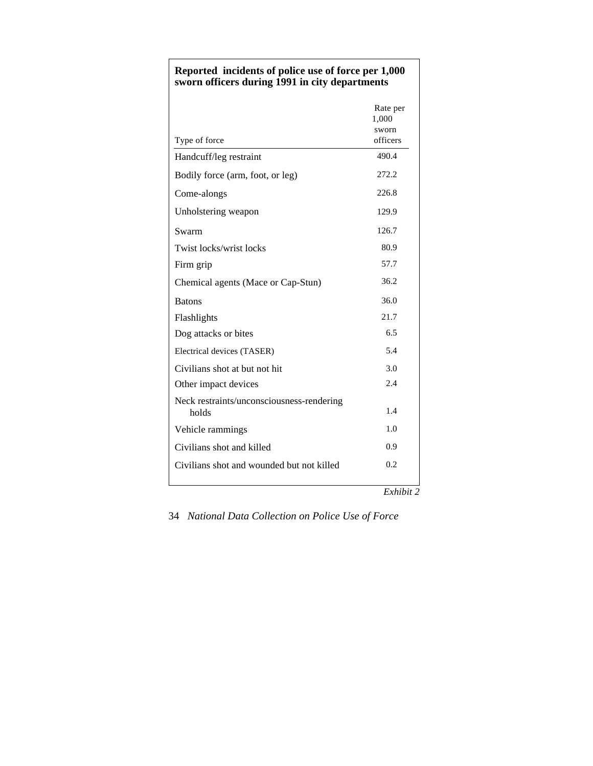**Reported incidents of police use of force per 1,000 sworn officers during 1991 in city departments**

| Type of force | Rate per 1,000 sworn officers |
|---|---|
| Handcuff/leg restraint | 490.4 |
| Bodily force (arm, foot, or leg) | 272.2 |
| Come-alongs | 226.8 |
| Unholstering weapon | 129.9 |
| Swarm | 126.7 |
| Twist locks/wrist locks | 80.9 |
| Firm grip | 57.7 |
| Chemical agents (Mace or Cap-Stun) | 36.2 |
| Batons | 36.0 |
| Flashlights | 21.7 |
| Dog attacks or bites | 6.5 |
| Electrical devices (TASER) | 5.4 |
| Civilians shot at but not hit | 3.0 |
| Other impact devices | 2.4 |
| Neck restraints/unconsciousness-rendering holds | 1.4 |
| Vehicle rammings | 1.0 |
| Civilians shot and killed | 0.9 |
| Civilians shot and wounded but not killed | 0.2 |

*Exhibit 2*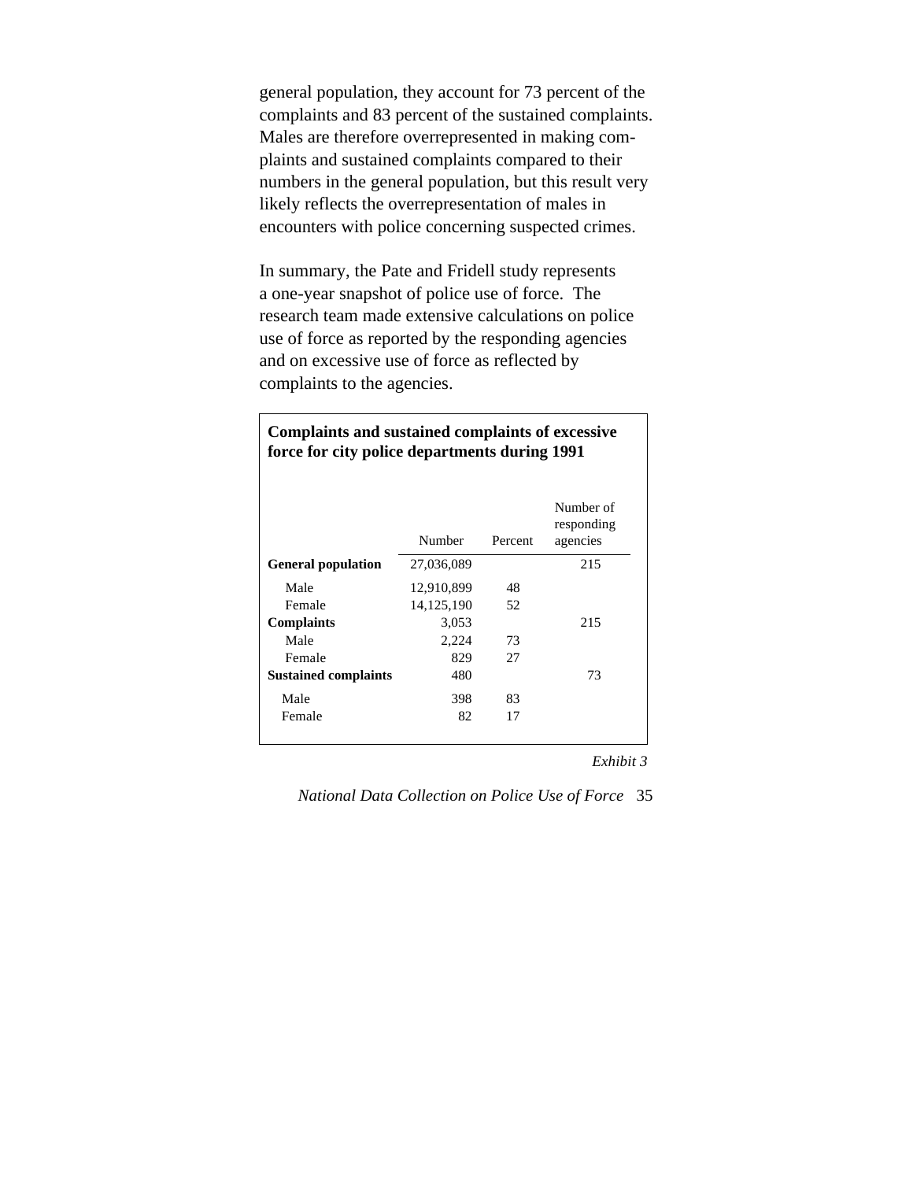general population, they account for 73 percent of the complaints and 83 percent of the sustained complaints. Males are therefore overrepresented in making complaints and sustained complaints compared to their numbers in the general population, but this result very likely reflects the overrepresentation of males in encounters with police concerning suspected crimes.

In summary, the Pate and Fridell study represents a one-year snapshot of police use of force. The research team made extensive calculations on police use of force as reported by the responding agencies and on excessive use of force as reflected by complaints to the agencies.

**Complaints and sustained complaints of excessive force for city police departments during 1991**

| | Number | Percent | Number of responding agencies |
|---|---|---|---|
| **General population** | 27,036,089 | | 215 |
| Male | 12,910,899 | 48 | |
| Female | 14,125,190 | 52 | |
| **Complaints** | 3,053 | | 215 |
| Male | 2,224 | 73 | |
| Female | 829 | 27 | |
| **Sustained complaints** | 480 | | 73 |
| Male | 398 | 83 | |
| Female | 82 | 17 | |

*Exhibit 3*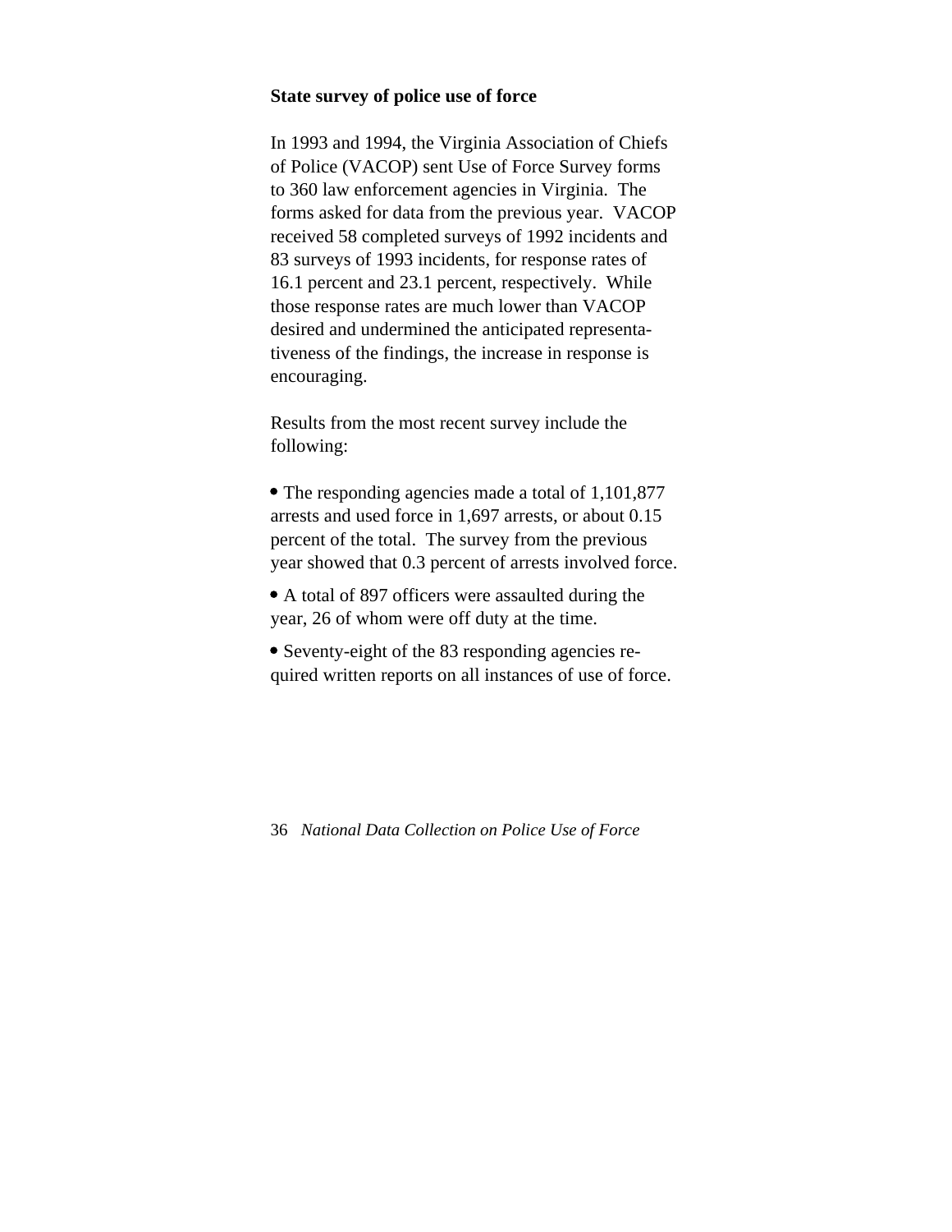### State survey of police use of force

In 1993 and 1994, the Virginia Association of Chiefs of Police (VACOP) sent Use of Force Survey forms to 360 law enforcement agencies in Virginia. The forms asked for data from the previous year. VACOP received 58 completed surveys of 1992 incidents and 83 surveys of 1993 incidents, for response rates of 16.1 percent and 23.1 percent, respectively. While those response rates are much lower than VACOP desired and undermined the anticipated representativeness of the findings, the increase in response is encouraging.

Results from the most recent survey include the following:

- The responding agencies made a total of 1,101,877 arrests and used force in 1,697 arrests, or about 0.15 percent of the total. The survey from the previous year showed that 0.3 percent of arrests involved force.
- A total of 897 officers were assaulted during the year, 26 of whom were off duty at the time.
- Seventy-eight of the 83 responding agencies required written reports on all instances of use of force.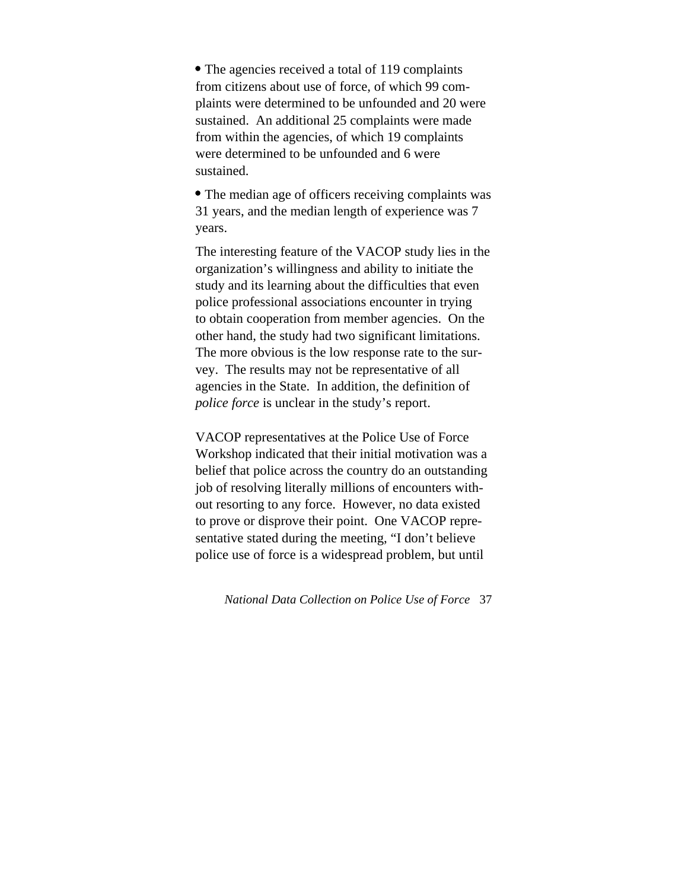- The agencies received a total of 119 complaints from citizens about use of force, of which 99 complaints were determined to be unfounded and 20 were sustained. An additional 25 complaints were made from within the agencies, of which 19 complaints were determined to be unfounded and 6 were sustained.
- The median age of officers receiving complaints was 31 years, and the median length of experience was 7 years.

The interesting feature of the VACOP study lies in the organization's willingness and ability to initiate the study and its learning about the difficulties that even police professional associations encounter in trying to obtain cooperation from member agencies. On the other hand, the study had two significant limitations. The more obvious is the low response rate to the survey. The results may not be representative of all agencies in the State. In addition, the definition of *police force* is unclear in the study's report.

VACOP representatives at the Police Use of Force Workshop indicated that their initial motivation was a belief that police across the country do an outstanding job of resolving literally millions of encounters without resorting to any force. However, no data existed to prove or disprove their point. One VACOP representative stated during the meeting, "I don't believe police use of force is a widespread problem, but until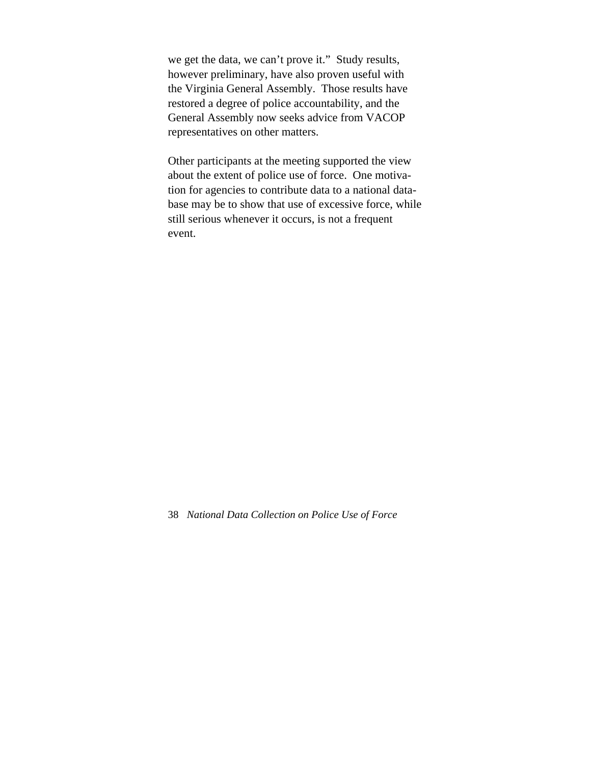we get the data, we can't prove it." Study results, however preliminary, have also proven useful with the Virginia General Assembly. Those results have restored a degree of police accountability, and the General Assembly now seeks advice from VACOP representatives on other matters.

Other participants at the meeting supported the view about the extent of police use of force. One motivation for agencies to contribute data to a national database may be to show that use of excessive force, while still serious whenever it occurs, is not a frequent event.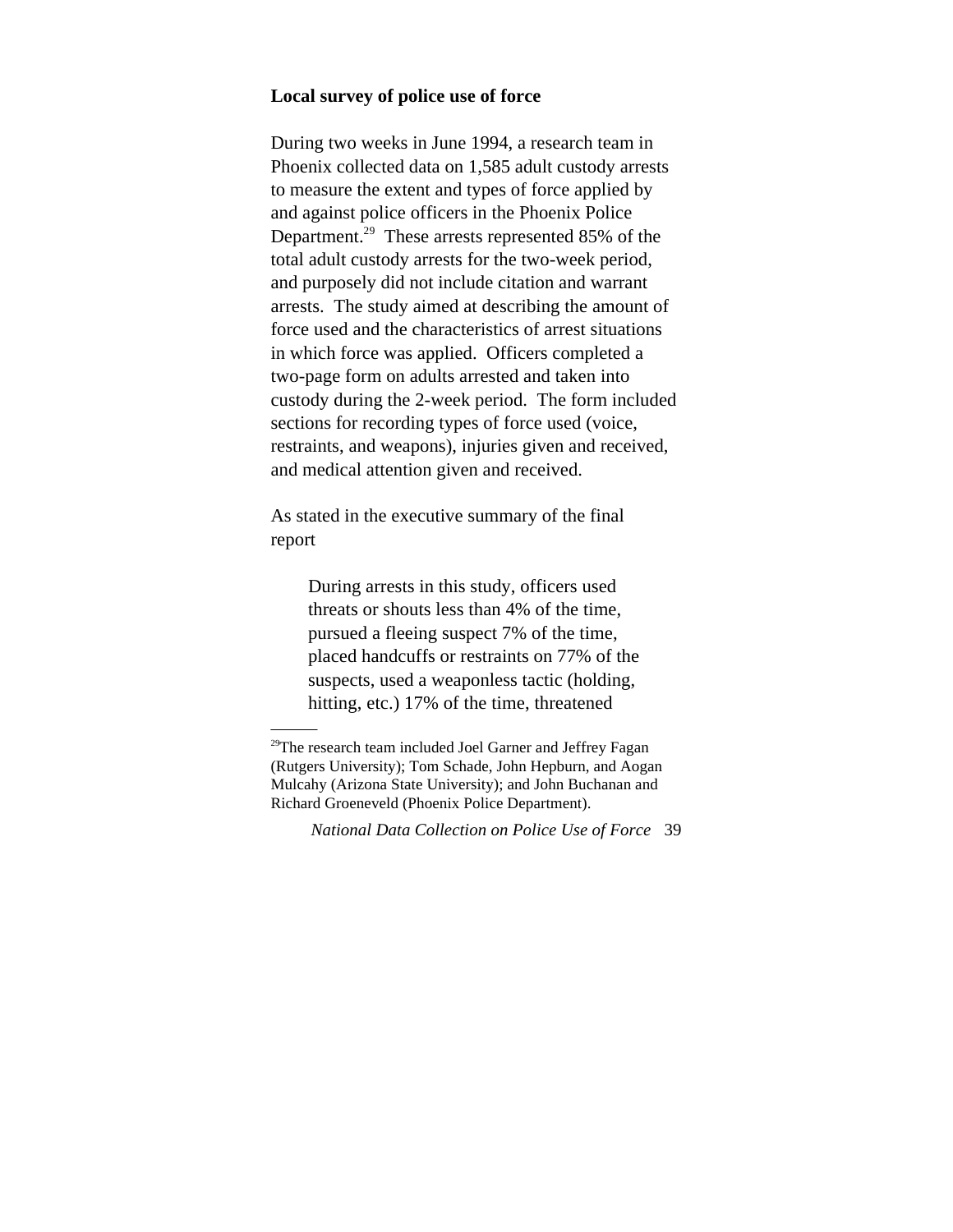**Local survey of police use of force**

During two weeks in June 1994, a research team in Phoenix collected data on 1,585 adult custody arrests to measure the extent and types of force applied by and against police officers in the Phoenix Police Department.[29] These arrests represented 85% of the total adult custody arrests for the two-week period, and purposely did not include citation and warrant arrests. The study aimed at describing the amount of force used and the characteristics of arrest situations in which force was applied. Officers completed a two-page form on adults arrested and taken into custody during the 2-week period. The form included sections for recording types of force used (voice, restraints, and weapons), injuries given and received, and medical attention given and received.

As stated in the executive summary of the final report

> During arrests in this study, officers used threats or shouts less than 4% of the time, pursued a fleeing suspect 7% of the time, placed handcuffs or restraints on 77% of the suspects, used a weaponless tactic (holding, hitting, etc.) 17% of the time, threatened

---

[29] The research team included Joel Garner and Jeffrey Fagan (Rutgers University); Tom Schade, John Hepburn, and Aogan Mulcahy (Arizona State University); and John Buchanan and Richard Groeneveld (Phoenix Police Department).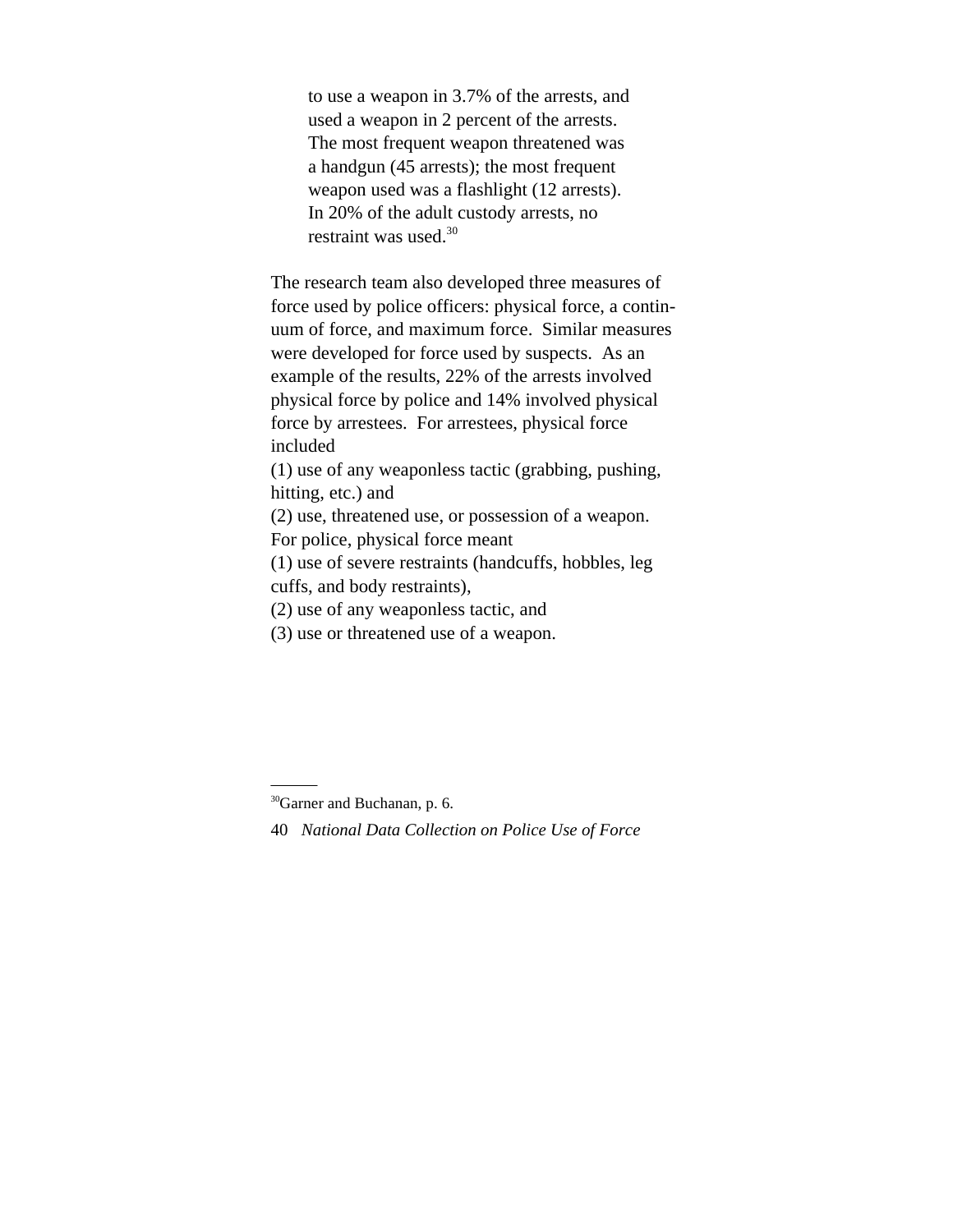> to use a weapon in 3.7% of the arrests, and used a weapon in 2 percent of the arrests. The most frequent weapon threatened was a handgun (45 arrests); the most frequent weapon used was a flashlight (12 arrests). In 20% of the adult custody arrests, no restraint was used.[30]

The research team also developed three measures of force used by police officers: physical force, a continuum of force, and maximum force. Similar measures were developed for force used by suspects. As an example of the results, 22% of the arrests involved physical force by police and 14% involved physical force by arrestees. For arrestees, physical force included

(1) use of any weaponless tactic (grabbing, pushing, hitting, etc.) and

(2) use, threatened use, or possession of a weapon.

For police, physical force meant

(1) use of severe restraints (handcuffs, hobbles, leg cuffs, and body restraints),

(2) use of any weaponless tactic, and

(3) use or threatened use of a weapon.

---

[30]Garner and Buchanan, p. 6.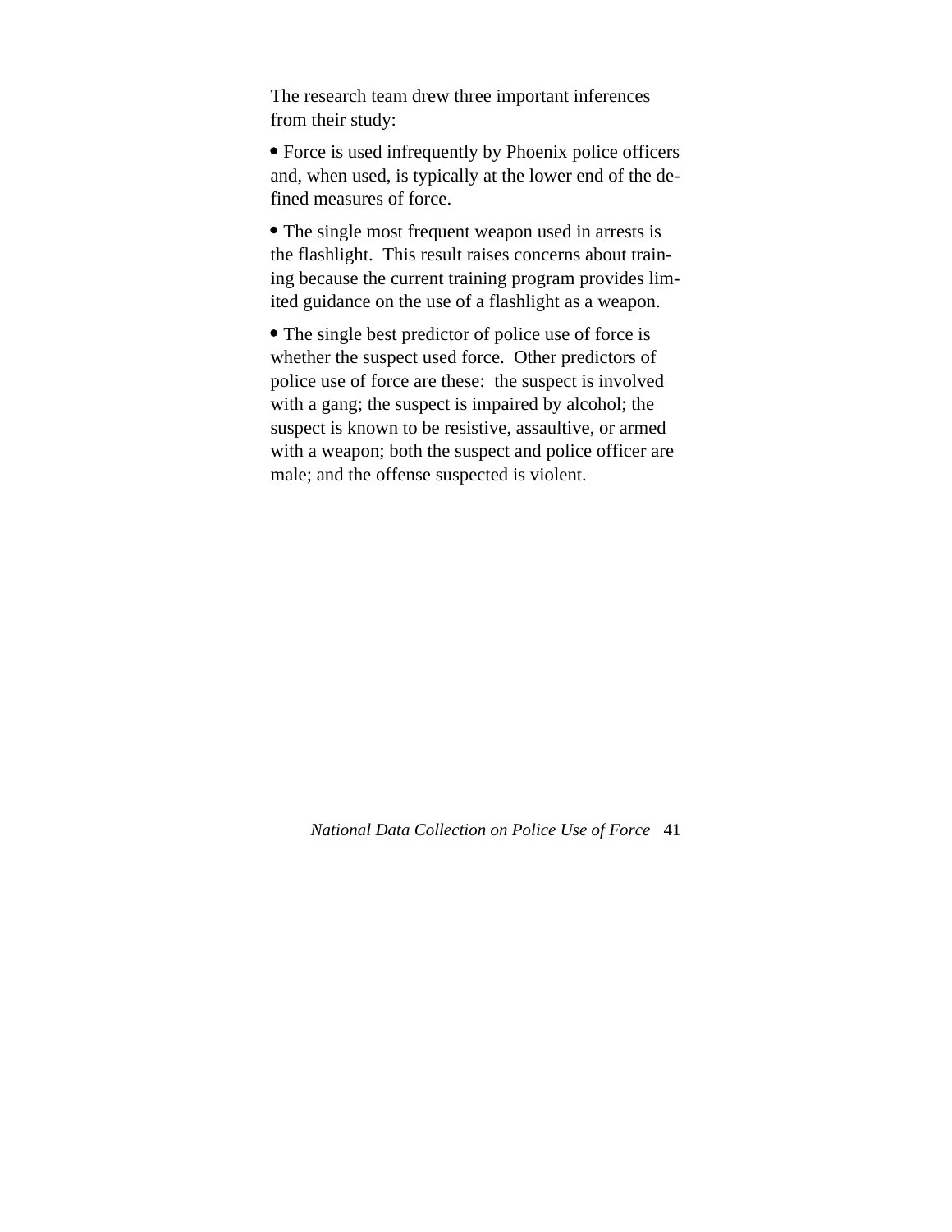The research team drew three important inferences from their study:

- Force is used infrequently by Phoenix police officers and, when used, is typically at the lower end of the defined measures of force.

- The single most frequent weapon used in arrests is the flashlight. This result raises concerns about training because the current training program provides limited guidance on the use of a flashlight as a weapon.

- The single best predictor of police use of force is whether the suspect used force. Other predictors of police use of force are these: the suspect is involved with a gang; the suspect is impaired by alcohol; the suspect is known to be resistive, assaultive, or armed with a weapon; both the suspect and police officer are male; and the offense suspected is violent.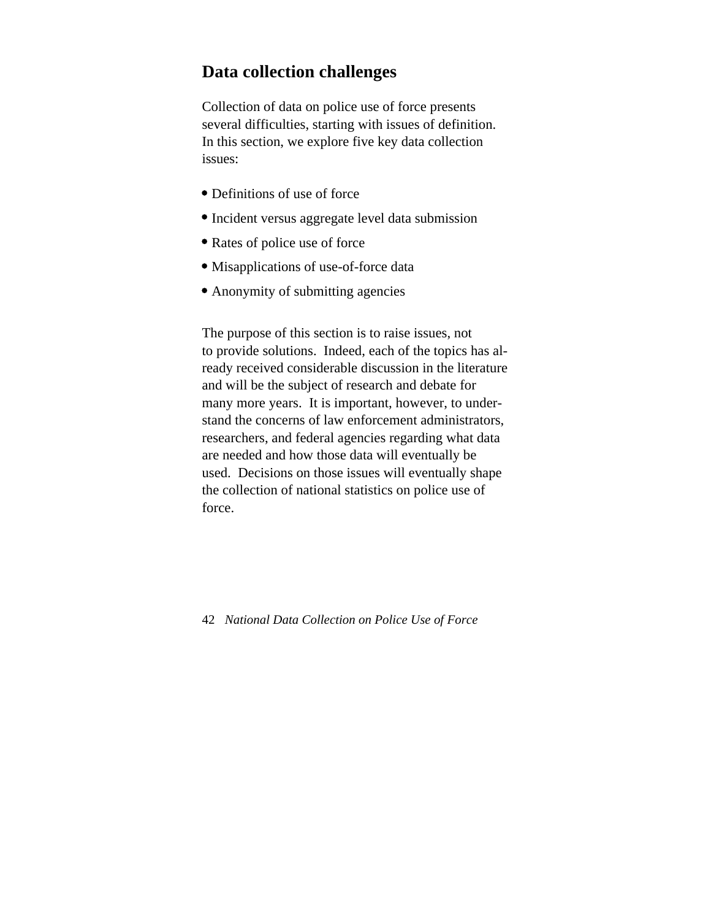## Data collection challenges

Collection of data on police use of force presents several difficulties, starting with issues of definition. In this section, we explore five key data collection issues:

- Definitions of use of force
- Incident versus aggregate level data submission
- Rates of police use of force
- Misapplications of use-of-force data
- Anonymity of submitting agencies

The purpose of this section is to raise issues, not to provide solutions. Indeed, each of the topics has already received considerable discussion in the literature and will be the subject of research and debate for many more years. It is important, however, to understand the concerns of law enforcement administrators, researchers, and federal agencies regarding what data are needed and how those data will eventually be used. Decisions on those issues will eventually shape the collection of national statistics on police use of force.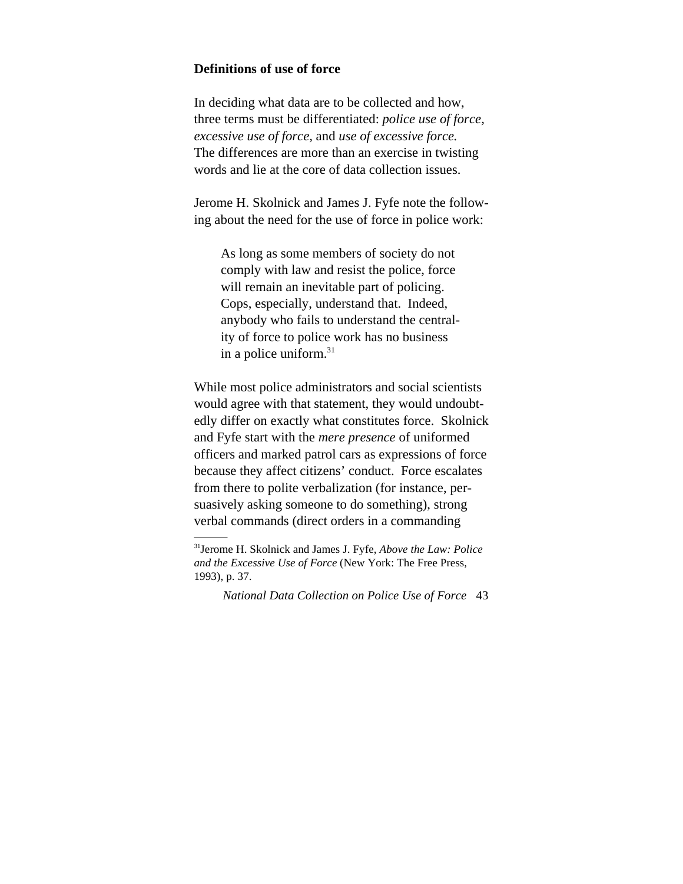### Definitions of use of force

In deciding what data are to be collected and how, three terms must be differentiated: *police use of force*, *excessive use of force,* and *use of excessive force.* The differences are more than an exercise in twisting words and lie at the core of data collection issues.

Jerome H. Skolnick and James J. Fyfe note the following about the need for the use of force in police work:

> As long as some members of society do not comply with law and resist the police, force will remain an inevitable part of policing. Cops, especially, understand that. Indeed, anybody who fails to understand the centrality of force to police work has no business in a police uniform.[31]

While most police administrators and social scientists would agree with that statement, they would undoubtedly differ on exactly what constitutes force. Skolnick and Fyfe start with the *mere presence* of uniformed officers and marked patrol cars as expressions of force because they affect citizens' conduct. Force escalates from there to polite verbalization (for instance, persuasively asking someone to do something), strong verbal commands (direct orders in a commanding

---

[31]Jerome H. Skolnick and James J. Fyfe, *Above the Law: Police and the Excessive Use of Force* (New York: The Free Press, 1993), p. 37.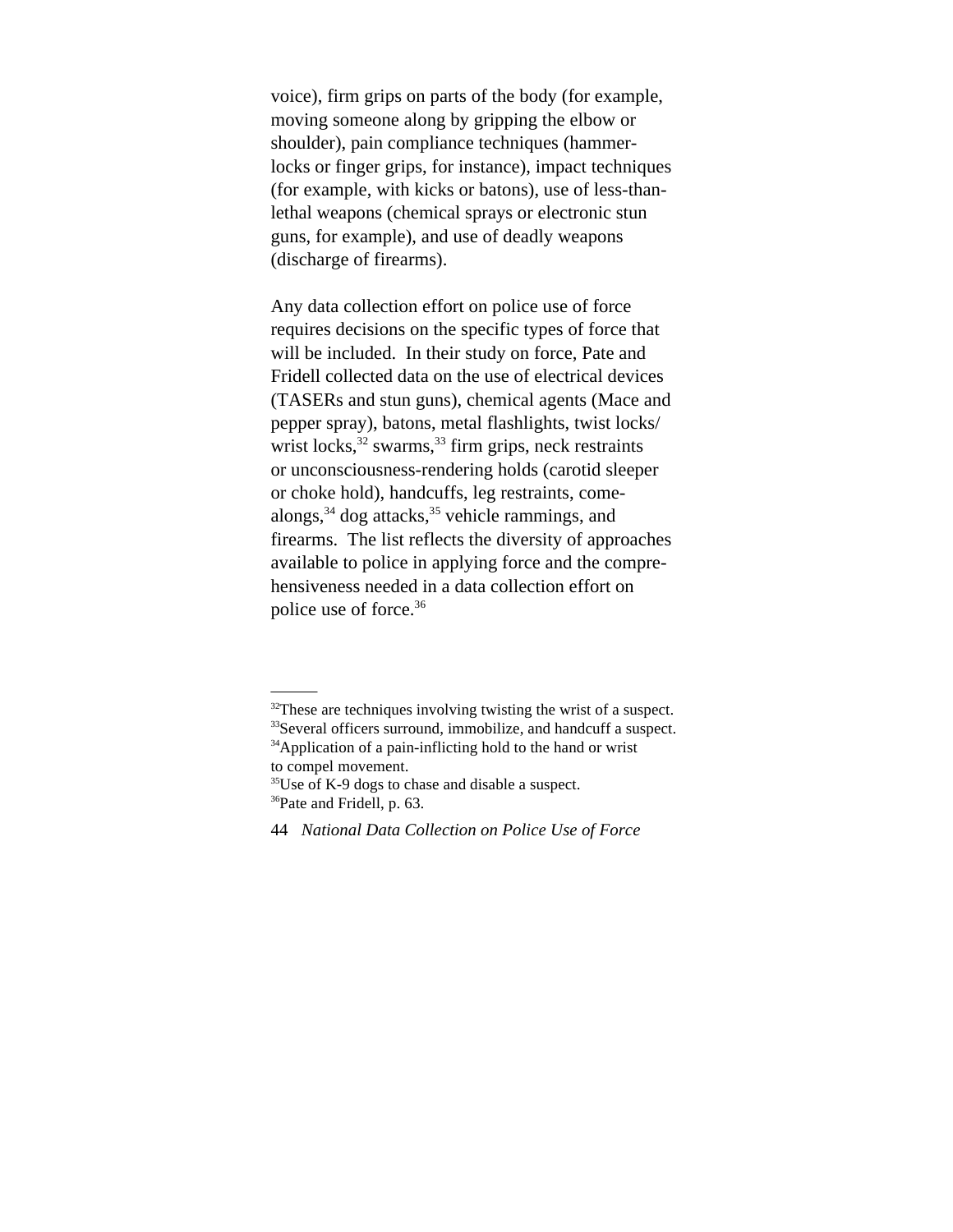voice), firm grips on parts of the body (for example, moving someone along by gripping the elbow or shoulder), pain compliance techniques (hammer-locks or finger grips, for instance), impact techniques (for example, with kicks or batons), use of less-than-lethal weapons (chemical sprays or electronic stun guns, for example), and use of deadly weapons (discharge of firearms).

Any data collection effort on police use of force requires decisions on the specific types of force that will be included. In their study on force, Pate and Fridell collected data on the use of electrical devices (TASERs and stun guns), chemical agents (Mace and pepper spray), batons, metal flashlights, twist locks/wrist locks,[32] swarms,[33] firm grips, neck restraints or unconsciousness-rendering holds (carotid sleeper or choke hold), handcuffs, leg restraints, come-alongs,[34] dog attacks,[35] vehicle rammings, and firearms. The list reflects the diversity of approaches available to police in applying force and the comprehensiveness needed in a data collection effort on police use of force.[36]

---

[32]These are techniques involving twisting the wrist of a suspect.
[33]Several officers surround, immobilize, and handcuff a suspect.
[34]Application of a pain-inflicting hold to the hand or wrist to compel movement.
[35]Use of K-9 dogs to chase and disable a suspect.
[36]Pate and Fridell, p. 63.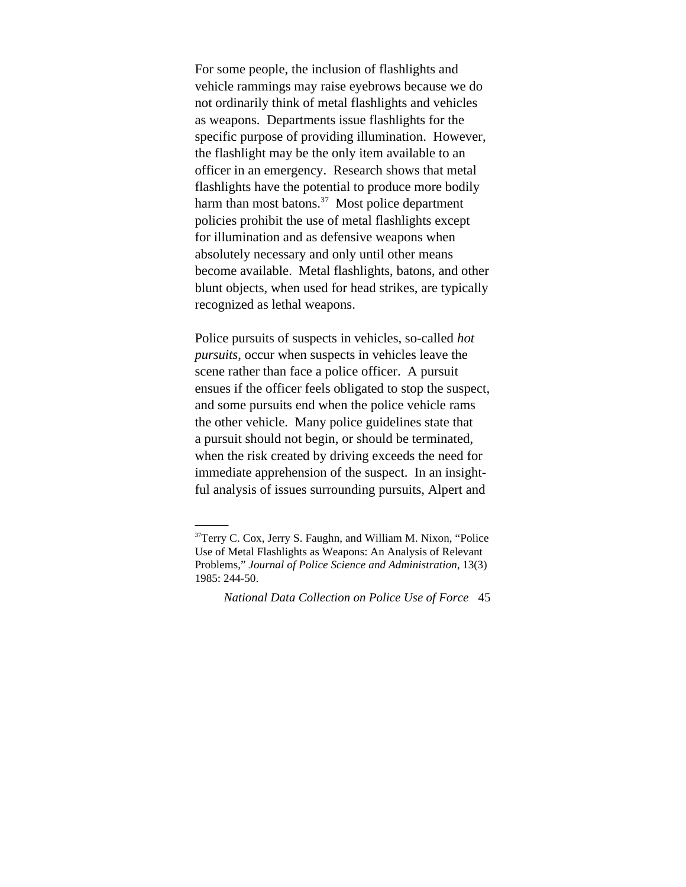For some people, the inclusion of flashlights and vehicle rammings may raise eyebrows because we do not ordinarily think of metal flashlights and vehicles as weapons. Departments issue flashlights for the specific purpose of providing illumination. However, the flashlight may be the only item available to an officer in an emergency. Research shows that metal flashlights have the potential to produce more bodily harm than most batons.[37] Most police department policies prohibit the use of metal flashlights except for illumination and as defensive weapons when absolutely necessary and only until other means become available. Metal flashlights, batons, and other blunt objects, when used for head strikes, are typically recognized as lethal weapons.

Police pursuits of suspects in vehicles, so-called *hot pursuits*, occur when suspects in vehicles leave the scene rather than face a police officer. A pursuit ensues if the officer feels obligated to stop the suspect, and some pursuits end when the police vehicle rams the other vehicle. Many police guidelines state that a pursuit should not begin, or should be terminated, when the risk created by driving exceeds the need for immediate apprehension of the suspect. In an insightful analysis of issues surrounding pursuits, Alpert and

---

[37]Terry C. Cox, Jerry S. Faughn, and William M. Nixon, "Police Use of Metal Flashlights as Weapons: An Analysis of Relevant Problems," *Journal of Police Science and Administration*, 13(3) 1985: 244-50.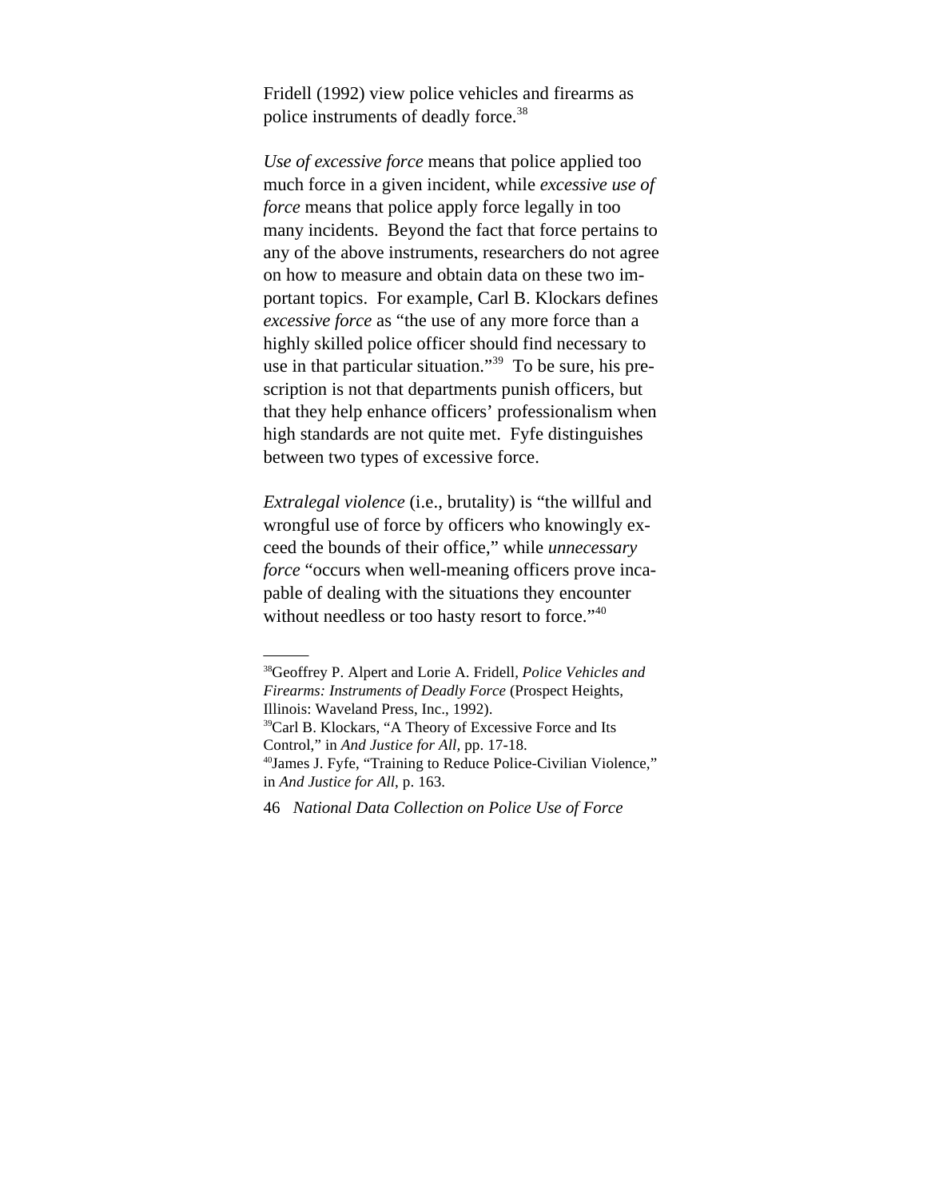Fridell (1992) view police vehicles and firearms as police instruments of deadly force.[38]

*Use of excessive force* means that police applied too much force in a given incident, while *excessive use of force* means that police apply force legally in too many incidents. Beyond the fact that force pertains to any of the above instruments, researchers do not agree on how to measure and obtain data on these two important topics. For example, Carl B. Klockars defines *excessive force* as "the use of any more force than a highly skilled police officer should find necessary to use in that particular situation."[39] To be sure, his prescription is not that departments punish officers, but that they help enhance officers' professionalism when high standards are not quite met. Fyfe distinguishes between two types of excessive force.

*Extralegal violence* (i.e., brutality) is "the willful and wrongful use of force by officers who knowingly exceed the bounds of their office," while *unnecessary force* "occurs when well-meaning officers prove incapable of dealing with the situations they encounter without needless or too hasty resort to force."[40]

---

[38]Geoffrey P. Alpert and Lorie A. Fridell, *Police Vehicles and Firearms: Instruments of Deadly Force* (Prospect Heights, Illinois: Waveland Press, Inc., 1992).

[39]Carl B. Klockars, "A Theory of Excessive Force and Its Control," in *And Justice for All*, pp. 17-18.

[40]James J. Fyfe, "Training to Reduce Police-Civilian Violence," in *And Justice for All*, p. 163.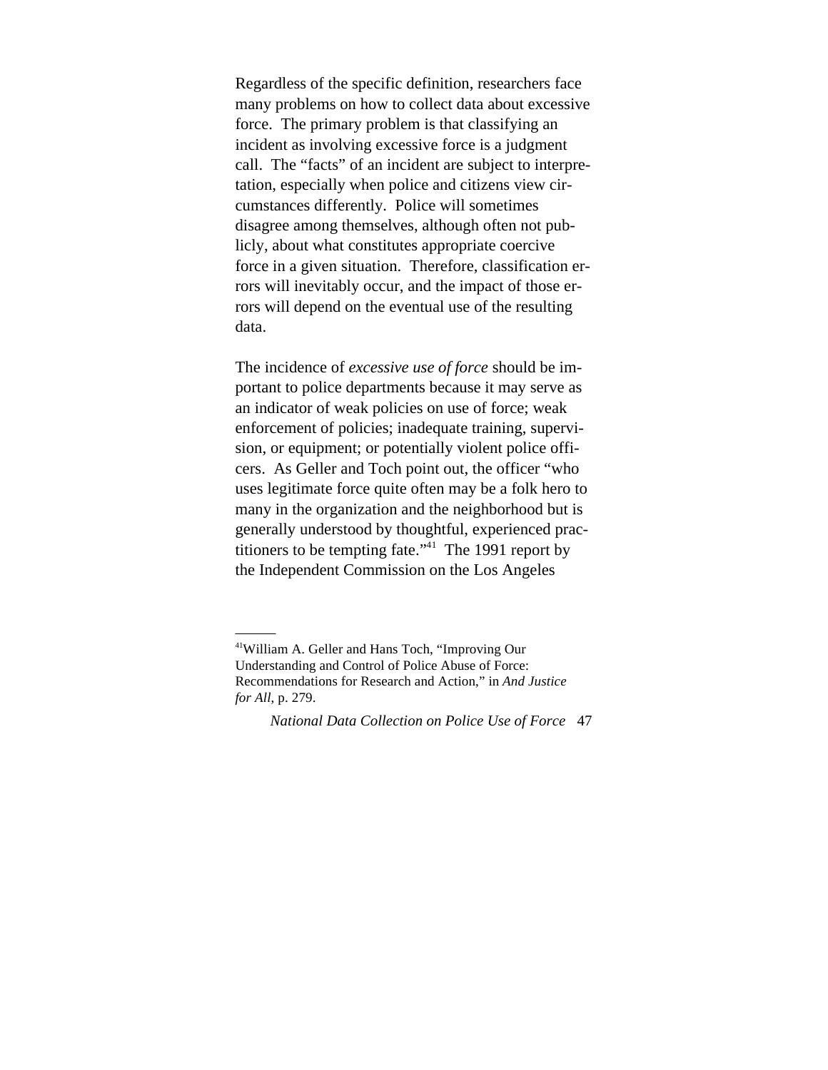Regardless of the specific definition, researchers face many problems on how to collect data about excessive force. The primary problem is that classifying an incident as involving excessive force is a judgment call. The "facts" of an incident are subject to interpretation, especially when police and citizens view circumstances differently. Police will sometimes disagree among themselves, although often not publicly, about what constitutes appropriate coercive force in a given situation. Therefore, classification errors will inevitably occur, and the impact of those errors will depend on the eventual use of the resulting data.

The incidence of *excessive use of force* should be important to police departments because it may serve as an indicator of weak policies on use of force; weak enforcement of policies; inadequate training, supervision, or equipment; or potentially violent police officers. As Geller and Toch point out, the officer "who uses legitimate force quite often may be a folk hero to many in the organization and the neighborhood but is generally understood by thoughtful, experienced practitioners to be tempting fate."[41] The 1991 report by the Independent Commission on the Los Angeles

---

[41]William A. Geller and Hans Toch, "Improving Our Understanding and Control of Police Abuse of Force: Recommendations for Research and Action," in *And Justice for All*, p. 279.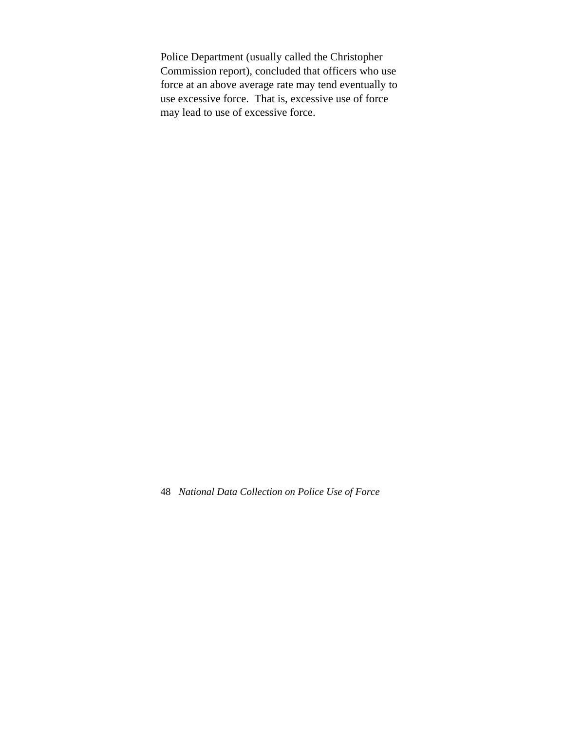Police Department (usually called the Christopher Commission report), concluded that officers who use force at an above average rate may tend eventually to use excessive force. That is, excessive use of force may lead to use of excessive force.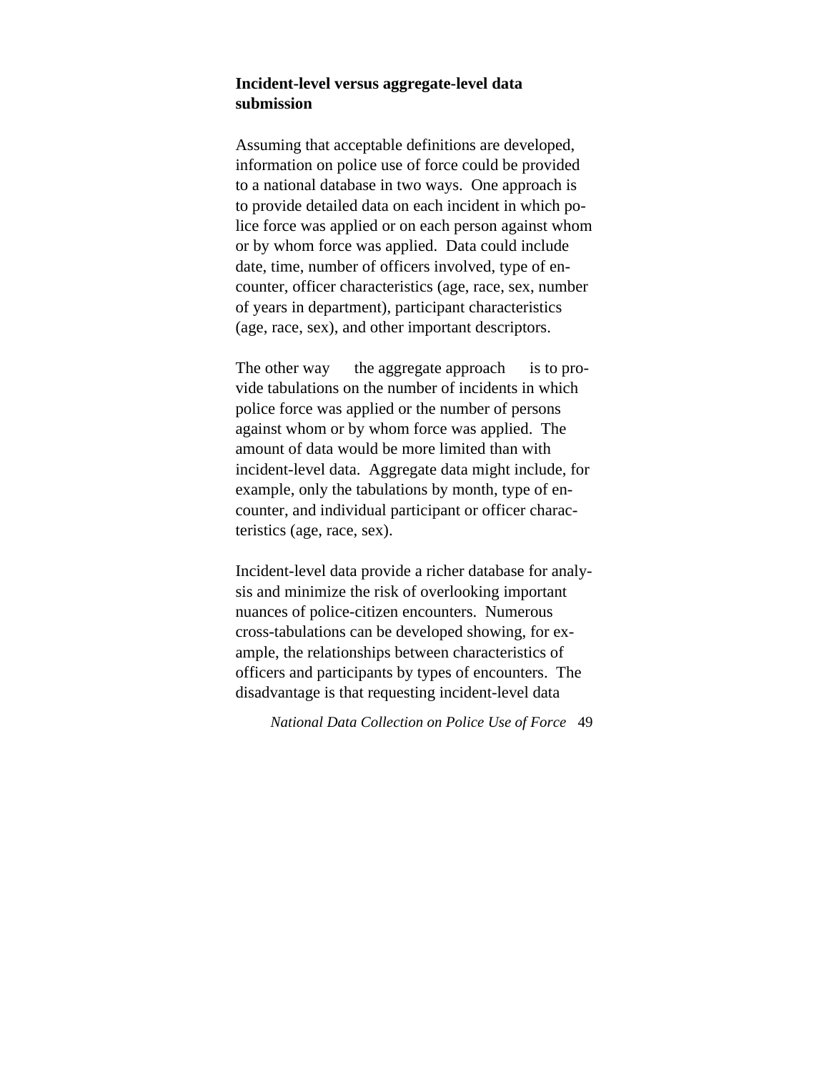**Incident-level versus aggregate-level data submission**

Assuming that acceptable definitions are developed, information on police use of force could be provided to a national database in two ways. One approach is to provide detailed data on each incident in which police force was applied or on each person against whom or by whom force was applied. Data could include date, time, number of officers involved, type of encounter, officer characteristics (age, race, sex, number of years in department), participant characteristics (age, race, sex), and other important descriptors.

The other way the aggregate approach is to provide tabulations on the number of incidents in which police force was applied or the number of persons against whom or by whom force was applied. The amount of data would be more limited than with incident-level data. Aggregate data might include, for example, only the tabulations by month, type of encounter, and individual participant or officer characteristics (age, race, sex).

Incident-level data provide a richer database for analysis and minimize the risk of overlooking important nuances of police-citizen encounters. Numerous cross-tabulations can be developed showing, for example, the relationships between characteristics of officers and participants by types of encounters. The disadvantage is that requesting incident-level data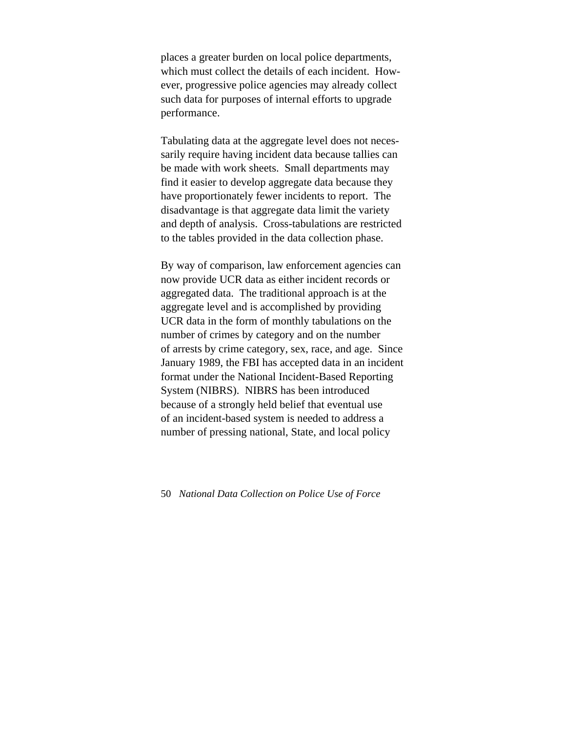places a greater burden on local police departments, which must collect the details of each incident. However, progressive police agencies may already collect such data for purposes of internal efforts to upgrade performance.

Tabulating data at the aggregate level does not necessarily require having incident data because tallies can be made with work sheets. Small departments may find it easier to develop aggregate data because they have proportionately fewer incidents to report. The disadvantage is that aggregate data limit the variety and depth of analysis. Cross-tabulations are restricted to the tables provided in the data collection phase.

By way of comparison, law enforcement agencies can now provide UCR data as either incident records or aggregated data. The traditional approach is at the aggregate level and is accomplished by providing UCR data in the form of monthly tabulations on the number of crimes by category and on the number of arrests by crime category, sex, race, and age. Since January 1989, the FBI has accepted data in an incident format under the National Incident-Based Reporting System (NIBRS). NIBRS has been introduced because of a strongly held belief that eventual use of an incident-based system is needed to address a number of pressing national, State, and local policy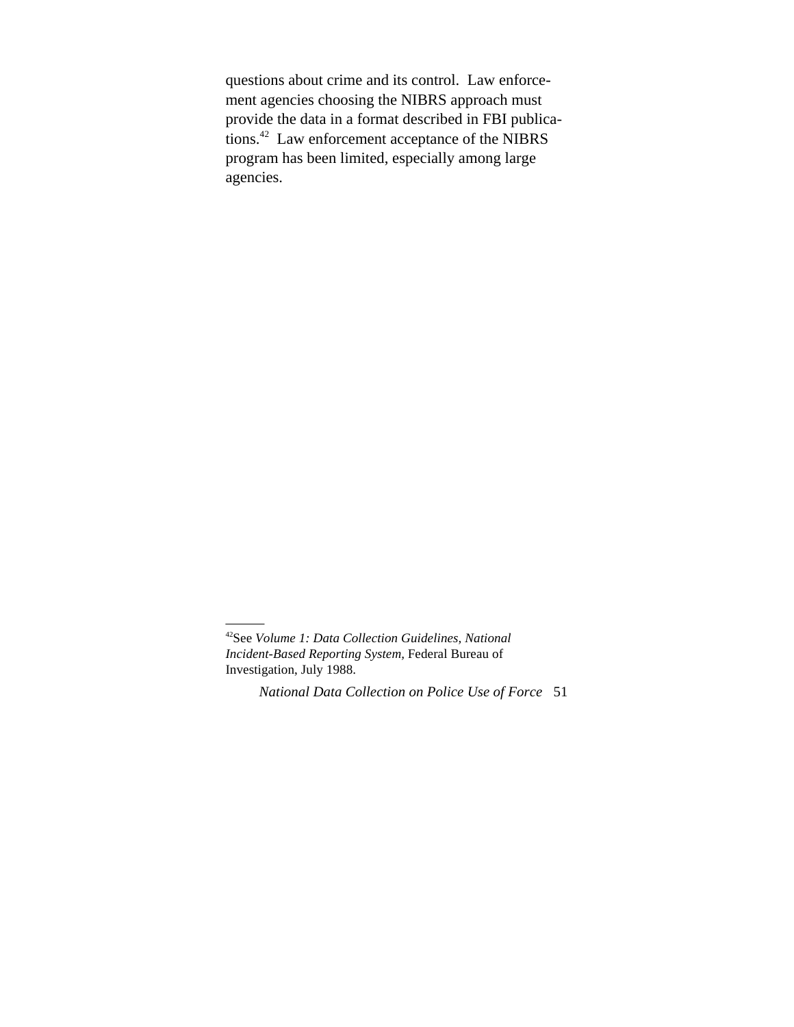questions about crime and its control. Law enforcement agencies choosing the NIBRS approach must provide the data in a format described in FBI publications.[42] Law enforcement acceptance of the NIBRS program has been limited, especially among large agencies.

---

[42]See *Volume 1: Data Collection Guidelines, National Incident-Based Reporting System,* Federal Bureau of Investigation, July 1988.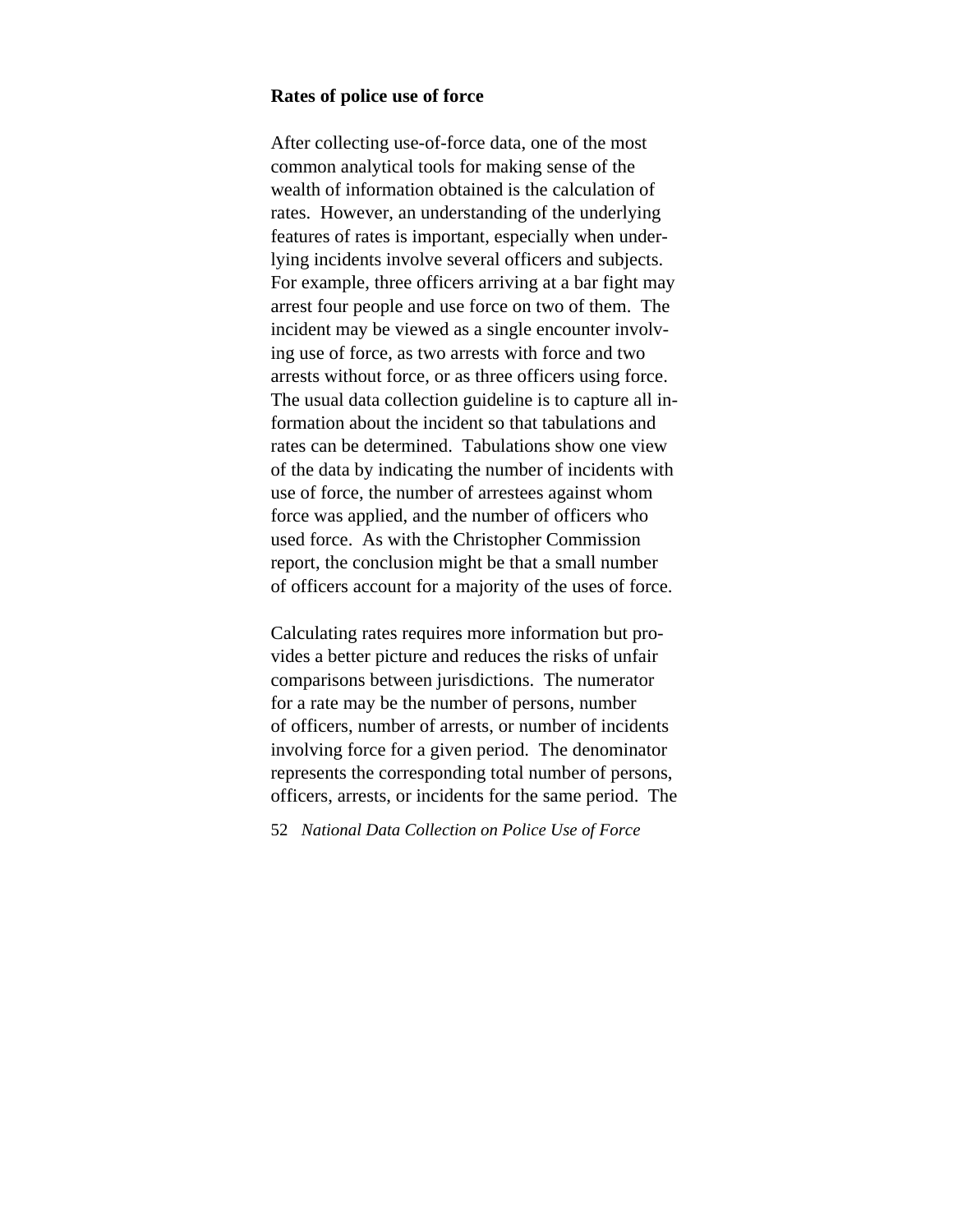### Rates of police use of force

After collecting use-of-force data, one of the most common analytical tools for making sense of the wealth of information obtained is the calculation of rates. However, an understanding of the underlying features of rates is important, especially when underlying incidents involve several officers and subjects. For example, three officers arriving at a bar fight may arrest four people and use force on two of them. The incident may be viewed as a single encounter involving use of force, as two arrests with force and two arrests without force, or as three officers using force. The usual data collection guideline is to capture all information about the incident so that tabulations and rates can be determined. Tabulations show one view of the data by indicating the number of incidents with use of force, the number of arrestees against whom force was applied, and the number of officers who used force. As with the Christopher Commission report, the conclusion might be that a small number of officers account for a majority of the uses of force.

Calculating rates requires more information but provides a better picture and reduces the risks of unfair comparisons between jurisdictions. The numerator for a rate may be the number of persons, number of officers, number of arrests, or number of incidents involving force for a given period. The denominator represents the corresponding total number of persons, officers, arrests, or incidents for the same period. The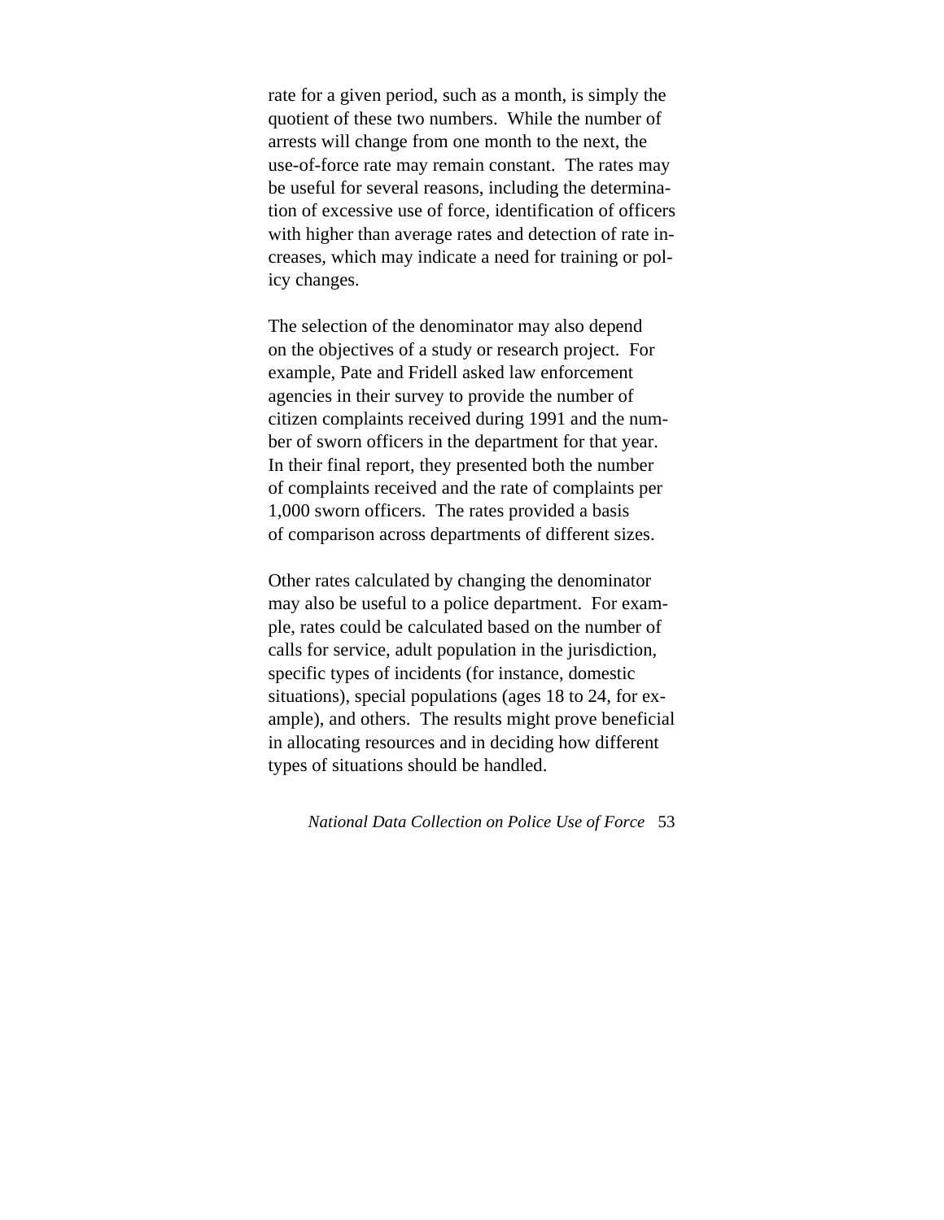rate for a given period, such as a month, is simply the quotient of these two numbers. While the number of arrests will change from one month to the next, the use-of-force rate may remain constant. The rates may be useful for several reasons, including the determination of excessive use of force, identification of officers with higher than average rates and detection of rate increases, which may indicate a need for training or policy changes.

The selection of the denominator may also depend on the objectives of a study or research project. For example, Pate and Fridell asked law enforcement agencies in their survey to provide the number of citizen complaints received during 1991 and the number of sworn officers in the department for that year. In their final report, they presented both the number of complaints received and the rate of complaints per 1,000 sworn officers. The rates provided a basis of comparison across departments of different sizes.

Other rates calculated by changing the denominator may also be useful to a police department. For example, rates could be calculated based on the number of calls for service, adult population in the jurisdiction, specific types of incidents (for instance, domestic situations), special populations (ages 18 to 24, for example), and others. The results might prove beneficial in allocating resources and in deciding how different types of situations should be handled.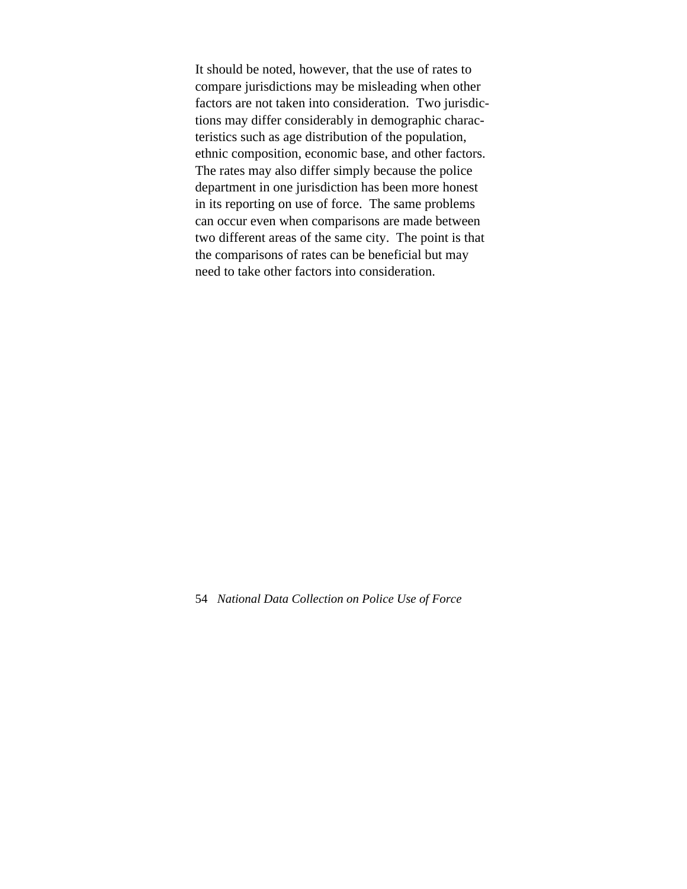It should be noted, however, that the use of rates to compare jurisdictions may be misleading when other factors are not taken into consideration. Two jurisdictions may differ considerably in demographic characteristics such as age distribution of the population, ethnic composition, economic base, and other factors. The rates may also differ simply because the police department in one jurisdiction has been more honest in its reporting on use of force. The same problems can occur even when comparisons are made between two different areas of the same city. The point is that the comparisons of rates can be beneficial but may need to take other factors into consideration.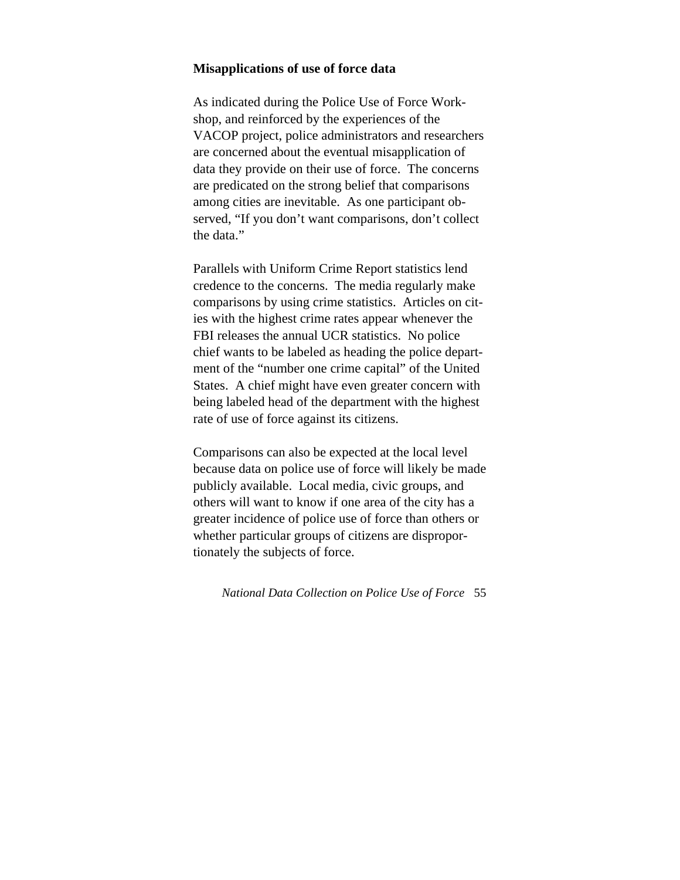### Misapplications of use of force data

As indicated during the Police Use of Force Workshop, and reinforced by the experiences of the VACOP project, police administrators and researchers are concerned about the eventual misapplication of data they provide on their use of force. The concerns are predicated on the strong belief that comparisons among cities are inevitable. As one participant observed, "If you don't want comparisons, don't collect the data."

Parallels with Uniform Crime Report statistics lend credence to the concerns. The media regularly make comparisons by using crime statistics. Articles on cities with the highest crime rates appear whenever the FBI releases the annual UCR statistics. No police chief wants to be labeled as heading the police department of the "number one crime capital" of the United States. A chief might have even greater concern with being labeled head of the department with the highest rate of use of force against its citizens.

Comparisons can also be expected at the local level because data on police use of force will likely be made publicly available. Local media, civic groups, and others will want to know if one area of the city has a greater incidence of police use of force than others or whether particular groups of citizens are disproportionately the subjects of force.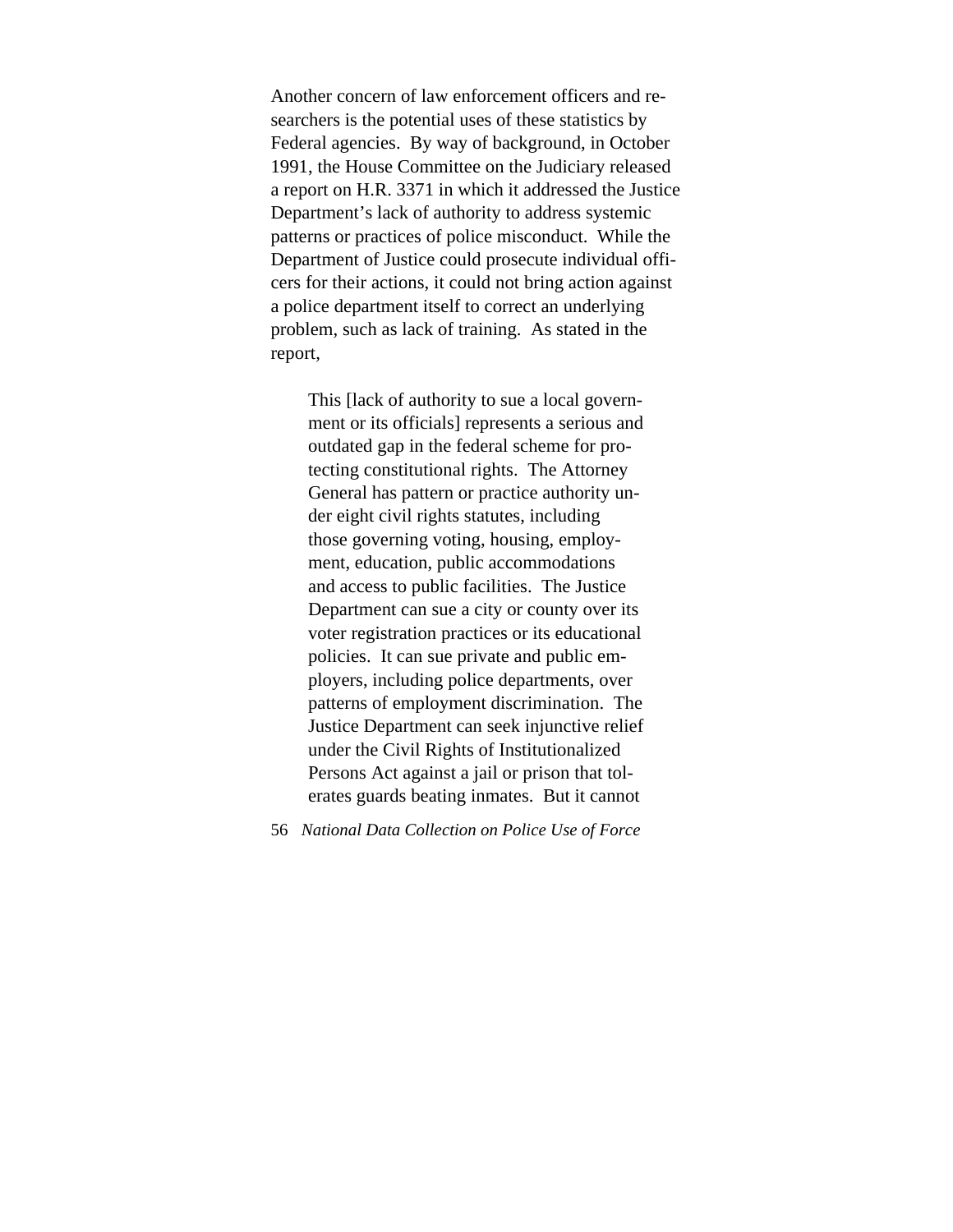Another concern of law enforcement officers and researchers is the potential uses of these statistics by Federal agencies. By way of background, in October 1991, the House Committee on the Judiciary released a report on H.R. 3371 in which it addressed the Justice Department's lack of authority to address systemic patterns or practices of police misconduct. While the Department of Justice could prosecute individual officers for their actions, it could not bring action against a police department itself to correct an underlying problem, such as lack of training. As stated in the report,

> This [lack of authority to sue a local government or its officials] represents a serious and outdated gap in the federal scheme for protecting constitutional rights. The Attorney General has pattern or practice authority under eight civil rights statutes, including those governing voting, housing, employment, education, public accommodations and access to public facilities. The Justice Department can sue a city or county over its voter registration practices or its educational policies. It can sue private and public employers, including police departments, over patterns of employment discrimination. The Justice Department can seek injunctive relief under the Civil Rights of Institutionalized Persons Act against a jail or prison that tolerates guards beating inmates. But it cannot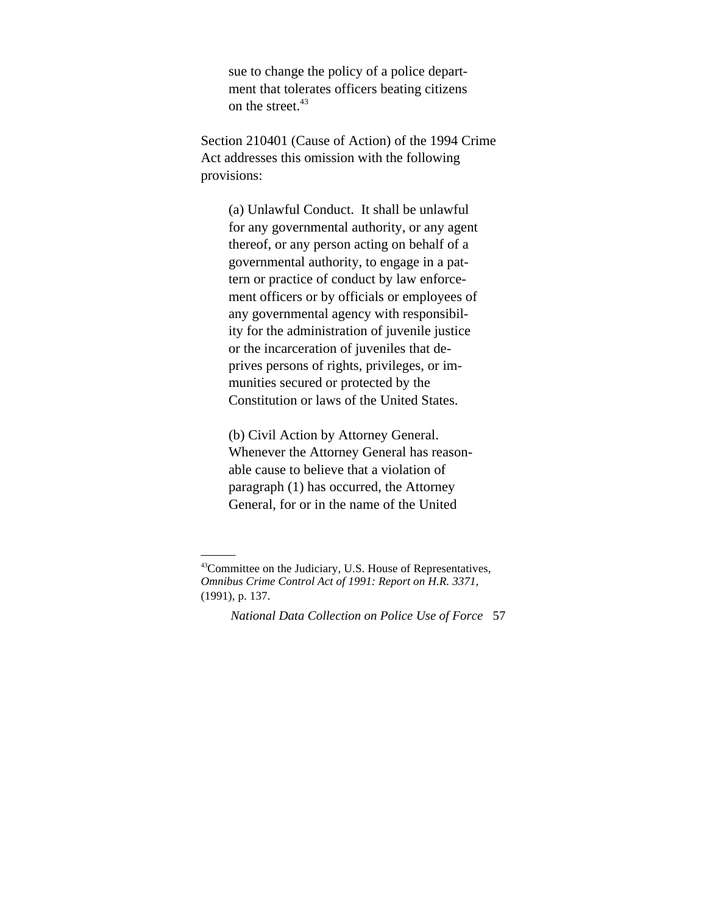> sue to change the policy of a police department that tolerates officers beating citizens on the street.[43]

Section 210401 (Cause of Action) of the 1994 Crime Act addresses this omission with the following provisions:

> (a) Unlawful Conduct. It shall be unlawful for any governmental authority, or any agent thereof, or any person acting on behalf of a governmental authority, to engage in a pattern or practice of conduct by law enforcement officers or by officials or employees of any governmental agency with responsibility for the administration of juvenile justice or the incarceration of juveniles that deprives persons of rights, privileges, or immunities secured or protected by the Constitution or laws of the United States.
>
> (b) Civil Action by Attorney General. Whenever the Attorney General has reasonable cause to believe that a violation of paragraph (1) has occurred, the Attorney General, for or in the name of the United

---

[43]Committee on the Judiciary, U.S. House of Representatives, *Omnibus Crime Control Act of 1991: Report on H.R. 3371,* (1991), p. 137.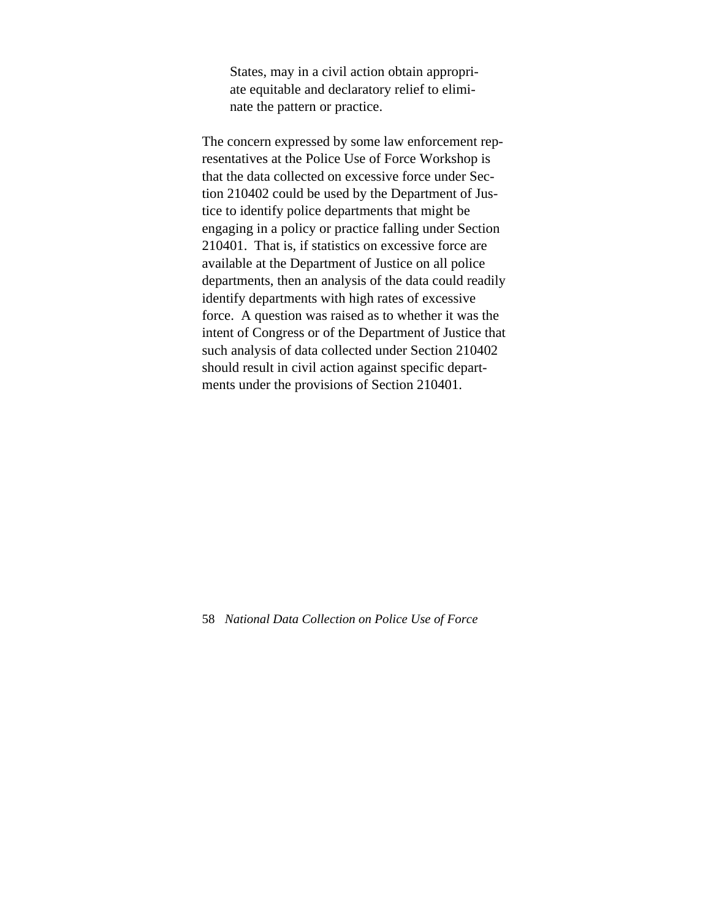> States, may in a civil action obtain appropriate equitable and declaratory relief to eliminate the pattern or practice.

The concern expressed by some law enforcement representatives at the Police Use of Force Workshop is that the data collected on excessive force under Section 210402 could be used by the Department of Justice to identify police departments that might be engaging in a policy or practice falling under Section 210401. That is, if statistics on excessive force are available at the Department of Justice on all police departments, then an analysis of the data could readily identify departments with high rates of excessive force. A question was raised as to whether it was the intent of Congress or of the Department of Justice that such analysis of data collected under Section 210402 should result in civil action against specific departments under the provisions of Section 210401.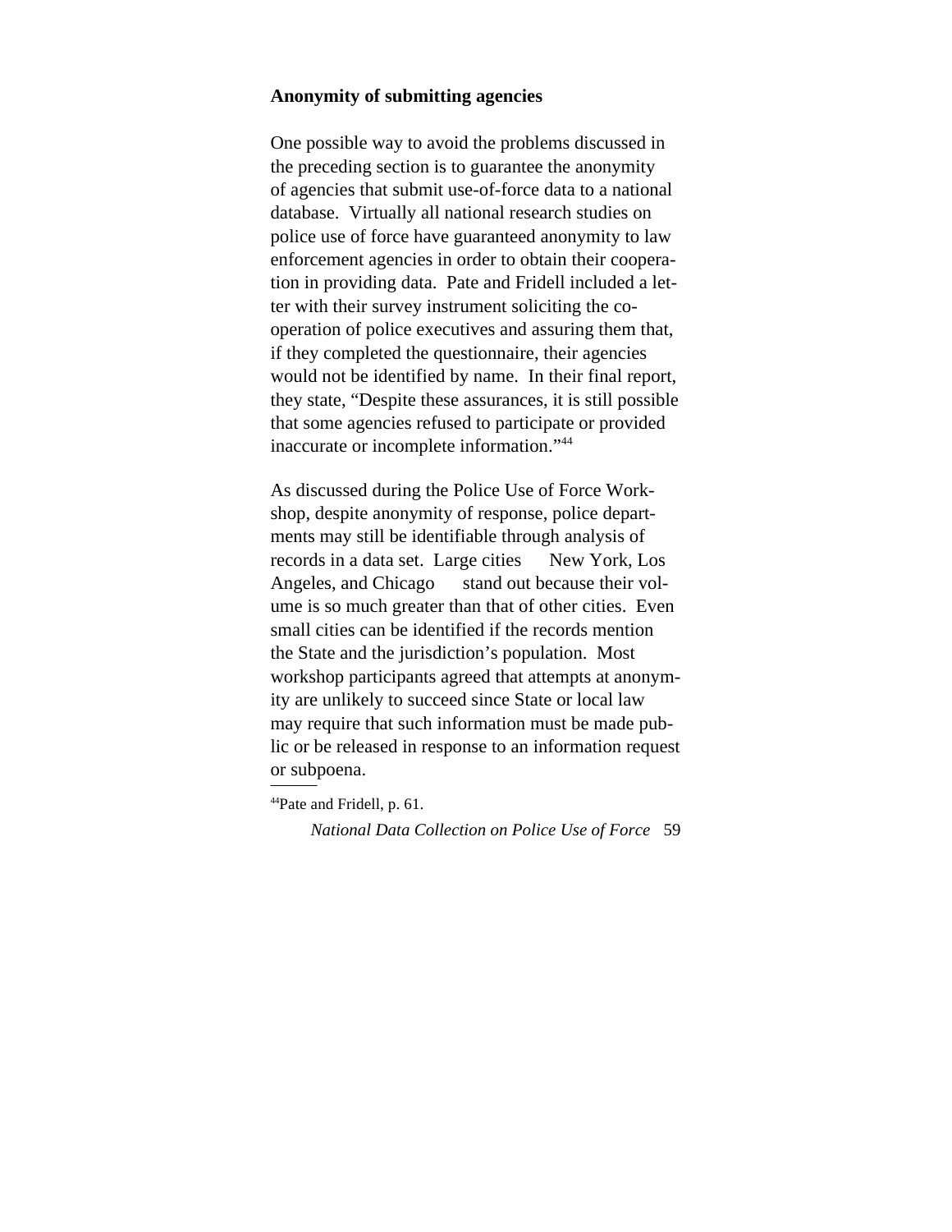### Anonymity of submitting agencies

One possible way to avoid the problems discussed in the preceding section is to guarantee the anonymity of agencies that submit use-of-force data to a national database. Virtually all national research studies on police use of force have guaranteed anonymity to law enforcement agencies in order to obtain their cooperation in providing data. Pate and Fridell included a letter with their survey instrument soliciting the cooperation of police executives and assuring them that, if they completed the questionnaire, their agencies would not be identified by name. In their final report, they state, "Despite these assurances, it is still possible that some agencies refused to participate or provided inaccurate or incomplete information."[44]

As discussed during the Police Use of Force Workshop, despite anonymity of response, police departments may still be identifiable through analysis of records in a data set. Large cities — New York, Los Angeles, and Chicago — stand out because their volume is so much greater than that of other cities. Even small cities can be identified if the records mention the State and the jurisdiction's population. Most workshop participants agreed that attempts at anonymity are unlikely to succeed since State or local law may require that such information must be made public or be released in response to an information request or subpoena.

---

[44]Pate and Fridell, p. 61.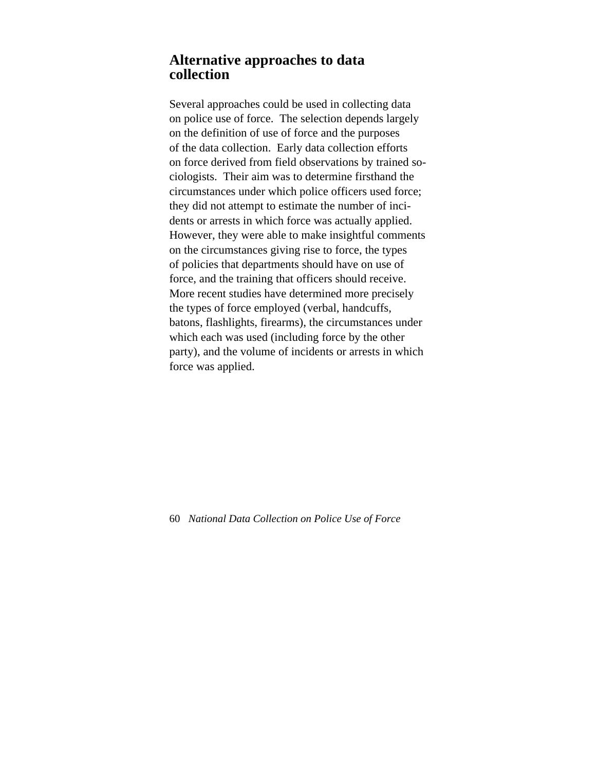## Alternative approaches to data collection

Several approaches could be used in collecting data on police use of force. The selection depends largely on the definition of use of force and the purposes of the data collection. Early data collection efforts on force derived from field observations by trained sociologists. Their aim was to determine firsthand the circumstances under which police officers used force; they did not attempt to estimate the number of incidents or arrests in which force was actually applied. However, they were able to make insightful comments on the circumstances giving rise to force, the types of policies that departments should have on use of force, and the training that officers should receive. More recent studies have determined more precisely the types of force employed (verbal, handcuffs, batons, flashlights, firearms), the circumstances under which each was used (including force by the other party), and the volume of incidents or arrests in which force was applied.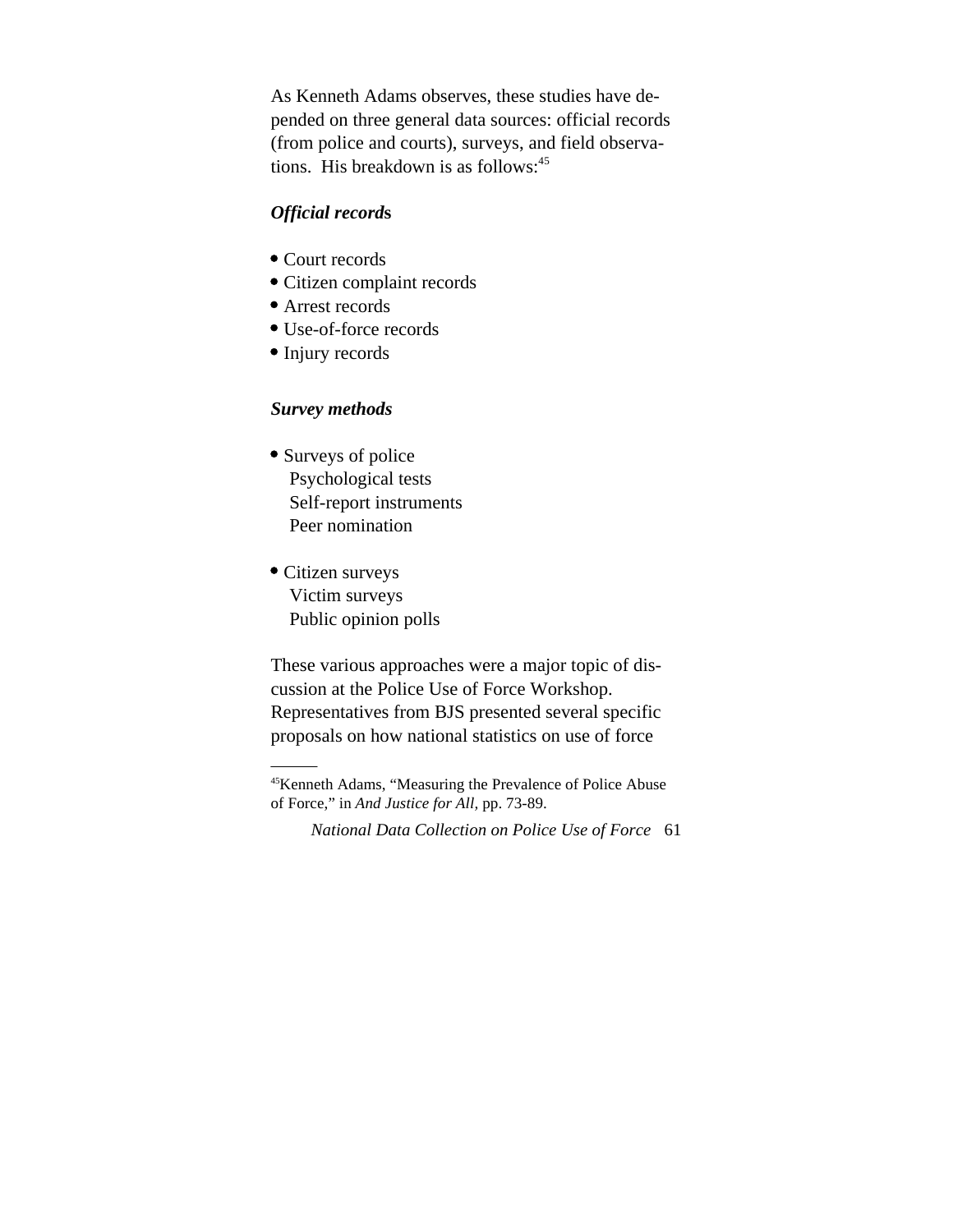As Kenneth Adams observes, these studies have depended on three general data sources: official records (from police and courts), surveys, and field observations. His breakdown is as follows:[45]

***Official records***

- Court records
- Citizen complaint records
- Arrest records
- Use-of-force records
- Injury records

***Survey methods***

- Surveys of police
  - Psychological tests
  - Self-report instruments
  - Peer nomination

- Citizen surveys
  - Victim surveys
  - Public opinion polls

These various approaches were a major topic of discussion at the Police Use of Force Workshop. Representatives from BJS presented several specific proposals on how national statistics on use of force

---

[45]Kenneth Adams, "Measuring the Prevalence of Police Abuse of Force," in *And Justice for All,* pp. 73-89.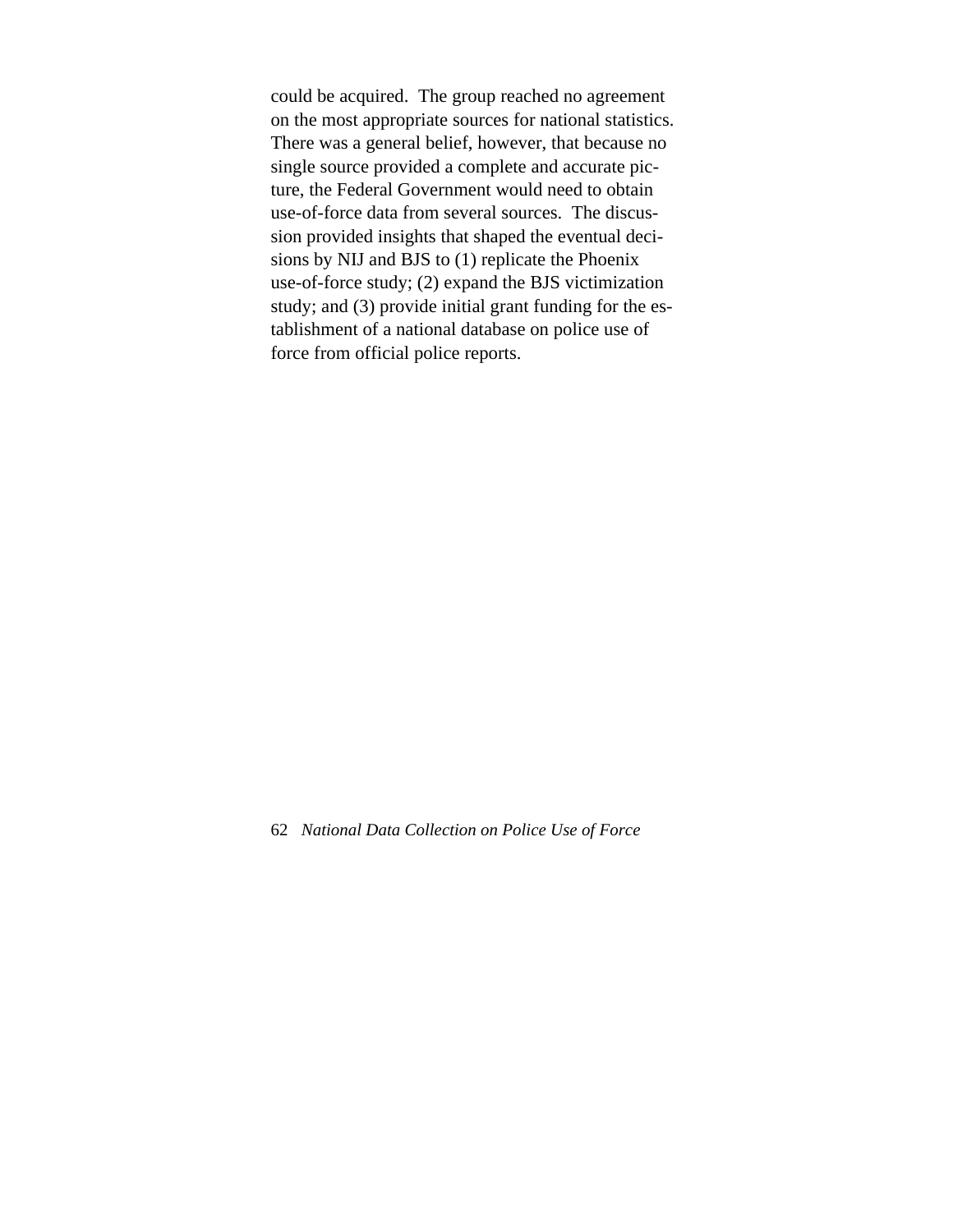could be acquired. The group reached no agreement on the most appropriate sources for national statistics. There was a general belief, however, that because no single source provided a complete and accurate picture, the Federal Government would need to obtain use-of-force data from several sources. The discussion provided insights that shaped the eventual decisions by NIJ and BJS to (1) replicate the Phoenix use-of-force study; (2) expand the BJS victimization study; and (3) provide initial grant funding for the establishment of a national database on police use of force from official police reports.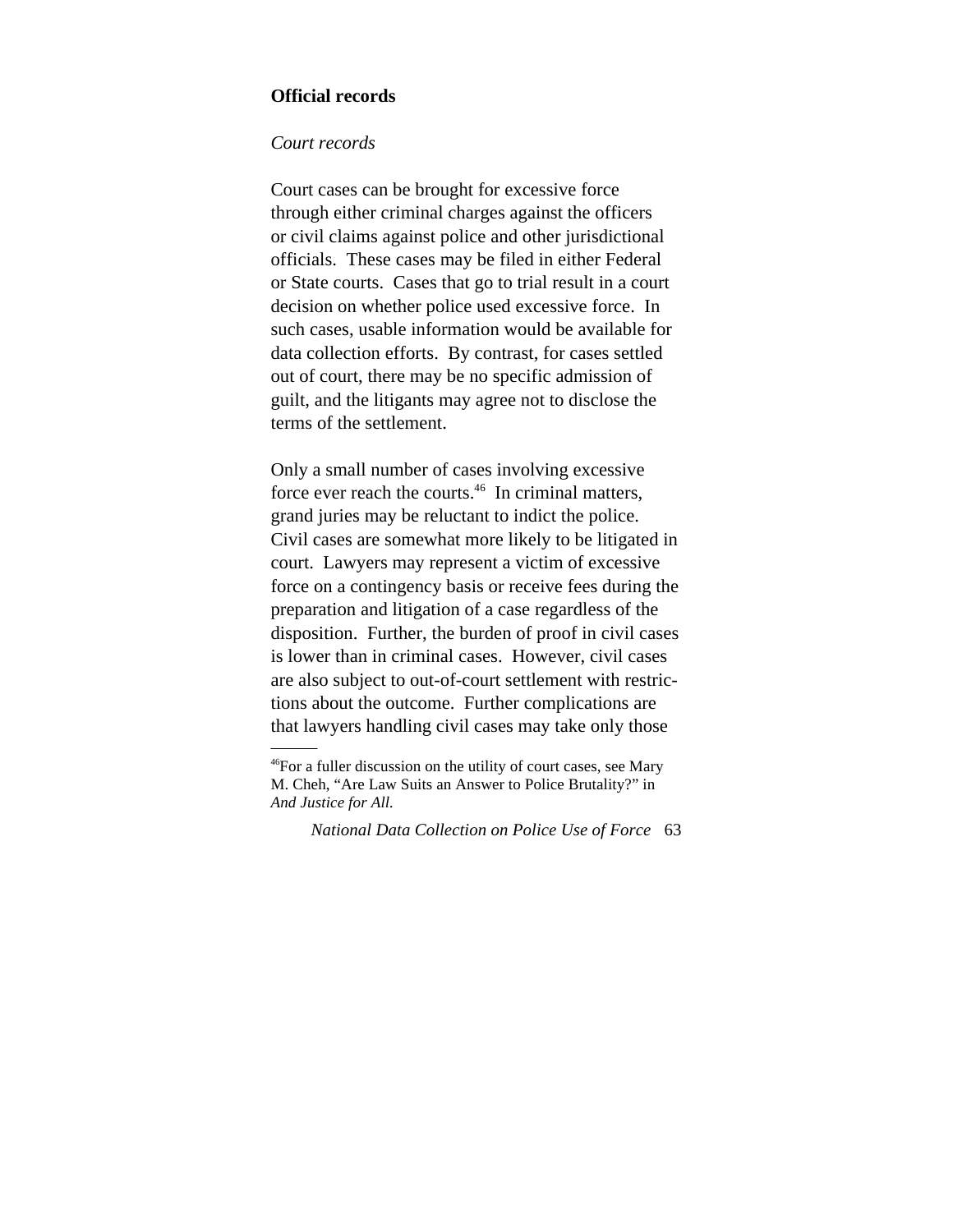## Official records

### *Court records*

Court cases can be brought for excessive force through either criminal charges against the officers or civil claims against police and other jurisdictional officials. These cases may be filed in either Federal or State courts. Cases that go to trial result in a court decision on whether police used excessive force. In such cases, usable information would be available for data collection efforts. By contrast, for cases settled out of court, there may be no specific admission of guilt, and the litigants may agree not to disclose the terms of the settlement.

Only a small number of cases involving excessive force ever reach the courts.[46] In criminal matters, grand juries may be reluctant to indict the police. Civil cases are somewhat more likely to be litigated in court. Lawyers may represent a victim of excessive force on a contingency basis or receive fees during the preparation and litigation of a case regardless of the disposition. Further, the burden of proof in civil cases is lower than in criminal cases. However, civil cases are also subject to out-of-court settlement with restrictions about the outcome. Further complications are that lawyers handling civil cases may take only those

---

[46]For a fuller discussion on the utility of court cases, see Mary M. Cheh, "Are Law Suits an Answer to Police Brutality?" in *And Justice for All.*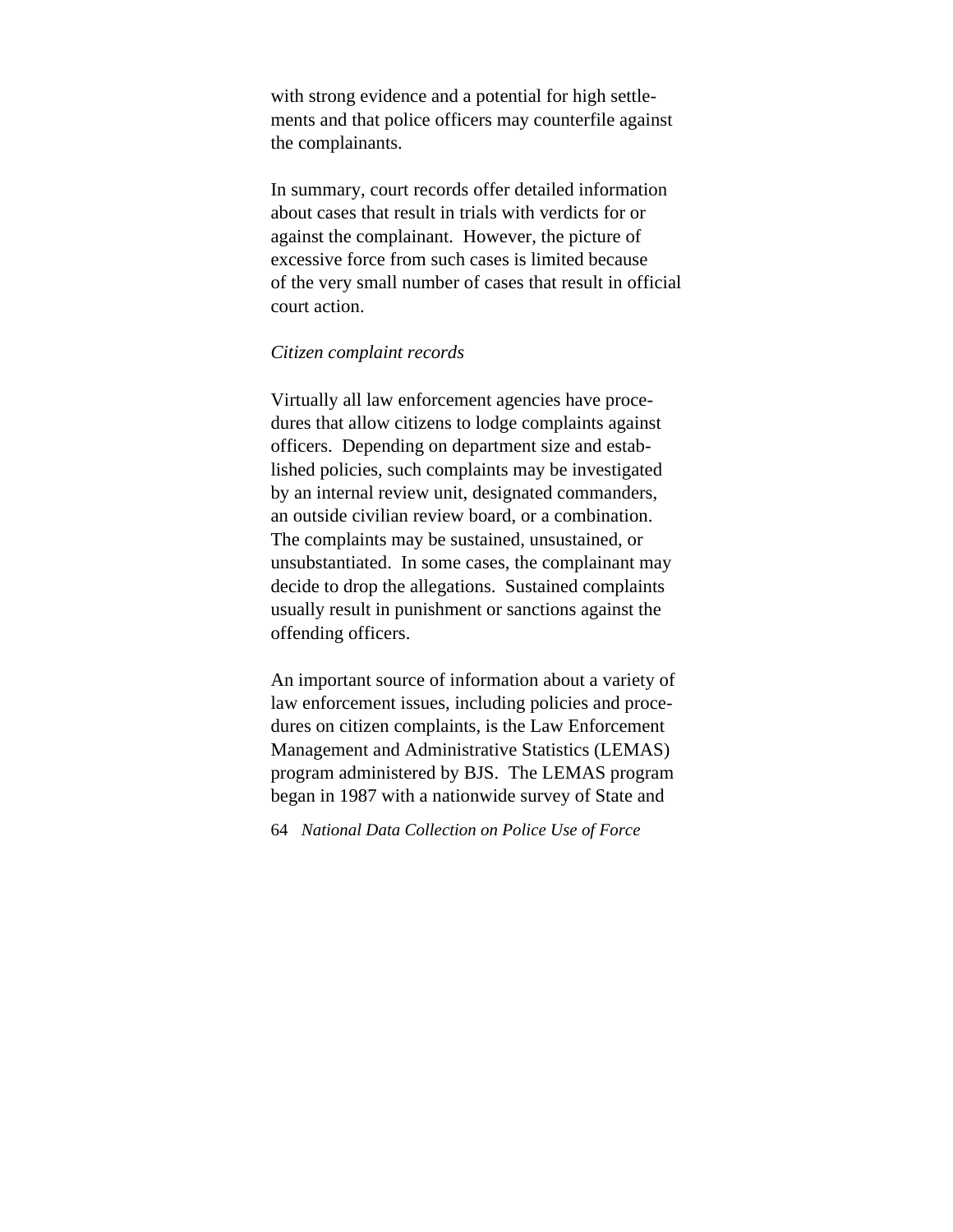with strong evidence and a potential for high settlements and that police officers may counterfile against the complainants.

In summary, court records offer detailed information about cases that result in trials with verdicts for or against the complainant. However, the picture of excessive force from such cases is limited because of the very small number of cases that result in official court action.

*Citizen complaint records*

Virtually all law enforcement agencies have procedures that allow citizens to lodge complaints against officers. Depending on department size and established policies, such complaints may be investigated by an internal review unit, designated commanders, an outside civilian review board, or a combination. The complaints may be sustained, unsustained, or unsubstantiated. In some cases, the complainant may decide to drop the allegations. Sustained complaints usually result in punishment or sanctions against the offending officers.

An important source of information about a variety of law enforcement issues, including policies and procedures on citizen complaints, is the Law Enforcement Management and Administrative Statistics (LEMAS) program administered by BJS. The LEMAS program began in 1987 with a nationwide survey of State and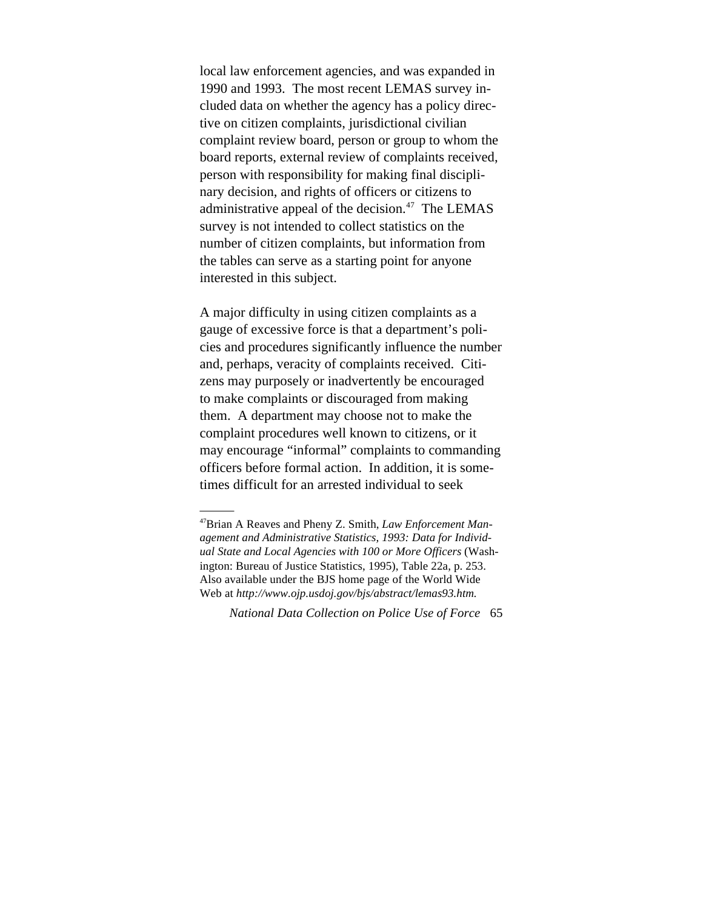local law enforcement agencies, and was expanded in 1990 and 1993. The most recent LEMAS survey included data on whether the agency has a policy directive on citizen complaints, jurisdictional civilian complaint review board, person or group to whom the board reports, external review of complaints received, person with responsibility for making final disciplinary decision, and rights of officers or citizens to administrative appeal of the decision.[47] The LEMAS survey is not intended to collect statistics on the number of citizen complaints, but information from the tables can serve as a starting point for anyone interested in this subject.

A major difficulty in using citizen complaints as a gauge of excessive force is that a department's policies and procedures significantly influence the number and, perhaps, veracity of complaints received. Citizens may purposely or inadvertently be encouraged to make complaints or discouraged from making them. A department may choose not to make the complaint procedures well known to citizens, or it may encourage "informal" complaints to commanding officers before formal action. In addition, it is sometimes difficult for an arrested individual to seek

---

[47]Brian A Reaves and Pheny Z. Smith, *Law Enforcement Management and Administrative Statistics, 1993: Data for Individual State and Local Agencies with 100 or More Officers* (Washington: Bureau of Justice Statistics, 1995), Table 22a, p. 253. Also available under the BJS home page of the World Wide Web at *http://www.ojp.usdoj.gov/bjs/abstract/lemas93.htm.*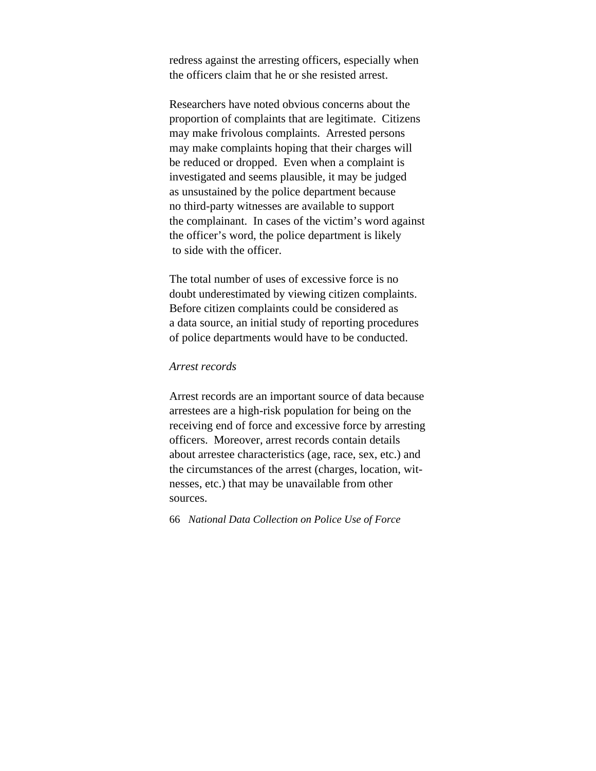redress against the arresting officers, especially when the officers claim that he or she resisted arrest.

Researchers have noted obvious concerns about the proportion of complaints that are legitimate. Citizens may make frivolous complaints. Arrested persons may make complaints hoping that their charges will be reduced or dropped. Even when a complaint is investigated and seems plausible, it may be judged as unsustained by the police department because no third-party witnesses are available to support the complainant. In cases of the victim's word against the officer's word, the police department is likely to side with the officer.

The total number of uses of excessive force is no doubt underestimated by viewing citizen complaints. Before citizen complaints could be considered as a data source, an initial study of reporting procedures of police departments would have to be conducted.

*Arrest records*

Arrest records are an important source of data because arrestees are a high-risk population for being on the receiving end of force and excessive force by arresting officers. Moreover, arrest records contain details about arrestee characteristics (age, race, sex, etc.) and the circumstances of the arrest (charges, location, witnesses, etc.) that may be unavailable from other sources.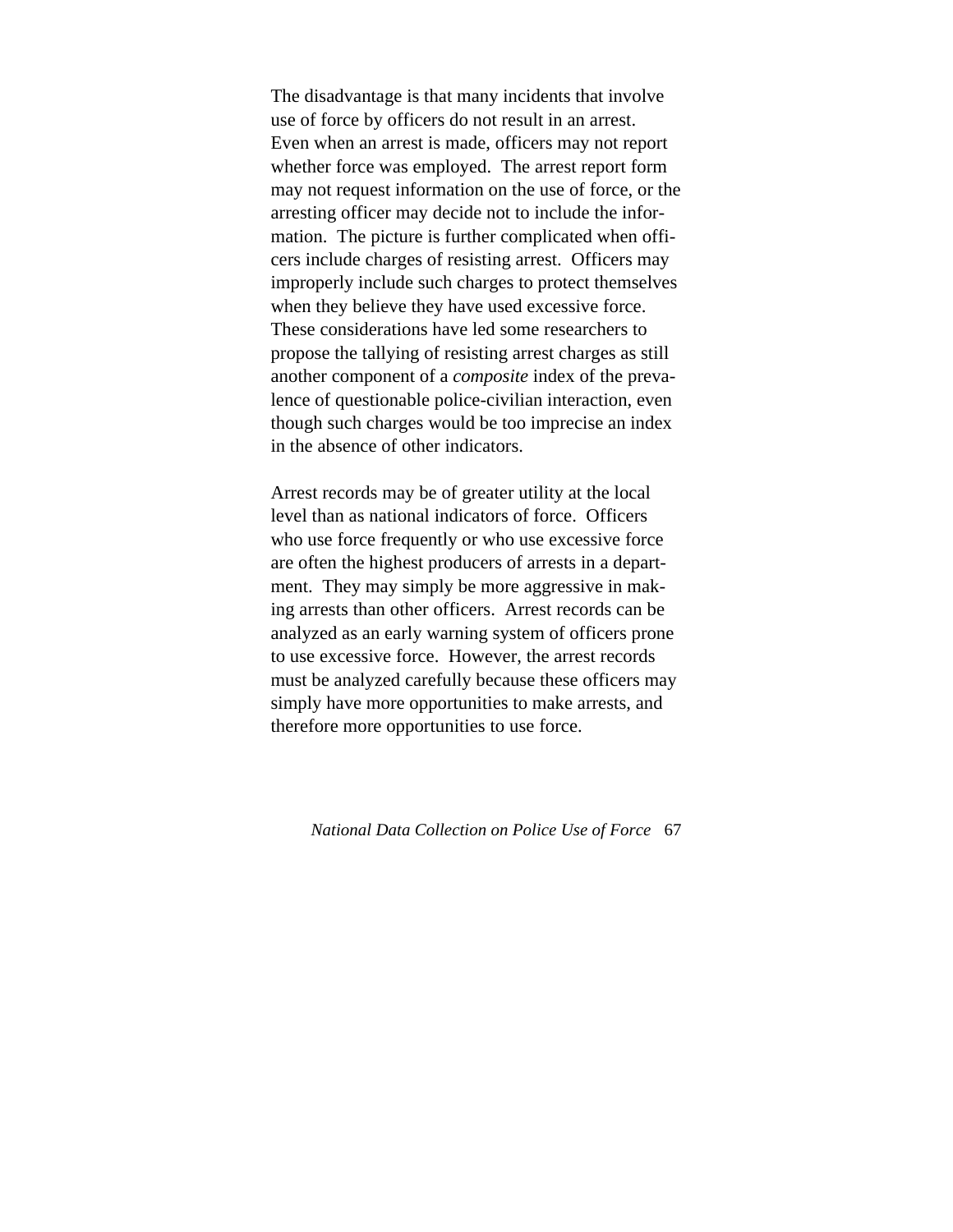The disadvantage is that many incidents that involve use of force by officers do not result in an arrest. Even when an arrest is made, officers may not report whether force was employed. The arrest report form may not request information on the use of force, or the arresting officer may decide not to include the information. The picture is further complicated when officers include charges of resisting arrest. Officers may improperly include such charges to protect themselves when they believe they have used excessive force. These considerations have led some researchers to propose the tallying of resisting arrest charges as still another component of a *composite* index of the prevalence of questionable police-civilian interaction, even though such charges would be too imprecise an index in the absence of other indicators.

Arrest records may be of greater utility at the local level than as national indicators of force. Officers who use force frequently or who use excessive force are often the highest producers of arrests in a department. They may simply be more aggressive in making arrests than other officers. Arrest records can be analyzed as an early warning system of officers prone to use excessive force. However, the arrest records must be analyzed carefully because these officers may simply have more opportunities to make arrests, and therefore more opportunities to use force.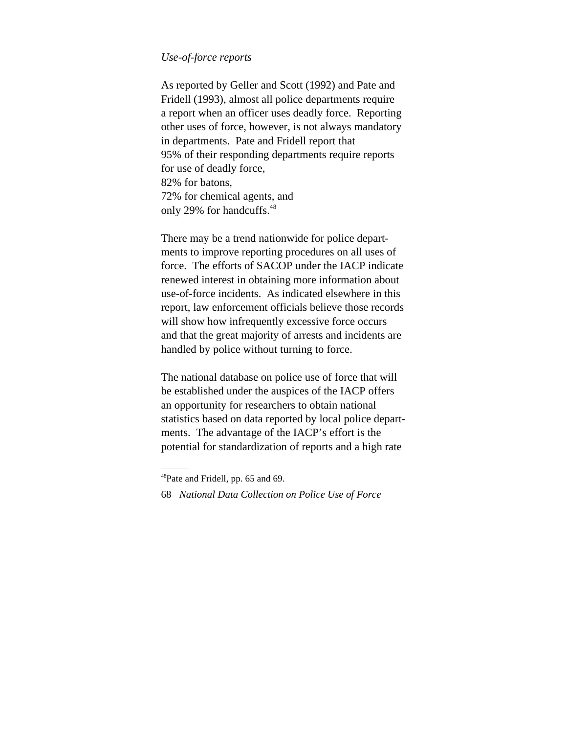*Use-of-force reports*

As reported by Geller and Scott (1992) and Pate and Fridell (1993), almost all police departments require a report when an officer uses deadly force. Reporting other uses of force, however, is not always mandatory in departments. Pate and Fridell report that
95% of their responding departments require reports for use of deadly force,
82% for batons,
72% for chemical agents, and
only 29% for handcuffs.[48]

There may be a trend nationwide for police departments to improve reporting procedures on all uses of force. The efforts of SACOP under the IACP indicate renewed interest in obtaining more information about use-of-force incidents. As indicated elsewhere in this report, law enforcement officials believe those records will show how infrequently excessive force occurs and that the great majority of arrests and incidents are handled by police without turning to force.

The national database on police use of force that will be established under the auspices of the IACP offers an opportunity for researchers to obtain national statistics based on data reported by local police departments. The advantage of the IACP's effort is the potential for standardization of reports and a high rate

---

[48]Pate and Fridell, pp. 65 and 69.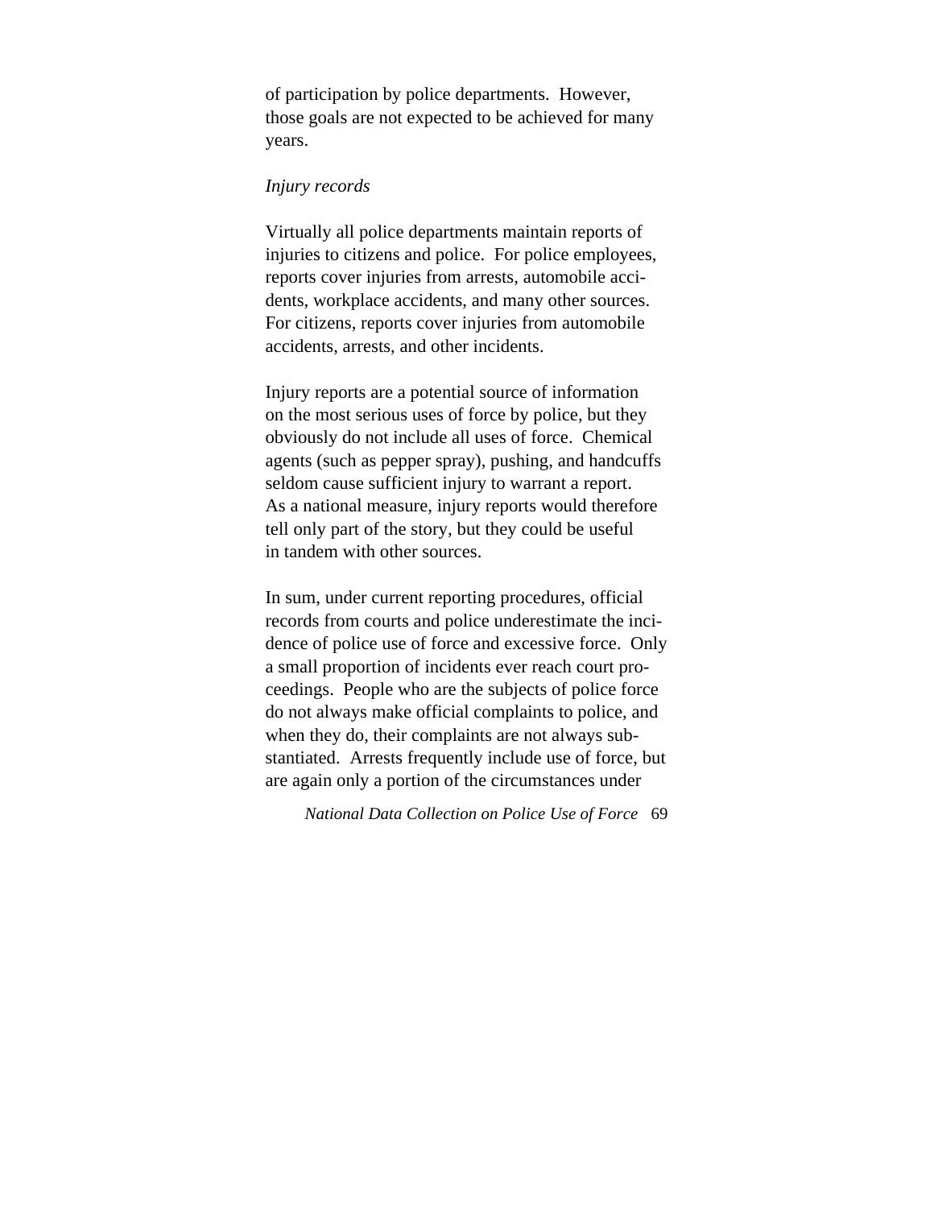of participation by police departments. However, those goals are not expected to be achieved for many years.

*Injury records*

Virtually all police departments maintain reports of injuries to citizens and police. For police employees, reports cover injuries from arrests, automobile accidents, workplace accidents, and many other sources. For citizens, reports cover injuries from automobile accidents, arrests, and other incidents.

Injury reports are a potential source of information on the most serious uses of force by police, but they obviously do not include all uses of force. Chemical agents (such as pepper spray), pushing, and handcuffs seldom cause sufficient injury to warrant a report. As a national measure, injury reports would therefore tell only part of the story, but they could be useful in tandem with other sources.

In sum, under current reporting procedures, official records from courts and police underestimate the incidence of police use of force and excessive force. Only a small proportion of incidents ever reach court proceedings. People who are the subjects of police force do not always make official complaints to police, and when they do, their complaints are not always substantiated. Arrests frequently include use of force, but are again only a portion of the circumstances under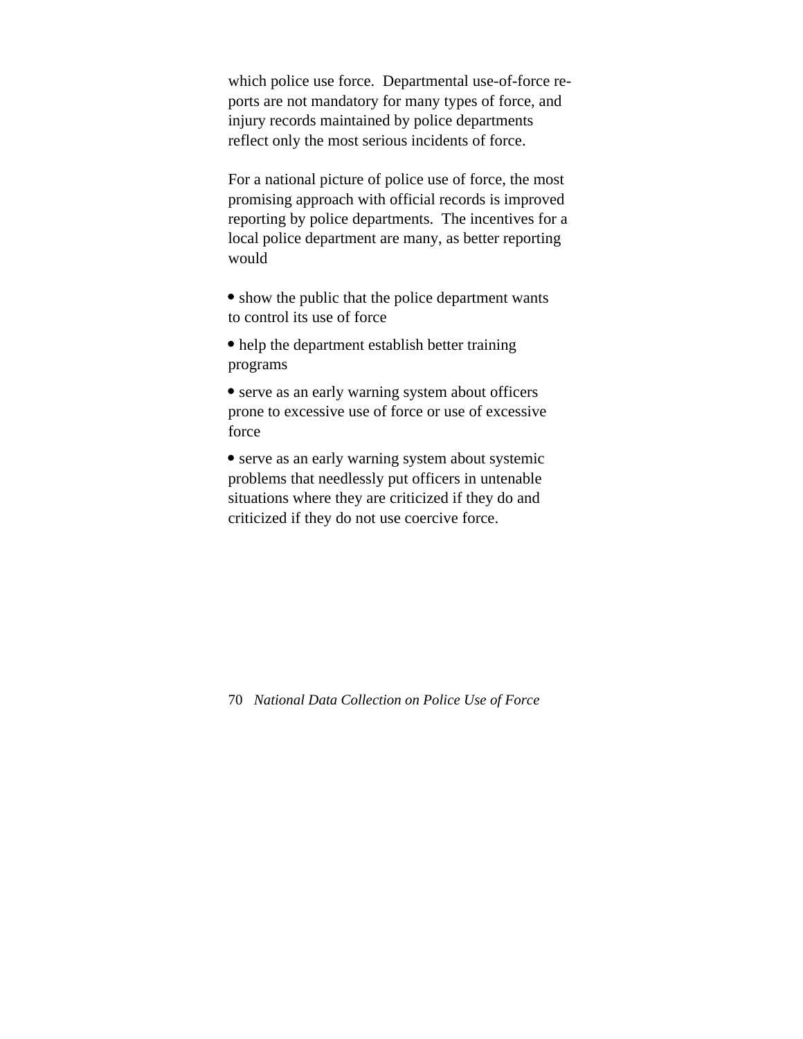which police use force. Departmental use-of-force reports are not mandatory for many types of force, and injury records maintained by police departments reflect only the most serious incidents of force.

For a national picture of police use of force, the most promising approach with official records is improved reporting by police departments. The incentives for a local police department are many, as better reporting would

- show the public that the police department wants to control its use of force
- help the department establish better training programs
- serve as an early warning system about officers prone to excessive use of force or use of excessive force
- serve as an early warning system about systemic problems that needlessly put officers in untenable situations where they are criticized if they do and criticized if they do not use coercive force.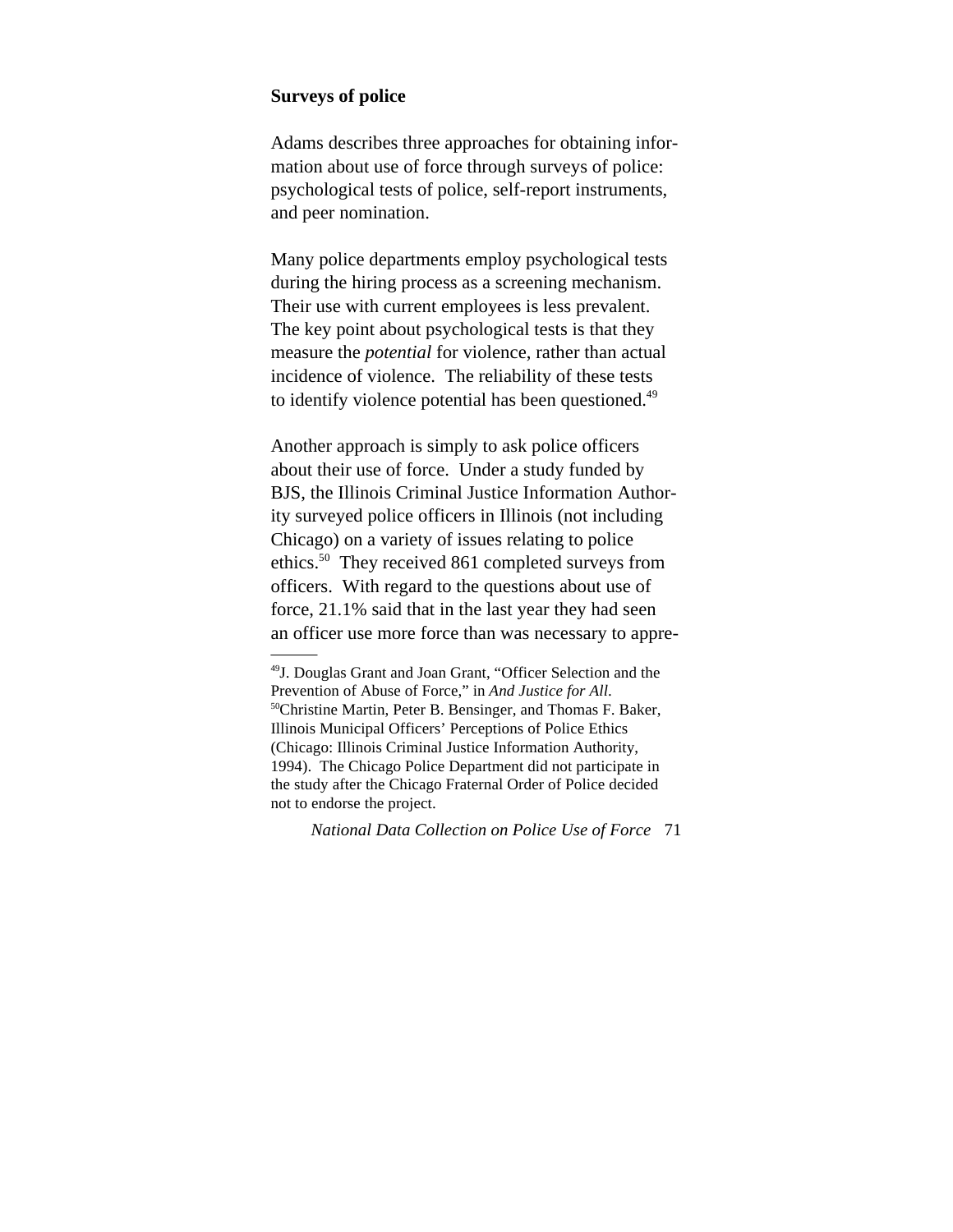**Surveys of police**

Adams describes three approaches for obtaining information about use of force through surveys of police: psychological tests of police, self-report instruments, and peer nomination.

Many police departments employ psychological tests during the hiring process as a screening mechanism. Their use with current employees is less prevalent. The key point about psychological tests is that they measure the *potential* for violence, rather than actual incidence of violence. The reliability of these tests to identify violence potential has been questioned.[49]

Another approach is simply to ask police officers about their use of force. Under a study funded by BJS, the Illinois Criminal Justice Information Authority surveyed police officers in Illinois (not including Chicago) on a variety of issues relating to police ethics.[50] They received 861 completed surveys from officers. With regard to the questions about use of force, 21.1% said that in the last year they had seen an officer use more force than was necessary to appre-

---

[49]J. Douglas Grant and Joan Grant, "Officer Selection and the Prevention of Abuse of Force," in *And Justice for All*.

[50]Christine Martin, Peter B. Bensinger, and Thomas F. Baker, Illinois Municipal Officers' Perceptions of Police Ethics (Chicago: Illinois Criminal Justice Information Authority, 1994). The Chicago Police Department did not participate in the study after the Chicago Fraternal Order of Police decided not to endorse the project.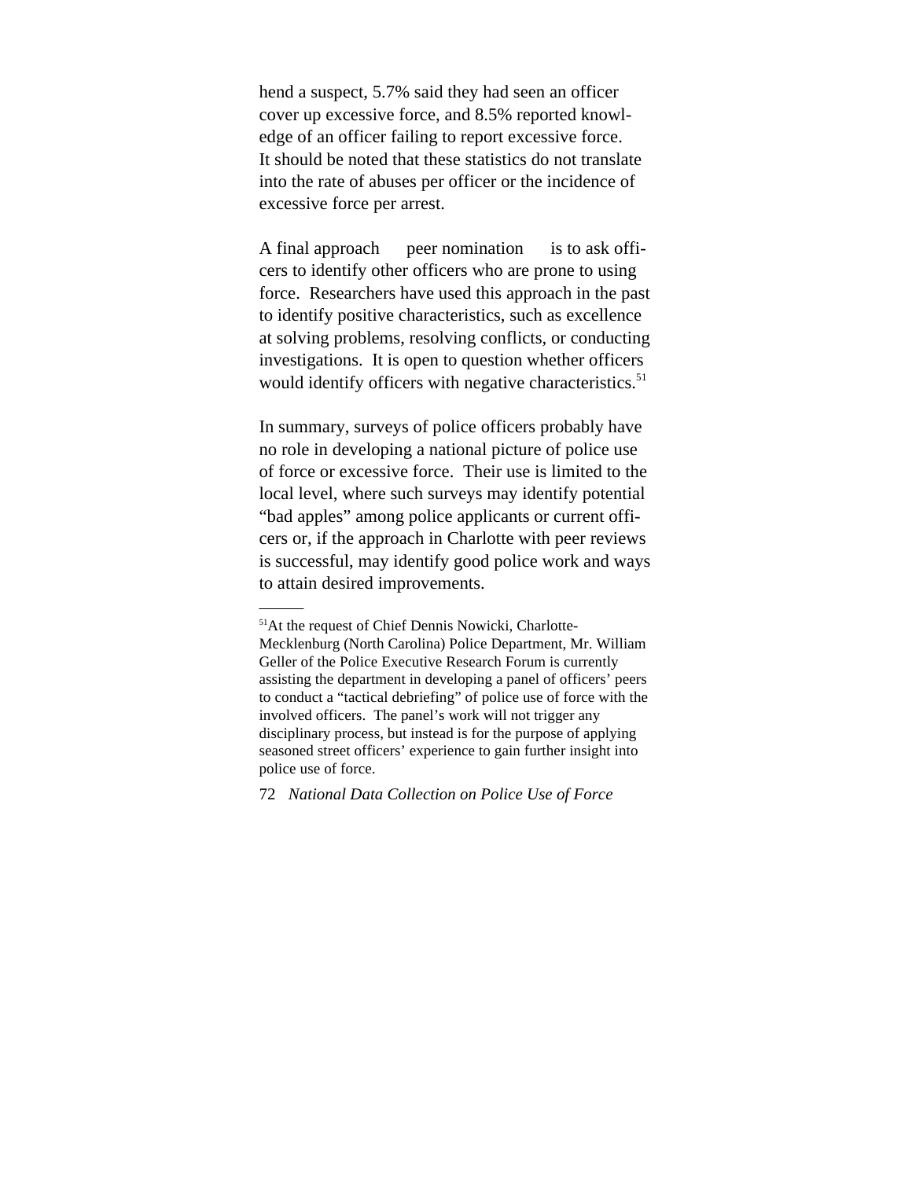hend a suspect, 5.7% said they had seen an officer cover up excessive force, and 8.5% reported knowledge of an officer failing to report excessive force. It should be noted that these statistics do not translate into the rate of abuses per officer or the incidence of excessive force per arrest.

A final approach   peer nomination   is to ask officers to identify other officers who are prone to using force. Researchers have used this approach in the past to identify positive characteristics, such as excellence at solving problems, resolving conflicts, or conducting investigations. It is open to question whether officers would identify officers with negative characteristics.[51]

In summary, surveys of police officers probably have no role in developing a national picture of police use of force or excessive force. Their use is limited to the local level, where such surveys may identify potential "bad apples" among police applicants or current officers or, if the approach in Charlotte with peer reviews is successful, may identify good police work and ways to attain desired improvements.

---

[51]At the request of Chief Dennis Nowicki, Charlotte-Mecklenburg (North Carolina) Police Department, Mr. William Geller of the Police Executive Research Forum is currently assisting the department in developing a panel of officers' peers to conduct a "tactical debriefing" of police use of force with the involved officers. The panel's work will not trigger any disciplinary process, but instead is for the purpose of applying seasoned street officers' experience to gain further insight into police use of force.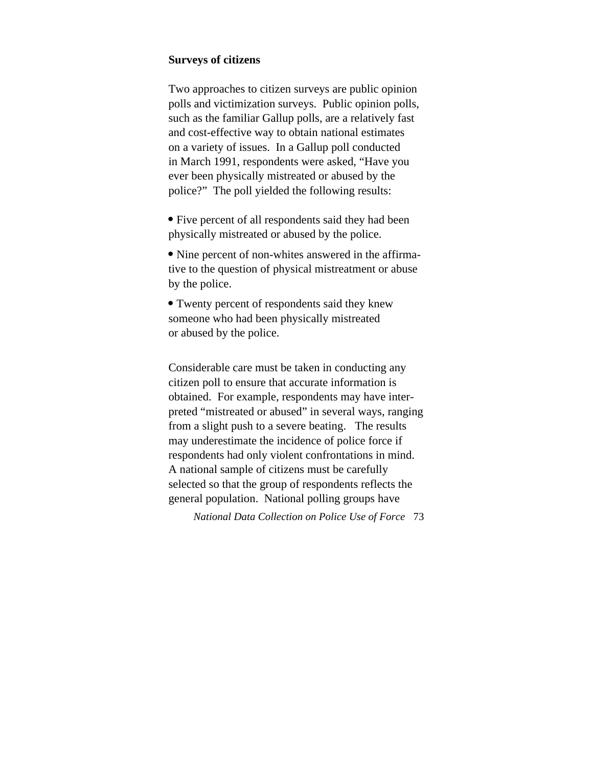### Surveys of citizens

Two approaches to citizen surveys are public opinion polls and victimization surveys. Public opinion polls, such as the familiar Gallup polls, are a relatively fast and cost-effective way to obtain national estimates on a variety of issues. In a Gallup poll conducted in March 1991, respondents were asked, "Have you ever been physically mistreated or abused by the police?" The poll yielded the following results:

- Five percent of all respondents said they had been physically mistreated or abused by the police.
- Nine percent of non-whites answered in the affirmative to the question of physical mistreatment or abuse by the police.
- Twenty percent of respondents said they knew someone who had been physically mistreated or abused by the police.

Considerable care must be taken in conducting any citizen poll to ensure that accurate information is obtained. For example, respondents may have interpreted "mistreated or abused" in several ways, ranging from a slight push to a severe beating. The results may underestimate the incidence of police force if respondents had only violent confrontations in mind. A national sample of citizens must be carefully selected so that the group of respondents reflects the general population. National polling groups have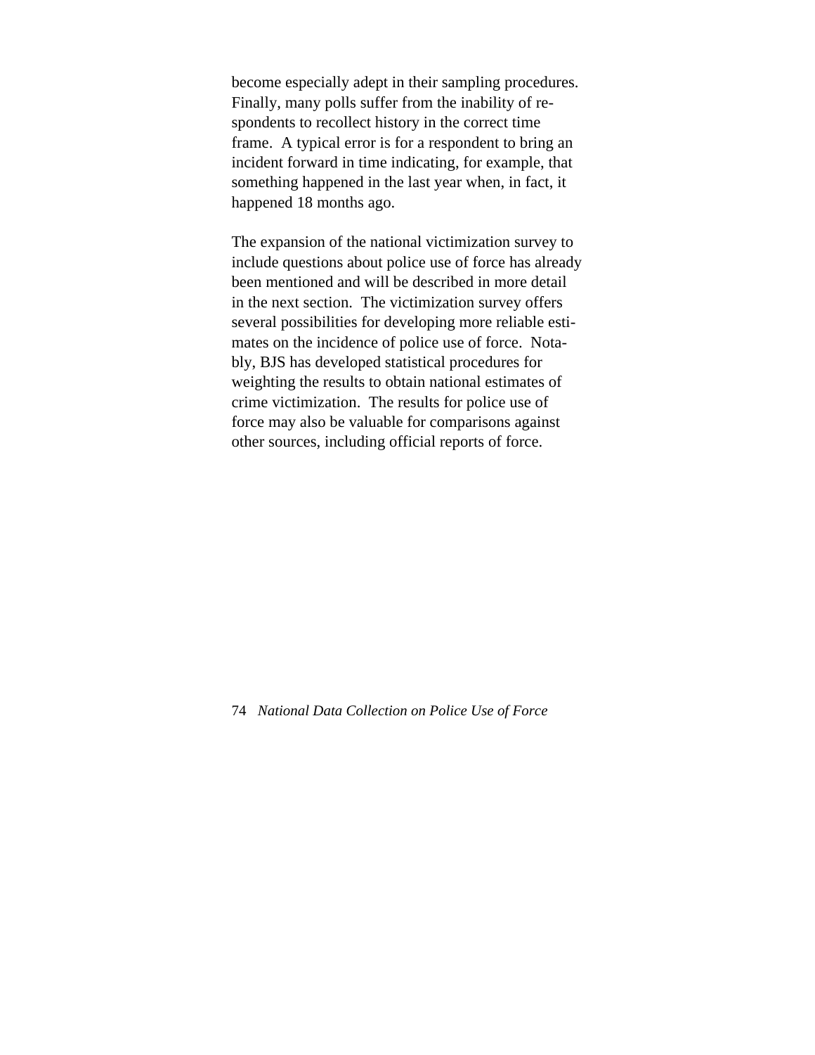become especially adept in their sampling procedures. Finally, many polls suffer from the inability of respondents to recollect history in the correct time frame. A typical error is for a respondent to bring an incident forward in time indicating, for example, that something happened in the last year when, in fact, it happened 18 months ago.

The expansion of the national victimization survey to include questions about police use of force has already been mentioned and will be described in more detail in the next section. The victimization survey offers several possibilities for developing more reliable estimates on the incidence of police use of force. Notably, BJS has developed statistical procedures for weighting the results to obtain national estimates of crime victimization. The results for police use of force may also be valuable for comparisons against other sources, including official reports of force.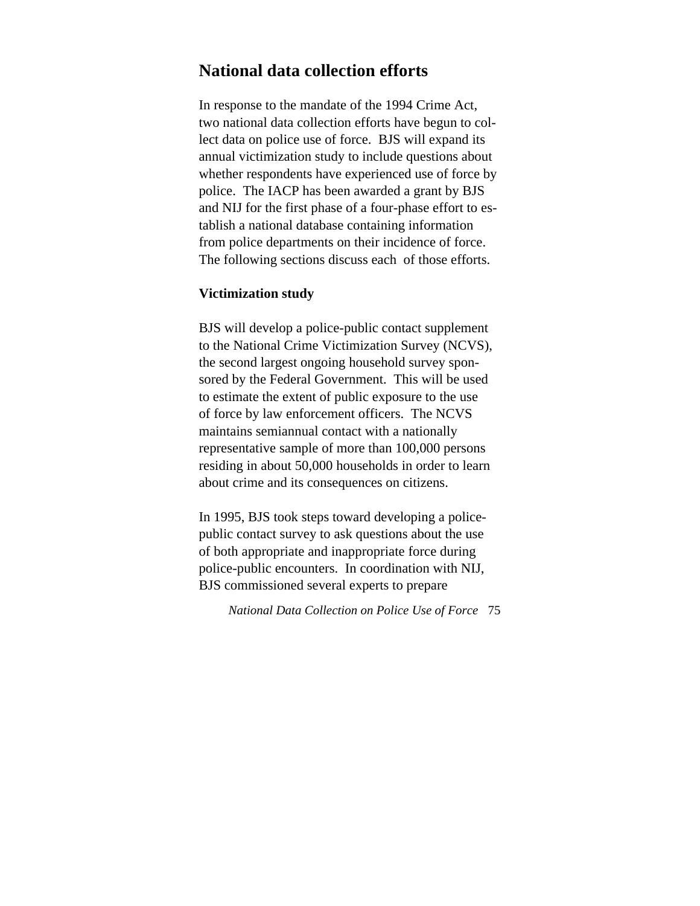## National data collection efforts

In response to the mandate of the 1994 Crime Act, two national data collection efforts have begun to collect data on police use of force. BJS will expand its annual victimization study to include questions about whether respondents have experienced use of force by police. The IACP has been awarded a grant by BJS and NIJ for the first phase of a four-phase effort to establish a national database containing information from police departments on their incidence of force. The following sections discuss each of those efforts.

### Victimization study

BJS will develop a police-public contact supplement to the National Crime Victimization Survey (NCVS), the second largest ongoing household survey sponsored by the Federal Government. This will be used to estimate the extent of public exposure to the use of force by law enforcement officers. The NCVS maintains semiannual contact with a nationally representative sample of more than 100,000 persons residing in about 50,000 households in order to learn about crime and its consequences on citizens.

In 1995, BJS took steps toward developing a police-public contact survey to ask questions about the use of both appropriate and inappropriate force during police-public encounters. In coordination with NIJ, BJS commissioned several experts to prepare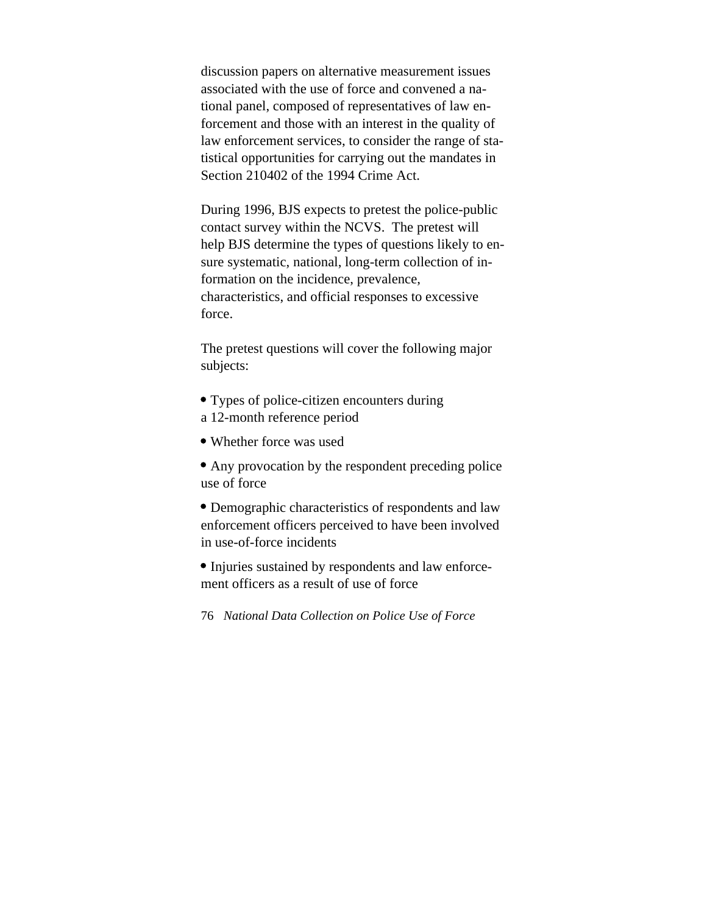discussion papers on alternative measurement issues associated with the use of force and convened a national panel, composed of representatives of law enforcement and those with an interest in the quality of law enforcement services, to consider the range of statistical opportunities for carrying out the mandates in Section 210402 of the 1994 Crime Act.

During 1996, BJS expects to pretest the police-public contact survey within the NCVS. The pretest will help BJS determine the types of questions likely to ensure systematic, national, long-term collection of information on the incidence, prevalence, characteristics, and official responses to excessive force.

The pretest questions will cover the following major subjects:

- Types of police-citizen encounters during a 12-month reference period
- Whether force was used
- Any provocation by the respondent preceding police use of force
- Demographic characteristics of respondents and law enforcement officers perceived to have been involved in use-of-force incidents
- Injuries sustained by respondents and law enforcement officers as a result of use of force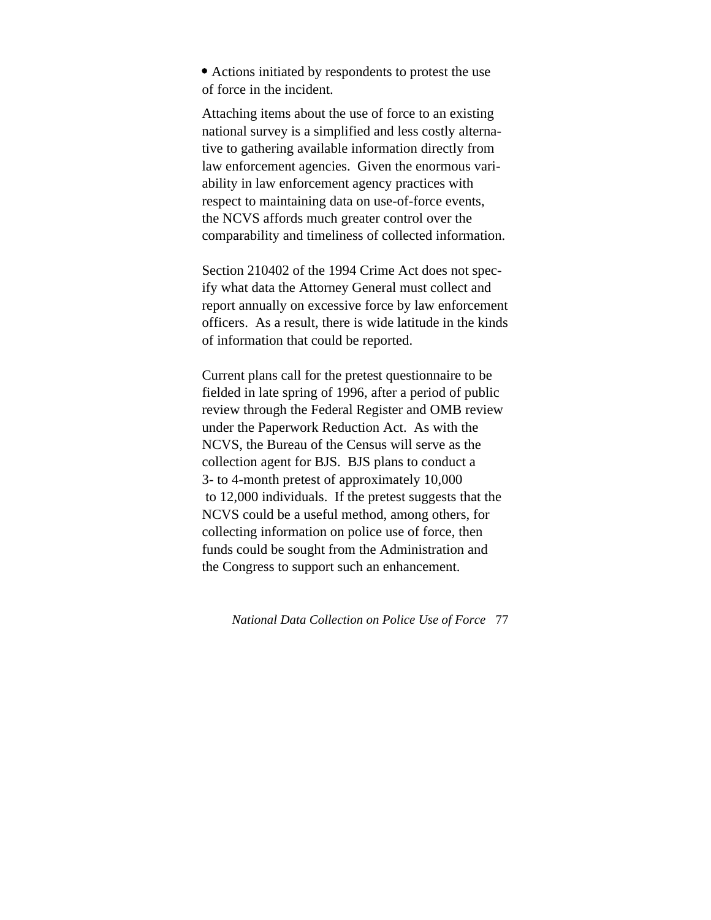- Actions initiated by respondents to protest the use of force in the incident.

Attaching items about the use of force to an existing national survey is a simplified and less costly alternative to gathering available information directly from law enforcement agencies. Given the enormous variability in law enforcement agency practices with respect to maintaining data on use-of-force events, the NCVS affords much greater control over the comparability and timeliness of collected information.

Section 210402 of the 1994 Crime Act does not specify what data the Attorney General must collect and report annually on excessive force by law enforcement officers. As a result, there is wide latitude in the kinds of information that could be reported.

Current plans call for the pretest questionnaire to be fielded in late spring of 1996, after a period of public review through the Federal Register and OMB review under the Paperwork Reduction Act. As with the NCVS, the Bureau of the Census will serve as the collection agent for BJS. BJS plans to conduct a 3- to 4-month pretest of approximately 10,000 to 12,000 individuals. If the pretest suggests that the NCVS could be a useful method, among others, for collecting information on police use of force, then funds could be sought from the Administration and the Congress to support such an enhancement.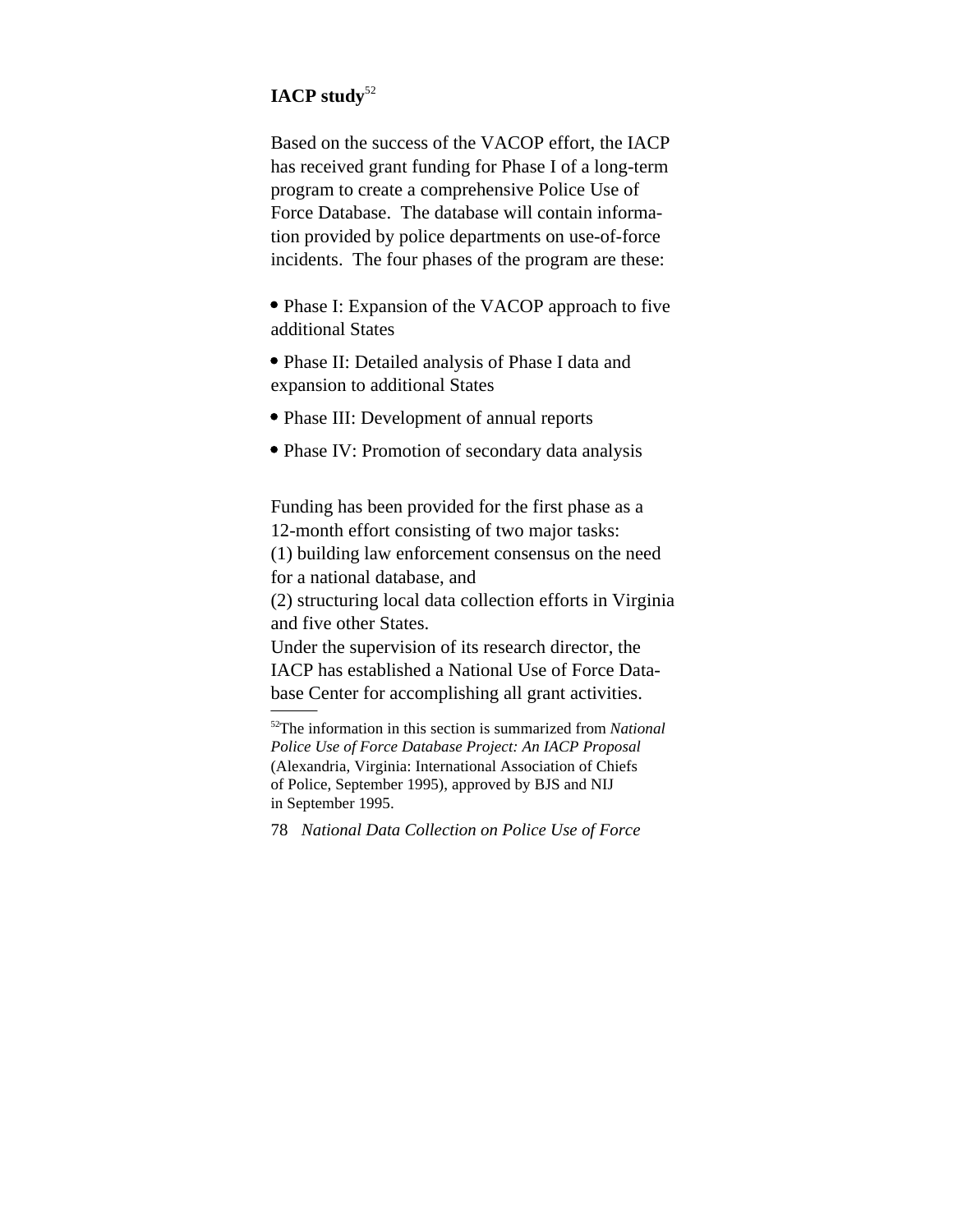**IACP study**[52]

Based on the success of the VACOP effort, the IACP has received grant funding for Phase I of a long-term program to create a comprehensive Police Use of Force Database. The database will contain information provided by police departments on use-of-force incidents. The four phases of the program are these:

- Phase I: Expansion of the VACOP approach to five additional States
- Phase II: Detailed analysis of Phase I data and expansion to additional States
- Phase III: Development of annual reports
- Phase IV: Promotion of secondary data analysis

Funding has been provided for the first phase as a 12-month effort consisting of two major tasks:
(1) building law enforcement consensus on the need for a national database, and
(2) structuring local data collection efforts in Virginia and five other States.
Under the supervision of its research director, the IACP has established a National Use of Force Database Center for accomplishing all grant activities.

---

[52]The information in this section is summarized from *National Police Use of Force Database Project: An IACP Proposal* (Alexandria, Virginia: International Association of Chiefs of Police, September 1995), approved by BJS and NIJ in September 1995.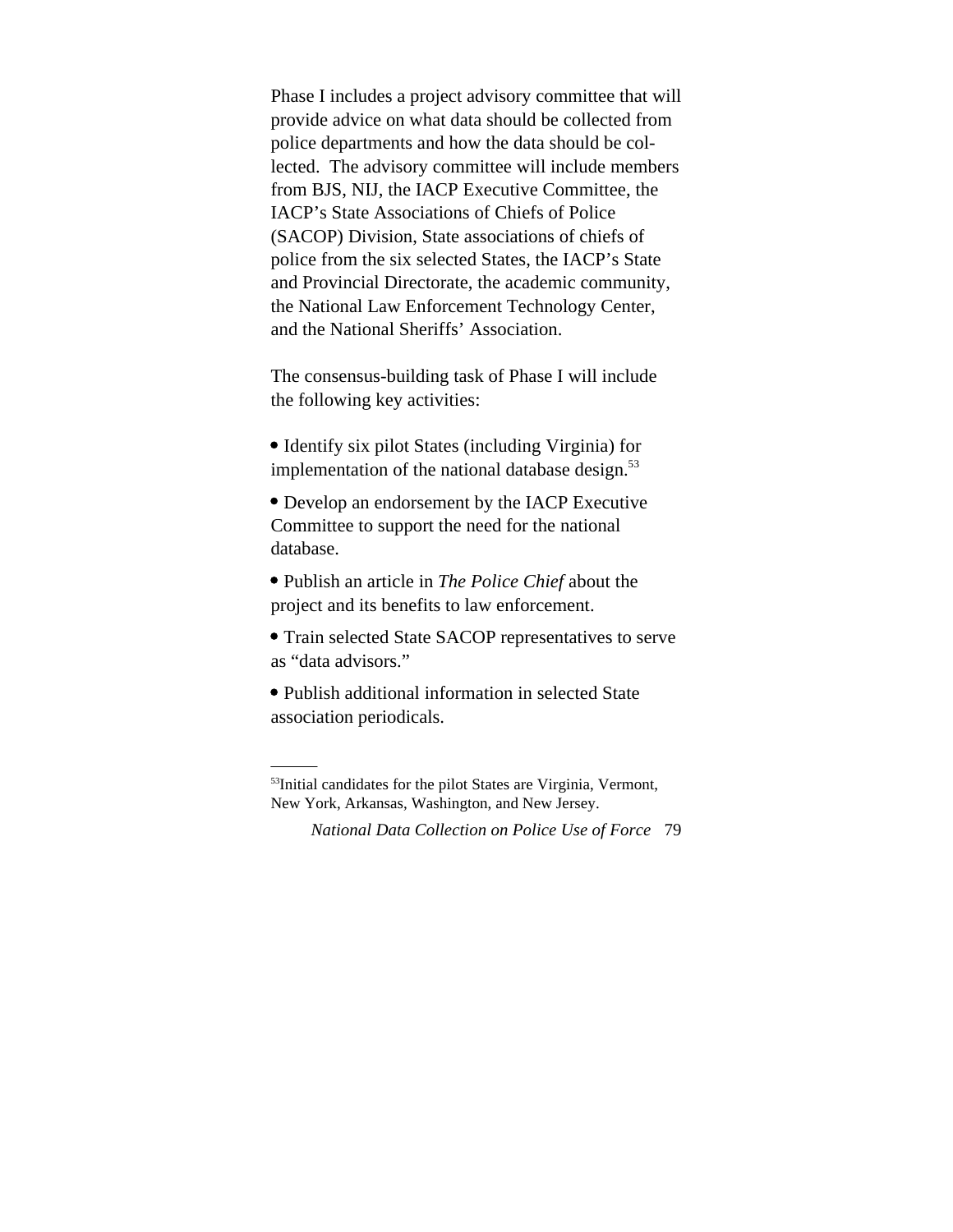Phase I includes a project advisory committee that will provide advice on what data should be collected from police departments and how the data should be collected. The advisory committee will include members from BJS, NIJ, the IACP Executive Committee, the IACP's State Associations of Chiefs of Police (SACOP) Division, State associations of chiefs of police from the six selected States, the IACP's State and Provincial Directorate, the academic community, the National Law Enforcement Technology Center, and the National Sheriffs' Association.

The consensus-building task of Phase I will include the following key activities:

- Identify six pilot States (including Virginia) for implementation of the national database design.[53]
- Develop an endorsement by the IACP Executive Committee to support the need for the national database.
- Publish an article in *The Police Chief* about the project and its benefits to law enforcement.
- Train selected State SACOP representatives to serve as "data advisors."
- Publish additional information in selected State association periodicals.

---

[53]Initial candidates for the pilot States are Virginia, Vermont, New York, Arkansas, Washington, and New Jersey.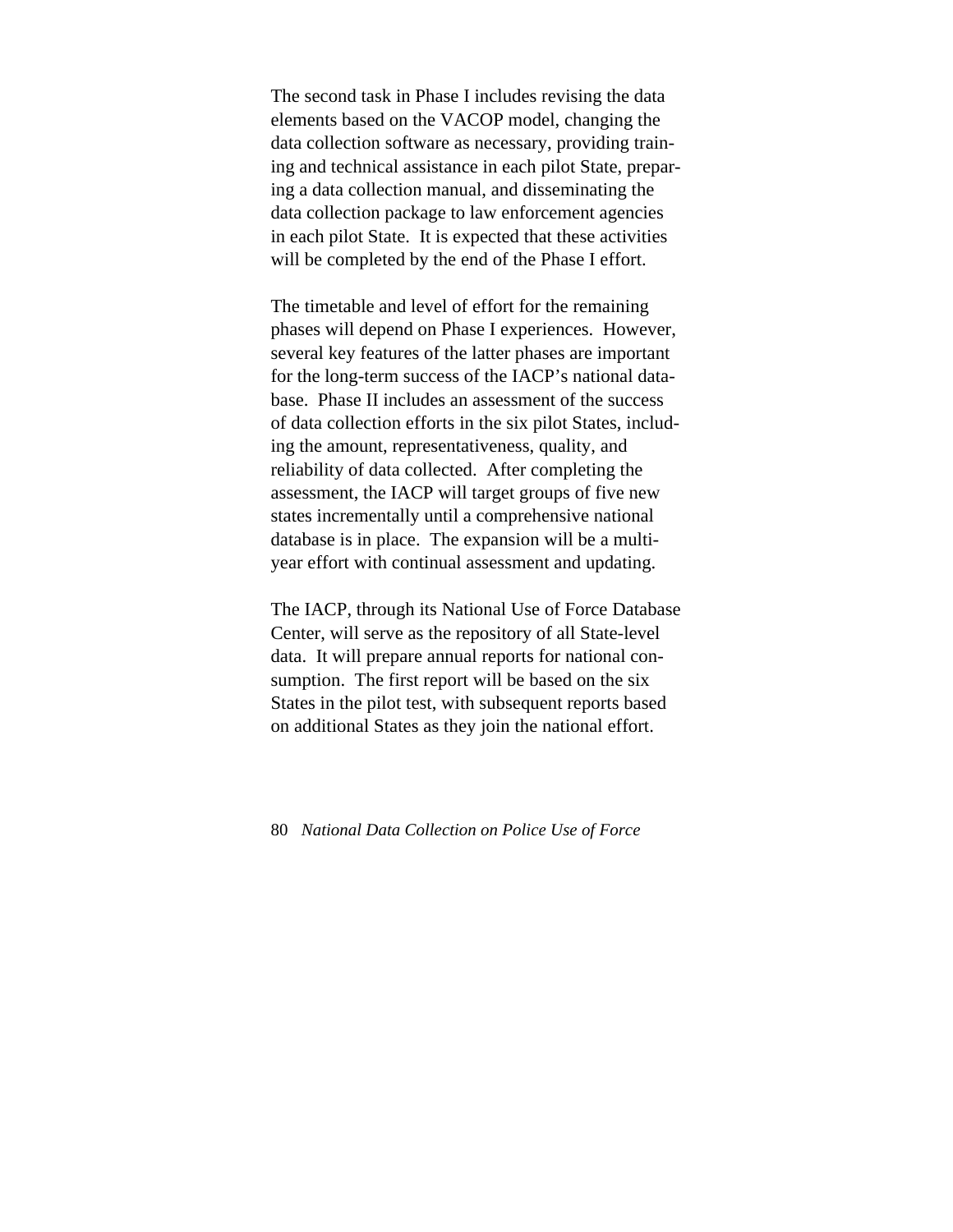The second task in Phase I includes revising the data elements based on the VACOP model, changing the data collection software as necessary, providing training and technical assistance in each pilot State, preparing a data collection manual, and disseminating the data collection package to law enforcement agencies in each pilot State. It is expected that these activities will be completed by the end of the Phase I effort.

The timetable and level of effort for the remaining phases will depend on Phase I experiences. However, several key features of the latter phases are important for the long-term success of the IACP's national database. Phase II includes an assessment of the success of data collection efforts in the six pilot States, including the amount, representativeness, quality, and reliability of data collected. After completing the assessment, the IACP will target groups of five new states incrementally until a comprehensive national database is in place. The expansion will be a multi-year effort with continual assessment and updating.

The IACP, through its National Use of Force Database Center, will serve as the repository of all State-level data. It will prepare annual reports for national consumption. The first report will be based on the six States in the pilot test, with subsequent reports based on additional States as they join the national effort.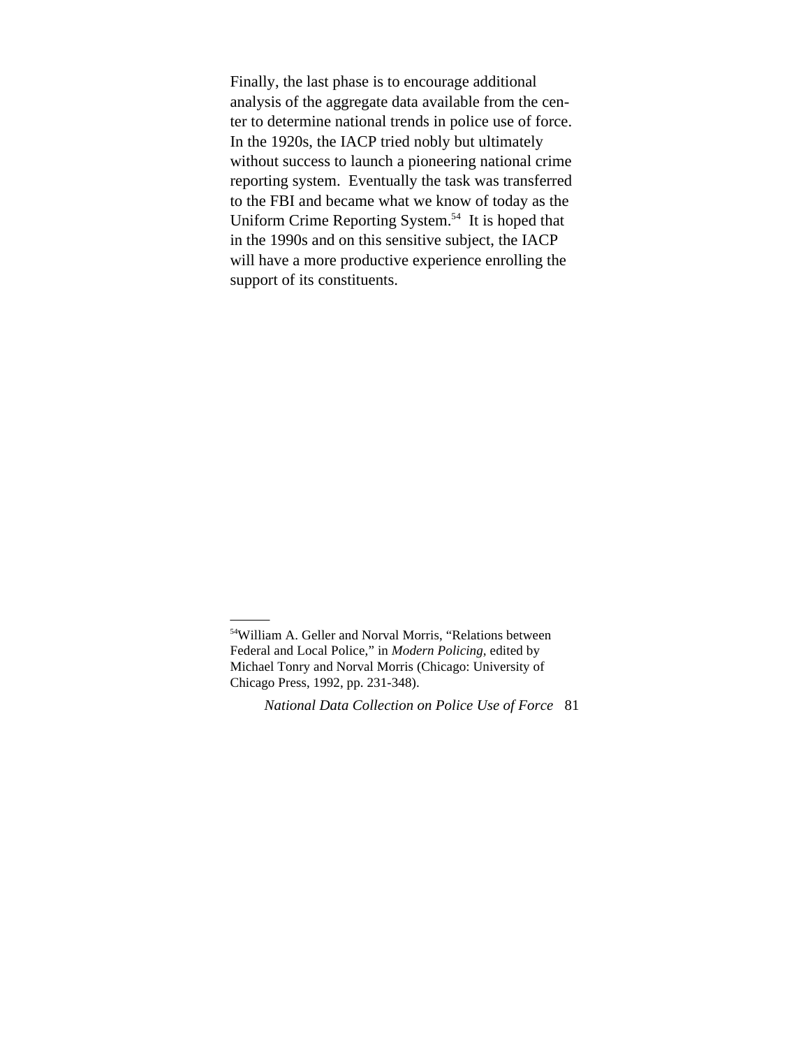Finally, the last phase is to encourage additional analysis of the aggregate data available from the center to determine national trends in police use of force. In the 1920s, the IACP tried nobly but ultimately without success to launch a pioneering national crime reporting system. Eventually the task was transferred to the FBI and became what we know of today as the Uniform Crime Reporting System.[54] It is hoped that in the 1990s and on this sensitive subject, the IACP will have a more productive experience enrolling the support of its constituents.

---

[54]William A. Geller and Norval Morris, "Relations between Federal and Local Police," in *Modern Policing*, edited by Michael Tonry and Norval Morris (Chicago: University of Chicago Press, 1992, pp. 231-348).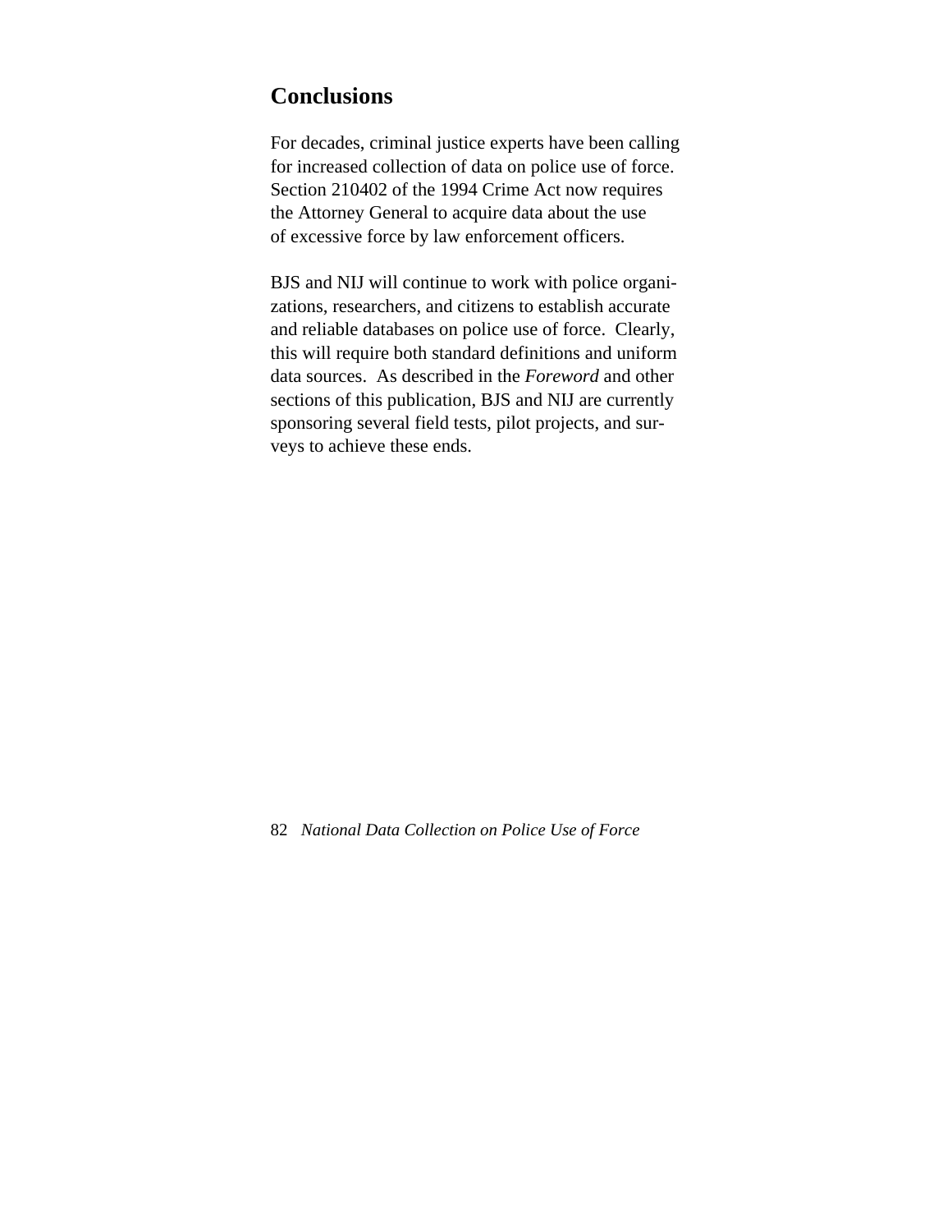## Conclusions

For decades, criminal justice experts have been calling for increased collection of data on police use of force. Section 210402 of the 1994 Crime Act now requires the Attorney General to acquire data about the use of excessive force by law enforcement officers.

BJS and NIJ will continue to work with police organizations, researchers, and citizens to establish accurate and reliable databases on police use of force. Clearly, this will require both standard definitions and uniform data sources. As described in the *Foreword* and other sections of this publication, BJS and NIJ are currently sponsoring several field tests, pilot projects, and surveys to achieve these ends.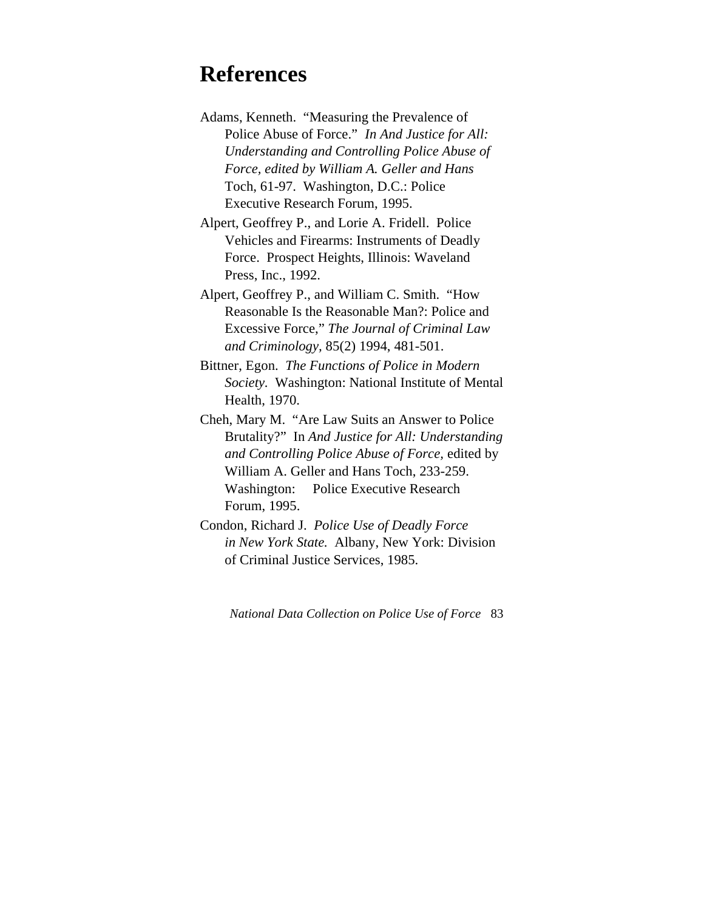# References

Adams, Kenneth. "Measuring the Prevalence of Police Abuse of Force." *In And Justice for All: Understanding and Controlling Police Abuse of Force, edited by William A. Geller and Hans* Toch, 61-97. Washington, D.C.: Police Executive Research Forum, 1995.

Alpert, Geoffrey P., and Lorie A. Fridell. Police Vehicles and Firearms: Instruments of Deadly Force. Prospect Heights, Illinois: Waveland Press, Inc., 1992.

Alpert, Geoffrey P., and William C. Smith. "How Reasonable Is the Reasonable Man?: Police and Excessive Force," *The Journal of Criminal Law and Criminology,* 85(2) 1994, 481-501.

Bittner, Egon. *The Functions of Police in Modern Society.* Washington: National Institute of Mental Health, 1970.

Cheh, Mary M. "Are Law Suits an Answer to Police Brutality?" In *And Justice for All: Understanding and Controlling Police Abuse of Force,* edited by William A. Geller and Hans Toch, 233-259. Washington: Police Executive Research Forum, 1995.

Condon, Richard J. *Police Use of Deadly Force in New York State.* Albany, New York: Division of Criminal Justice Services, 1985.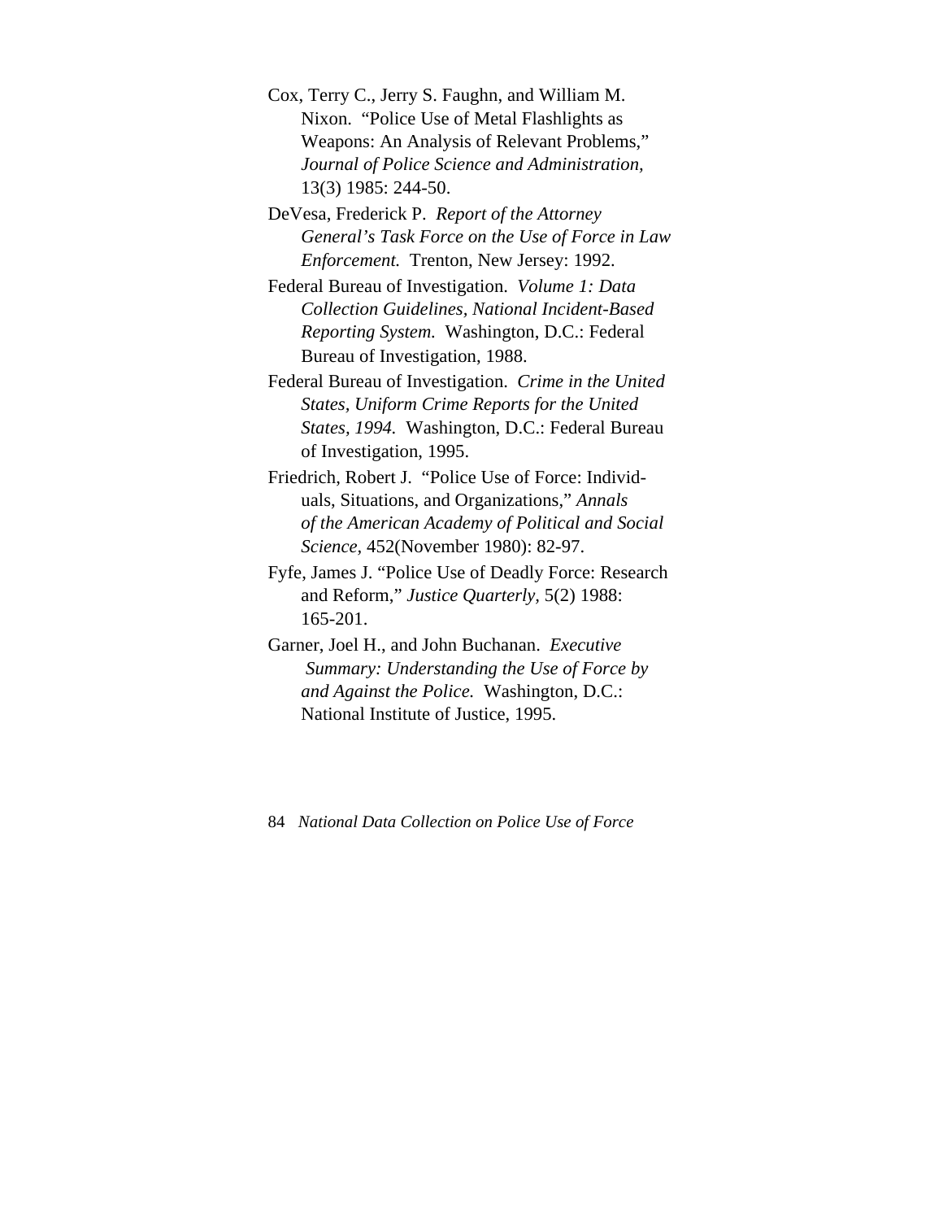Cox, Terry C., Jerry S. Faughn, and William M. Nixon. "Police Use of Metal Flashlights as Weapons: An Analysis of Relevant Problems," *Journal of Police Science and Administration,* 13(3) 1985: 244-50.

DeVesa, Frederick P. *Report of the Attorney General's Task Force on the Use of Force in Law Enforcement.* Trenton, New Jersey: 1992.

Federal Bureau of Investigation. *Volume 1: Data Collection Guidelines, National Incident-Based Reporting System.* Washington, D.C.: Federal Bureau of Investigation, 1988.

Federal Bureau of Investigation. *Crime in the United States, Uniform Crime Reports for the United States, 1994.* Washington, D.C.: Federal Bureau of Investigation, 1995.

Friedrich, Robert J. "Police Use of Force: Individuals, Situations, and Organizations," *Annals of the American Academy of Political and Social Science,* 452(November 1980): 82-97.

Fyfe, James J. "Police Use of Deadly Force: Research and Reform," *Justice Quarterly,* 5(2) 1988: 165-201.

Garner, Joel H., and John Buchanan. *Executive Summary: Understanding the Use of Force by and Against the Police.* Washington, D.C.: National Institute of Justice, 1995.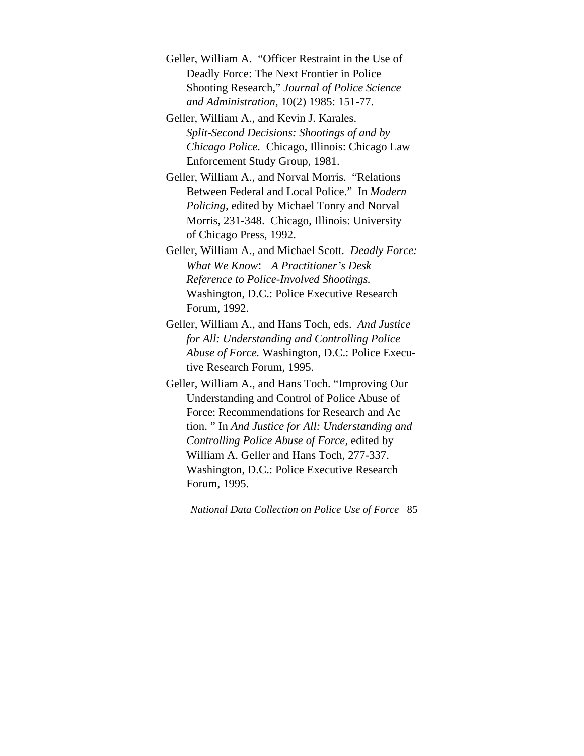Geller, William A. "Officer Restraint in the Use of Deadly Force: The Next Frontier in Police Shooting Research," *Journal of Police Science and Administration*, 10(2) 1985: 151-77.

Geller, William A., and Kevin J. Karales. *Split-Second Decisions: Shootings of and by Chicago Police.* Chicago, Illinois: Chicago Law Enforcement Study Group, 1981.

Geller, William A., and Norval Morris. "Relations Between Federal and Local Police." In *Modern Policing*, edited by Michael Tonry and Norval Morris, 231-348. Chicago, Illinois: University of Chicago Press, 1992.

Geller, William A., and Michael Scott. *Deadly Force: What We Know*: *A Practitioner's Desk Reference to Police-Involved Shootings.* Washington, D.C.: Police Executive Research Forum, 1992.

Geller, William A., and Hans Toch, eds. *And Justice for All: Understanding and Controlling Police Abuse of Force.* Washington, D.C.: Police Executive Research Forum, 1995.

Geller, William A., and Hans Toch. "Improving Our Understanding and Control of Police Abuse of Force: Recommendations for Research and Ac tion. " In *And Justice for All: Understanding and Controlling Police Abuse of Force*, edited by William A. Geller and Hans Toch, 277-337. Washington, D.C.: Police Executive Research Forum, 1995.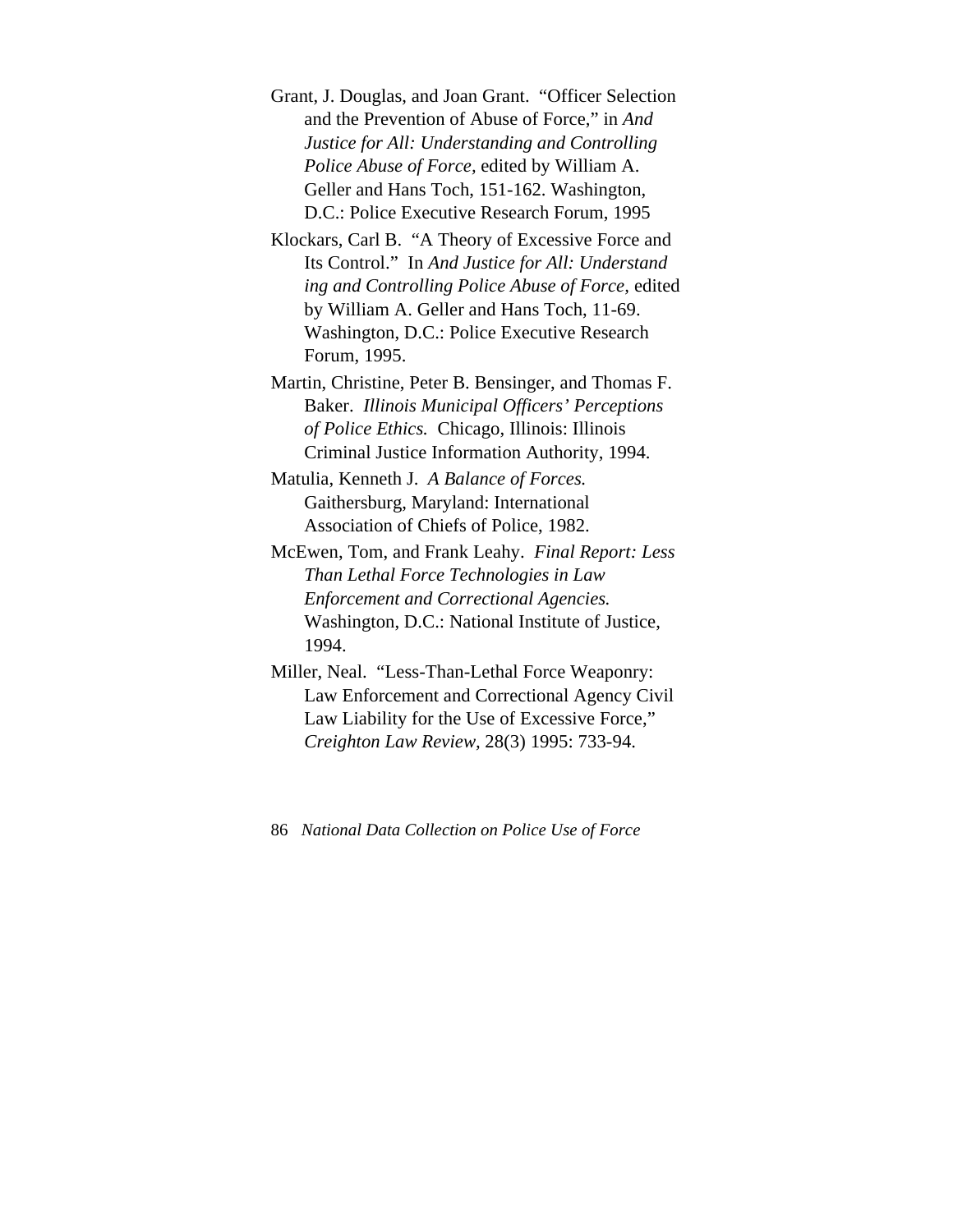Grant, J. Douglas, and Joan Grant. "Officer Selection and the Prevention of Abuse of Force," in *And Justice for All: Understanding and Controlling Police Abuse of Force,* edited by William A. Geller and Hans Toch, 151-162. Washington, D.C.: Police Executive Research Forum, 1995

Klockars, Carl B. "A Theory of Excessive Force and Its Control." In *And Justice for All: Understand ing and Controlling Police Abuse of Force,* edited by William A. Geller and Hans Toch, 11-69. Washington, D.C.: Police Executive Research Forum, 1995.

Martin, Christine, Peter B. Bensinger, and Thomas F. Baker. *Illinois Municipal Officers' Perceptions of Police Ethics.* Chicago, Illinois: Illinois Criminal Justice Information Authority, 1994.

Matulia, Kenneth J. *A Balance of Forces.* Gaithersburg, Maryland: International Association of Chiefs of Police, 1982.

McEwen, Tom, and Frank Leahy. *Final Report: Less Than Lethal Force Technologies in Law Enforcement and Correctional Agencies.* Washington, D.C.: National Institute of Justice, 1994.

Miller, Neal. "Less-Than-Lethal Force Weaponry: Law Enforcement and Correctional Agency Civil Law Liability for the Use of Excessive Force," *Creighton Law Review,* 28(3) 1995: 733-94.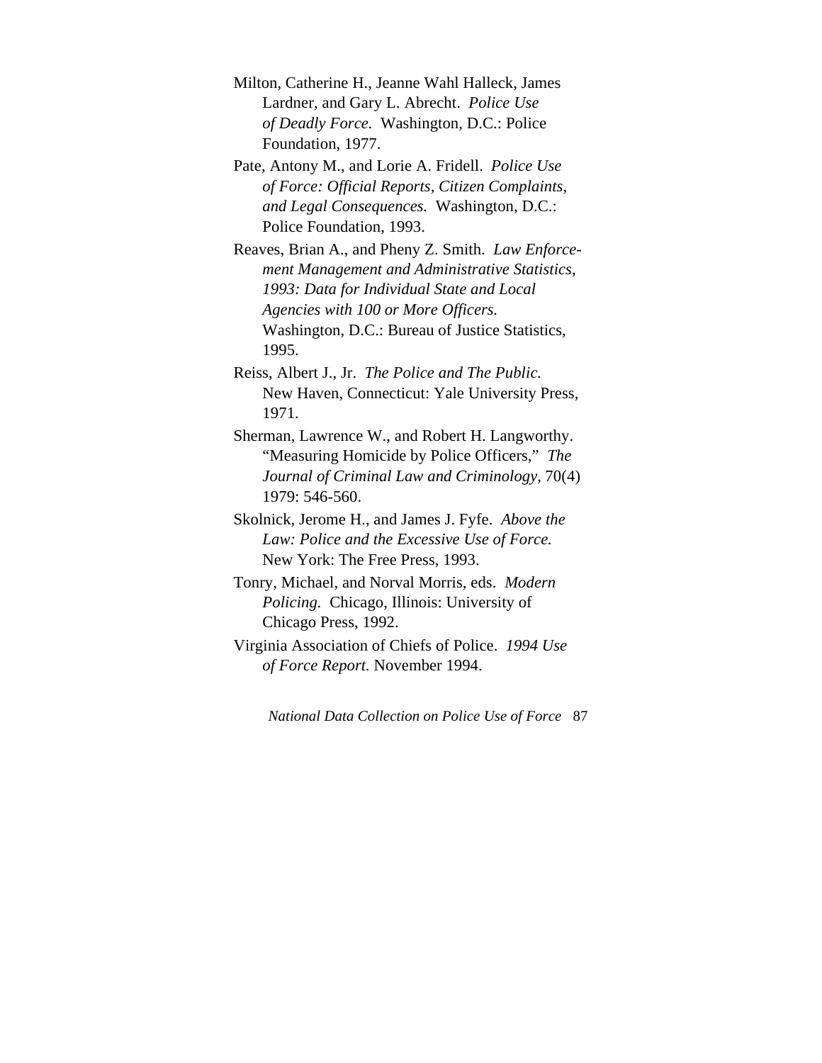Milton, Catherine H., Jeanne Wahl Halleck, James Lardner, and Gary L. Abrecht. *Police Use of Deadly Force.* Washington, D.C.: Police Foundation, 1977.

Pate, Antony M., and Lorie A. Fridell. *Police Use of Force: Official Reports, Citizen Complaints, and Legal Consequences.* Washington, D.C.: Police Foundation, 1993.

Reaves, Brian A., and Pheny Z. Smith. *Law Enforcement Management and Administrative Statistics, 1993: Data for Individual State and Local Agencies with 100 or More Officers.* Washington, D.C.: Bureau of Justice Statistics, 1995.

Reiss, Albert J., Jr. *The Police and The Public.* New Haven, Connecticut: Yale University Press, 1971.

Sherman, Lawrence W., and Robert H. Langworthy. "Measuring Homicide by Police Officers," *The Journal of Criminal Law and Criminology,* 70(4) 1979: 546-560.

Skolnick, Jerome H., and James J. Fyfe. *Above the Law: Police and the Excessive Use of Force.* New York: The Free Press, 1993.

Tonry, Michael, and Norval Morris, eds. *Modern Policing.* Chicago, Illinois: University of Chicago Press, 1992.

Virginia Association of Chiefs of Police. *1994 Use of Force Report.* November 1994.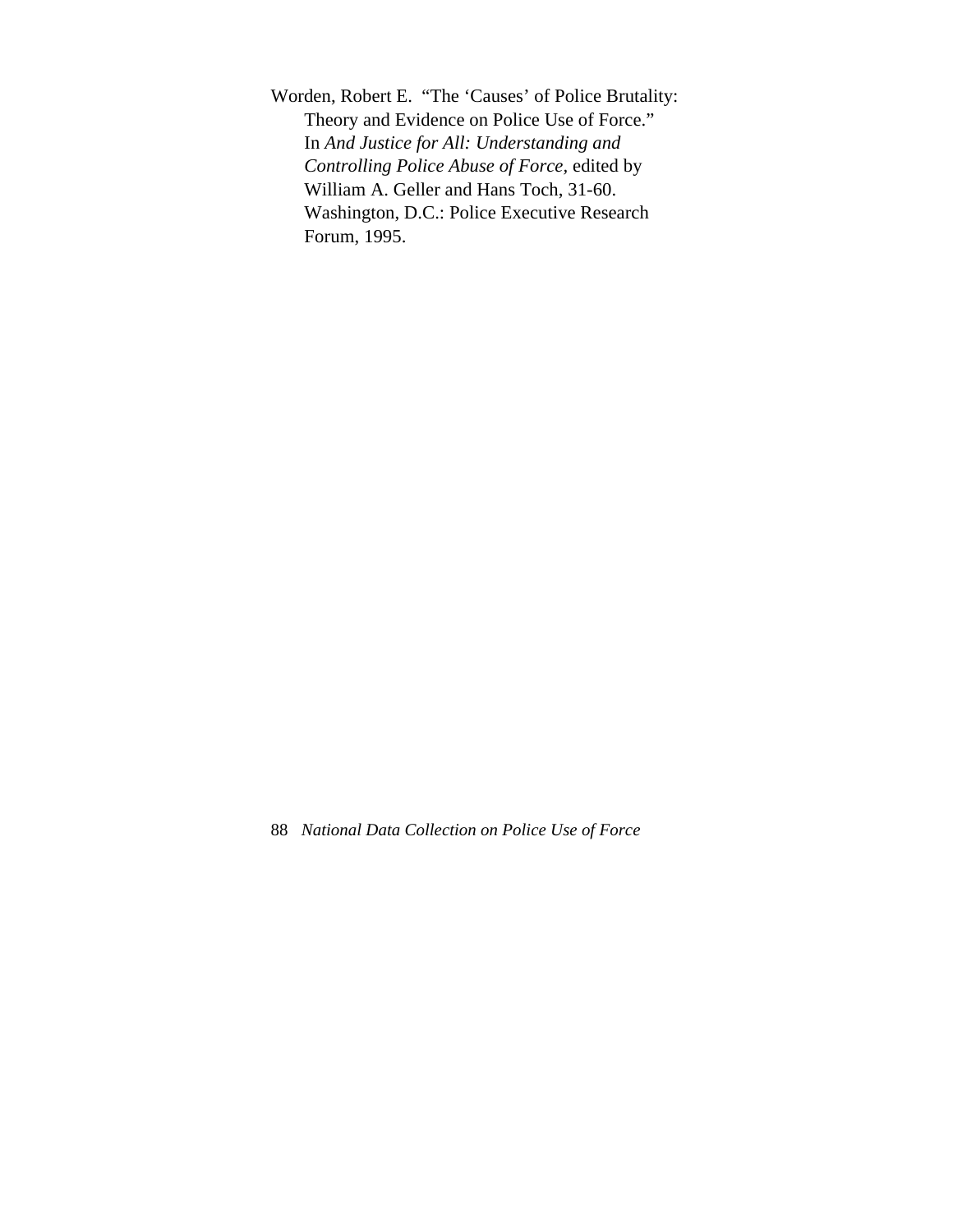Worden, Robert E. "The 'Causes' of Police Brutality: Theory and Evidence on Police Use of Force." In *And Justice for All: Understanding and Controlling Police Abuse of Force*, edited by William A. Geller and Hans Toch, 31-60. Washington, D.C.: Police Executive Research Forum, 1995.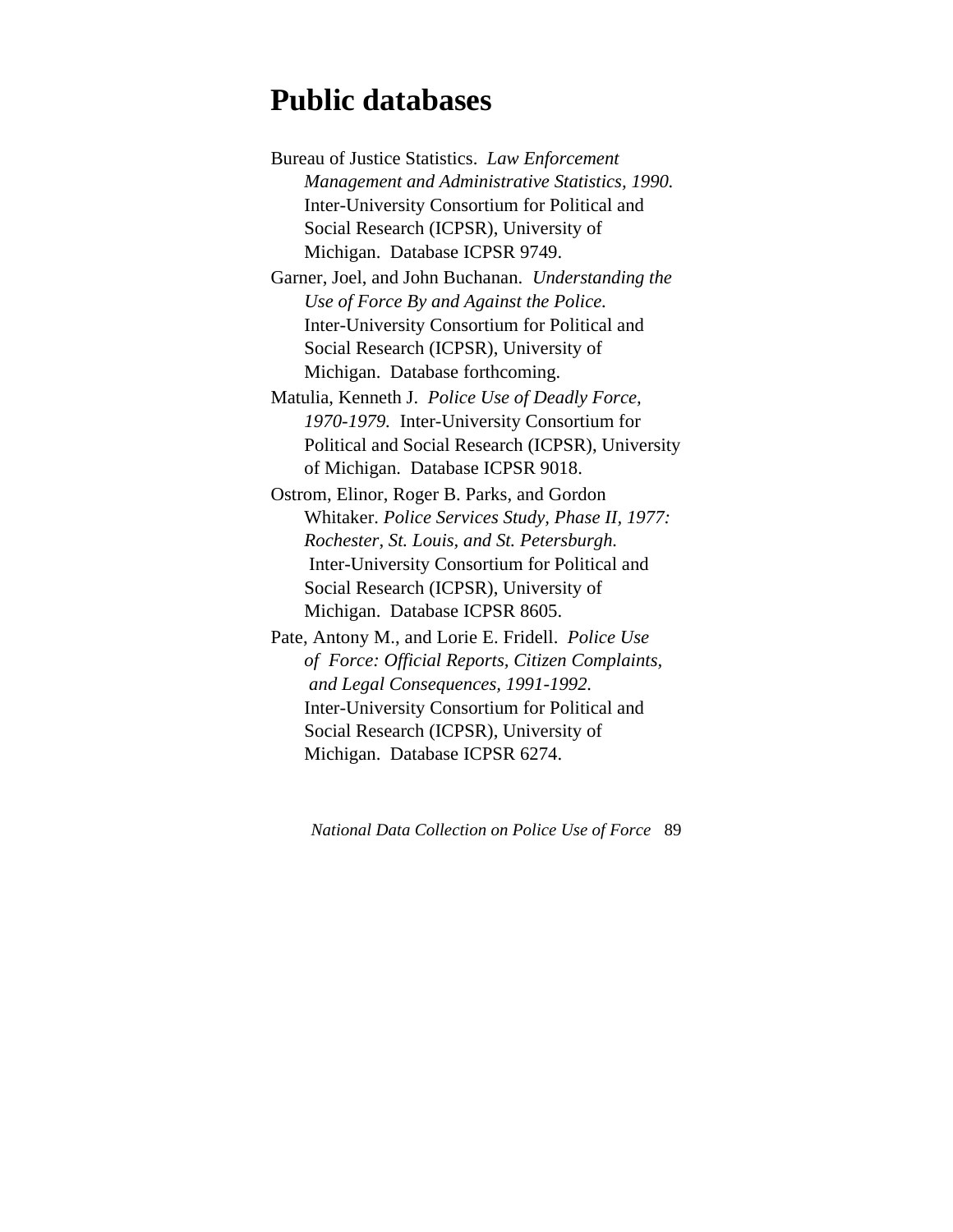# Public databases

Bureau of Justice Statistics. *Law Enforcement Management and Administrative Statistics, 1990.* Inter-University Consortium for Political and Social Research (ICPSR), University of Michigan. Database ICPSR 9749.

Garner, Joel, and John Buchanan. *Understanding the Use of Force By and Against the Police.* Inter-University Consortium for Political and Social Research (ICPSR), University of Michigan. Database forthcoming.

Matulia, Kenneth J. *Police Use of Deadly Force, 1970-1979.* Inter-University Consortium for Political and Social Research (ICPSR), University of Michigan. Database ICPSR 9018.

Ostrom, Elinor, Roger B. Parks, and Gordon Whitaker. *Police Services Study, Phase II, 1977: Rochester, St. Louis, and St. Petersburgh.* Inter-University Consortium for Political and Social Research (ICPSR), University of Michigan. Database ICPSR 8605.

Pate, Antony M., and Lorie E. Fridell. *Police Use of Force: Official Reports, Citizen Complaints, and Legal Consequences, 1991-1992.* Inter-University Consortium for Political and Social Research (ICPSR), University of Michigan. Database ICPSR 6274.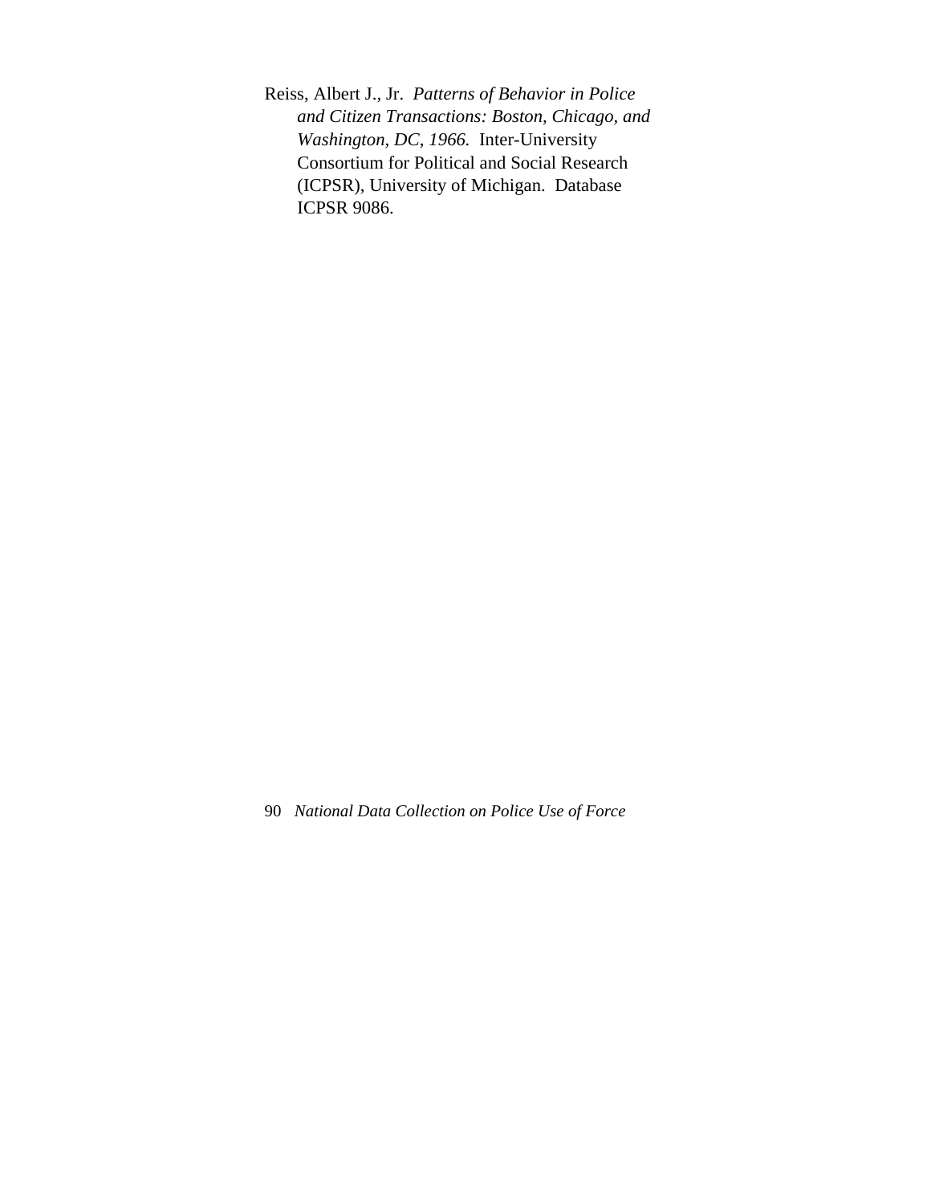Reiss, Albert J., Jr. *Patterns of Behavior in Police and Citizen Transactions: Boston, Chicago, and Washington, DC, 1966.* Inter-University Consortium for Political and Social Research (ICPSR), University of Michigan. Database ICPSR 9086.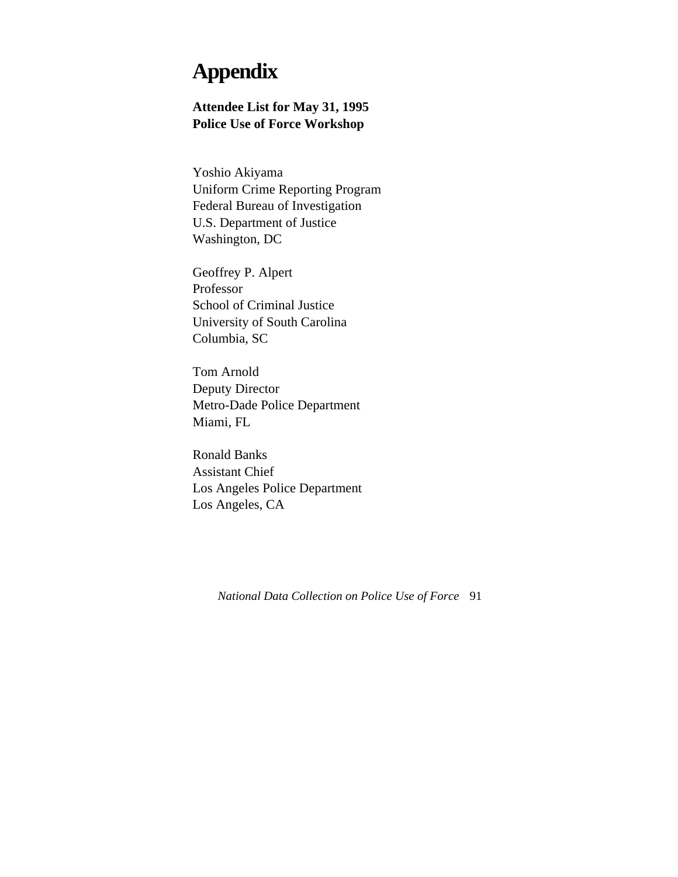# Appendix

**Attendee List for May 31, 1995**
**Police Use of Force Workshop**

Yoshio Akiyama
Uniform Crime Reporting Program
Federal Bureau of Investigation
U.S. Department of Justice
Washington, DC

Geoffrey P. Alpert
Professor
School of Criminal Justice
University of South Carolina
Columbia, SC

Tom Arnold
Deputy Director
Metro-Dade Police Department
Miami, FL

Ronald Banks
Assistant Chief
Los Angeles Police Department
Los Angeles, CA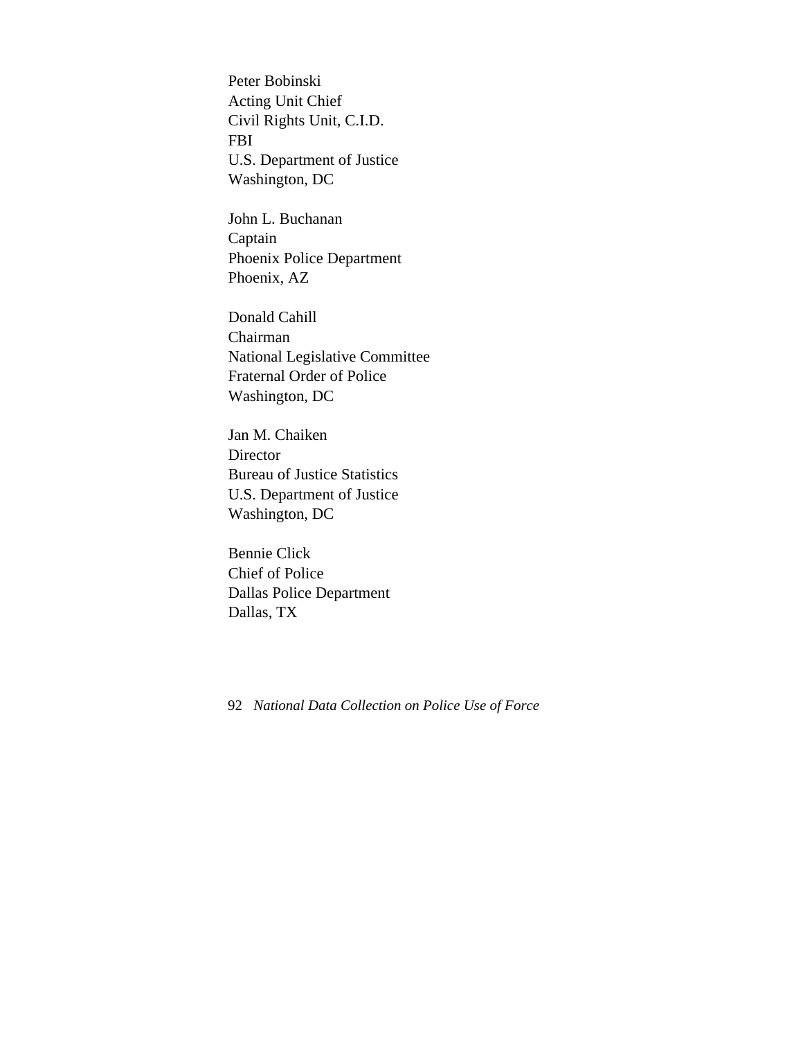Peter Bobinski
Acting Unit Chief
Civil Rights Unit, C.I.D.
FBI
U.S. Department of Justice
Washington, DC

John L. Buchanan
Captain
Phoenix Police Department
Phoenix, AZ

Donald Cahill
Chairman
National Legislative Committee
Fraternal Order of Police
Washington, DC

Jan M. Chaiken
Director
Bureau of Justice Statistics
U.S. Department of Justice
Washington, DC

Bennie Click
Chief of Police
Dallas Police Department
Dallas, TX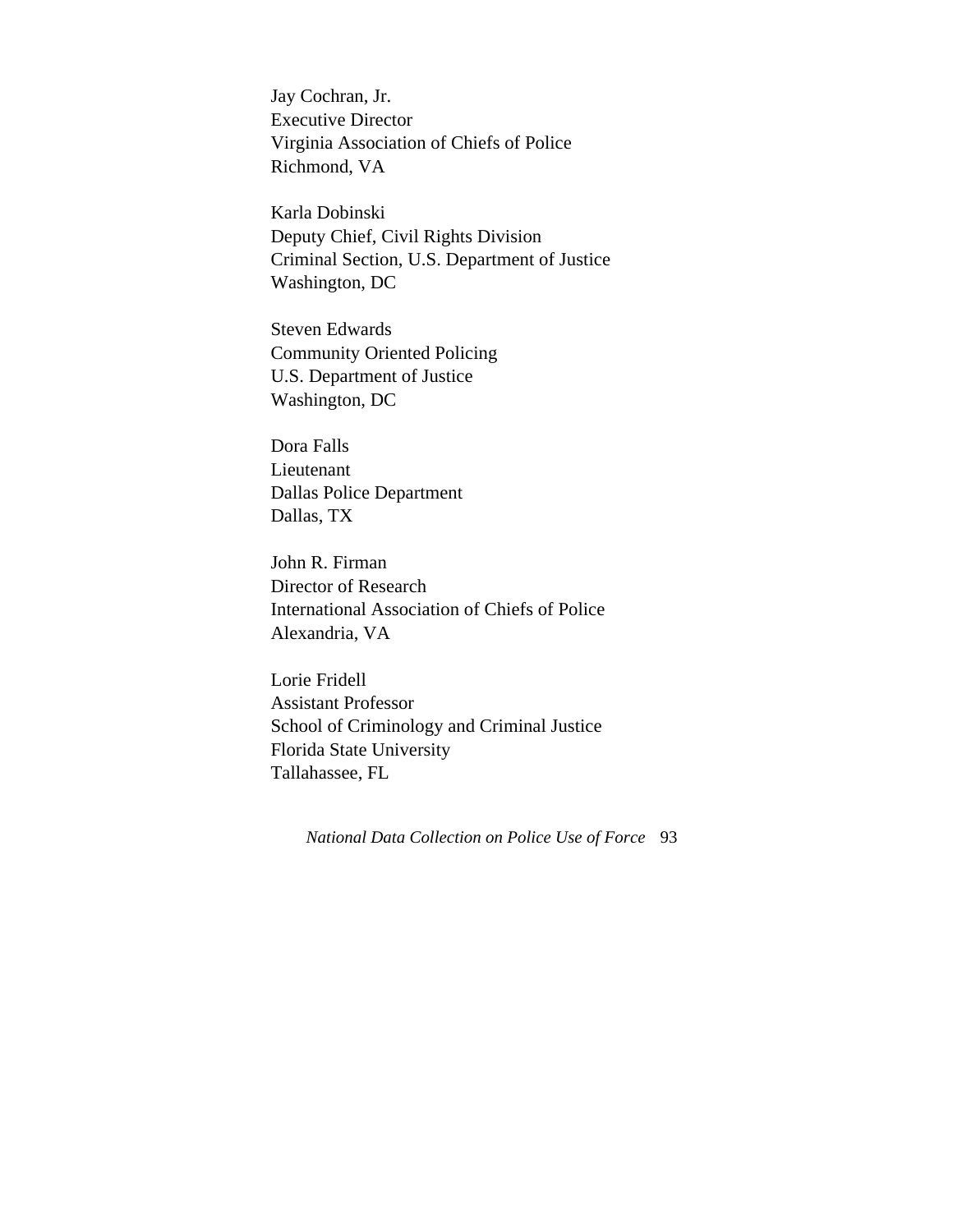Jay Cochran, Jr.
Executive Director
Virginia Association of Chiefs of Police
Richmond, VA

Karla Dobinski
Deputy Chief, Civil Rights Division
Criminal Section, U.S. Department of Justice
Washington, DC

Steven Edwards
Community Oriented Policing
U.S. Department of Justice
Washington, DC

Dora Falls
Lieutenant
Dallas Police Department
Dallas, TX

John R. Firman
Director of Research
International Association of Chiefs of Police
Alexandria, VA

Lorie Fridell
Assistant Professor
School of Criminology and Criminal Justice
Florida State University
Tallahassee, FL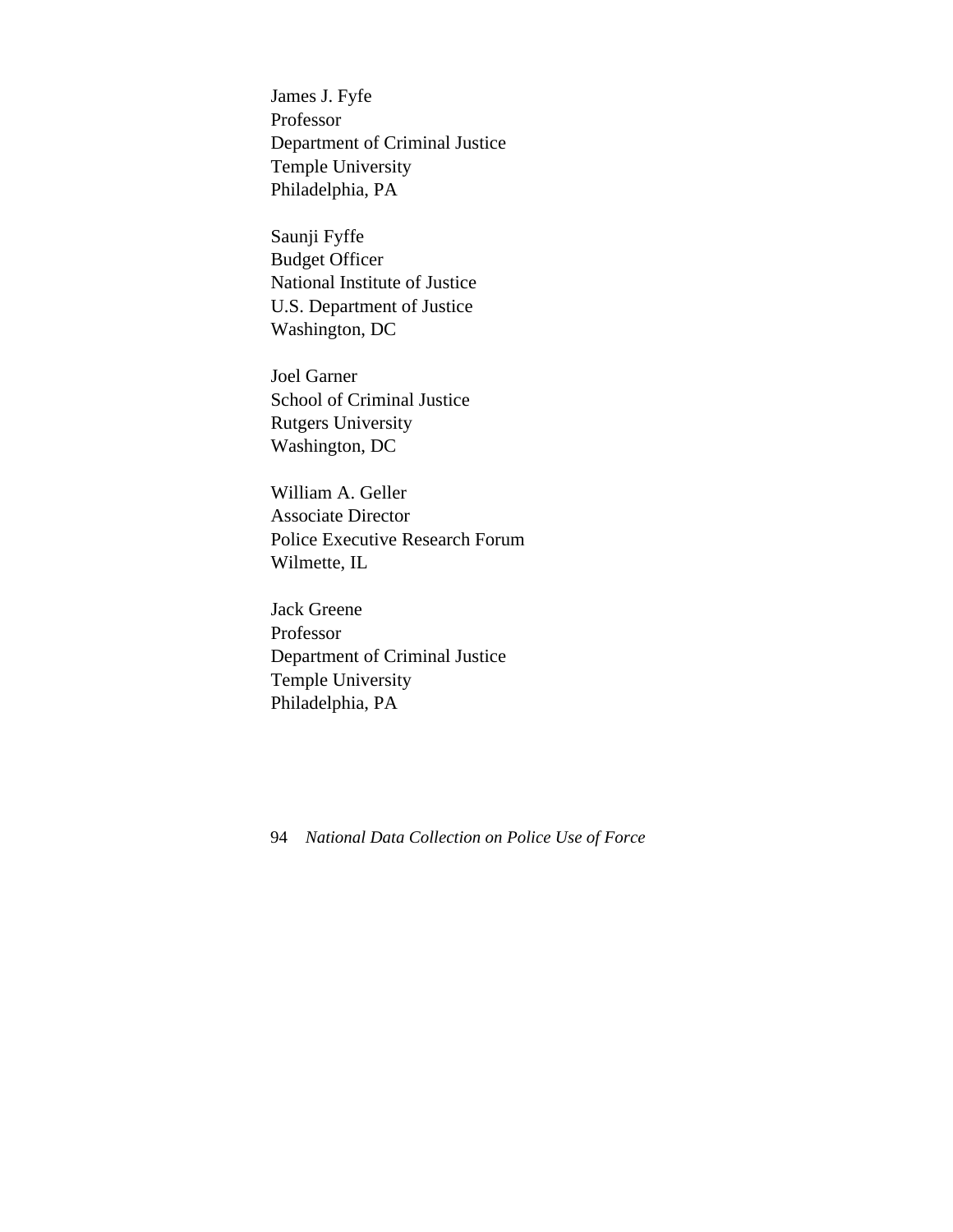James J. Fyfe
Professor
Department of Criminal Justice
Temple University
Philadelphia, PA

Saunji Fyffe
Budget Officer
National Institute of Justice
U.S. Department of Justice
Washington, DC

Joel Garner
School of Criminal Justice
Rutgers University
Washington, DC

William A. Geller
Associate Director
Police Executive Research Forum
Wilmette, IL

Jack Greene
Professor
Department of Criminal Justice
Temple University
Philadelphia, PA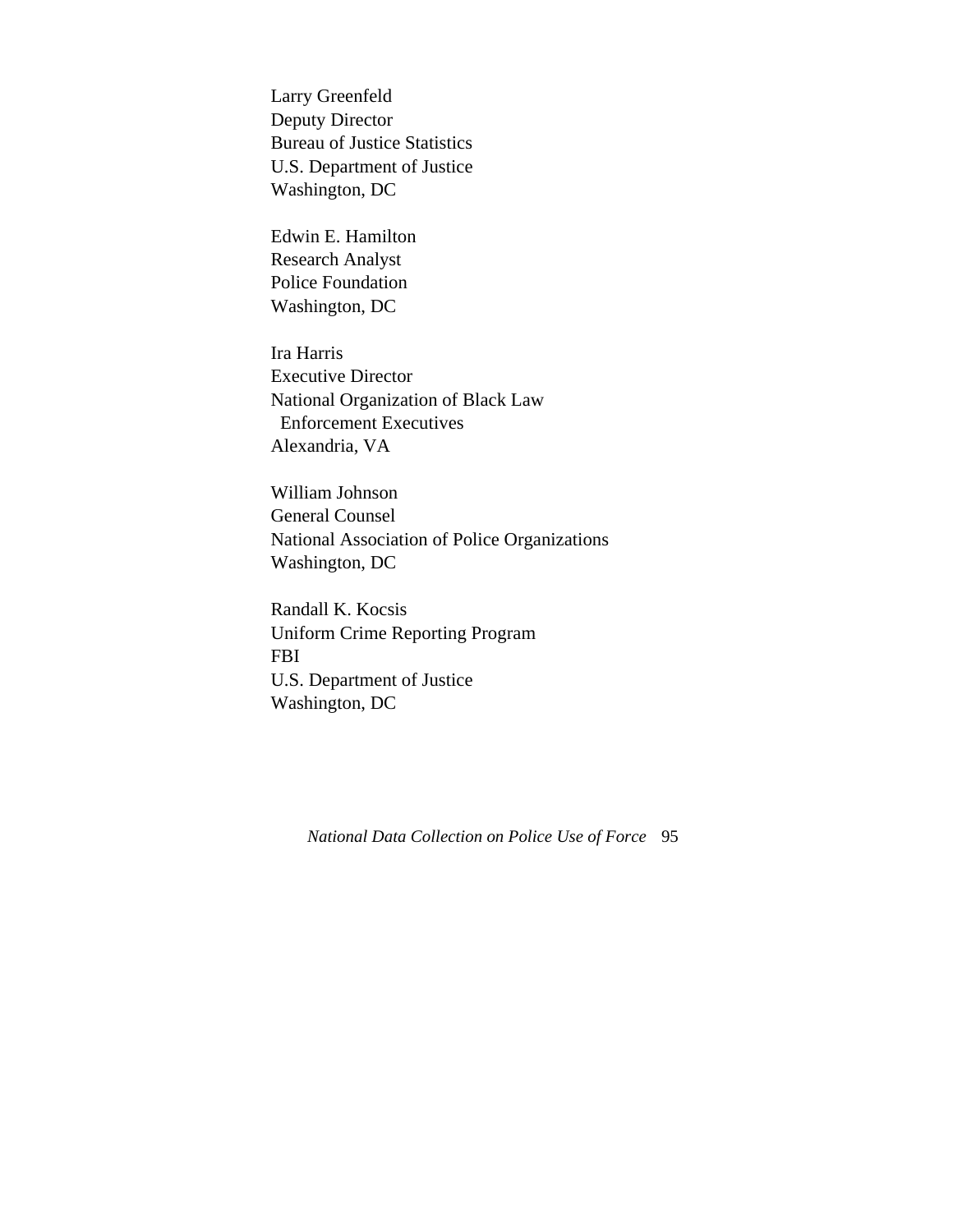Larry Greenfeld
Deputy Director
Bureau of Justice Statistics
U.S. Department of Justice
Washington, DC

Edwin E. Hamilton
Research Analyst
Police Foundation
Washington, DC

Ira Harris
Executive Director
National Organization of Black Law
Enforcement Executives
Alexandria, VA

William Johnson
General Counsel
National Association of Police Organizations
Washington, DC

Randall K. Kocsis
Uniform Crime Reporting Program
FBI
U.S. Department of Justice
Washington, DC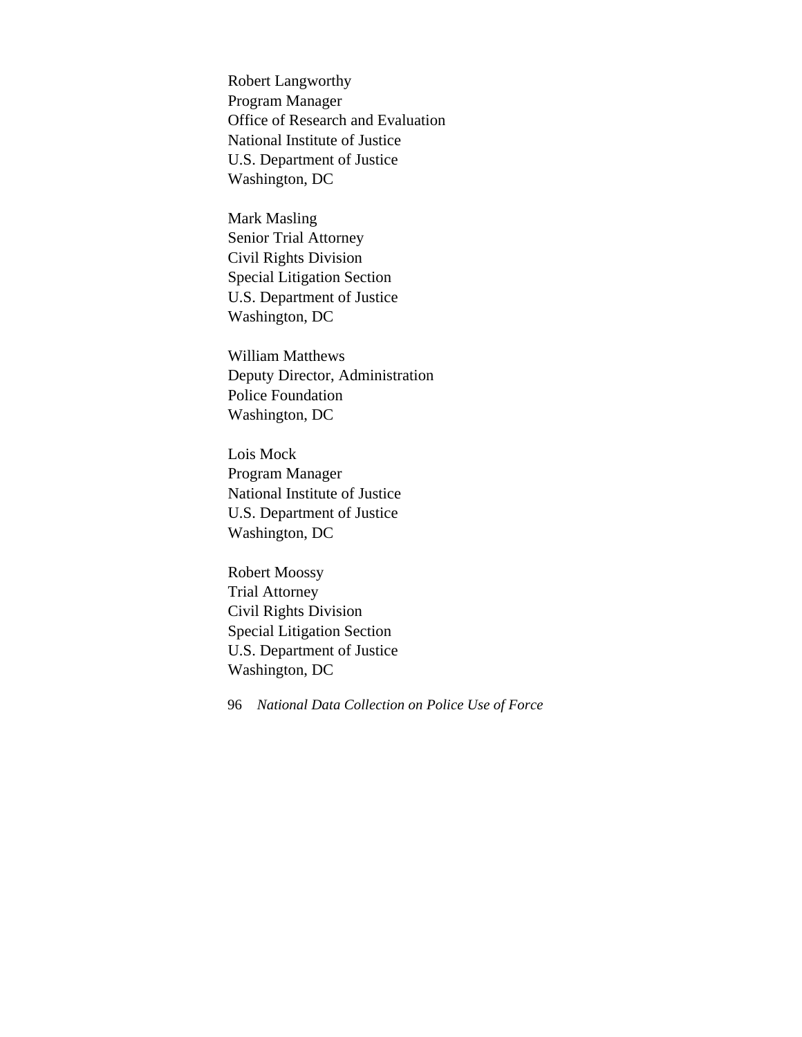Robert Langworthy
Program Manager
Office of Research and Evaluation
National Institute of Justice
U.S. Department of Justice
Washington, DC

Mark Masling
Senior Trial Attorney
Civil Rights Division
Special Litigation Section
U.S. Department of Justice
Washington, DC

William Matthews
Deputy Director, Administration
Police Foundation
Washington, DC

Lois Mock
Program Manager
National Institute of Justice
U.S. Department of Justice
Washington, DC

Robert Moossy
Trial Attorney
Civil Rights Division
Special Litigation Section
U.S. Department of Justice
Washington, DC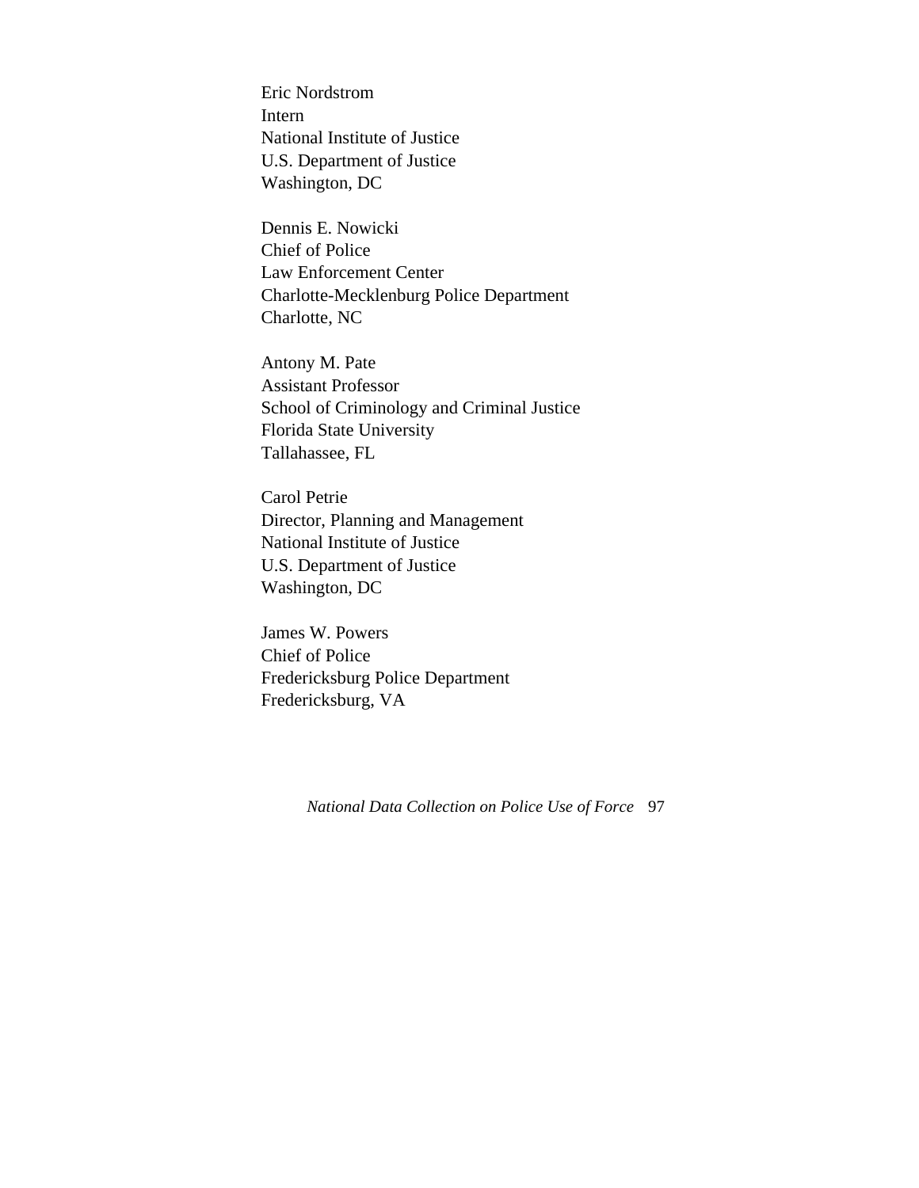Eric Nordstrom
Intern
National Institute of Justice
U.S. Department of Justice
Washington, DC

Dennis E. Nowicki
Chief of Police
Law Enforcement Center
Charlotte-Mecklenburg Police Department
Charlotte, NC

Antony M. Pate
Assistant Professor
School of Criminology and Criminal Justice
Florida State University
Tallahassee, FL

Carol Petrie
Director, Planning and Management
National Institute of Justice
U.S. Department of Justice
Washington, DC

James W. Powers
Chief of Police
Fredericksburg Police Department
Fredericksburg, VA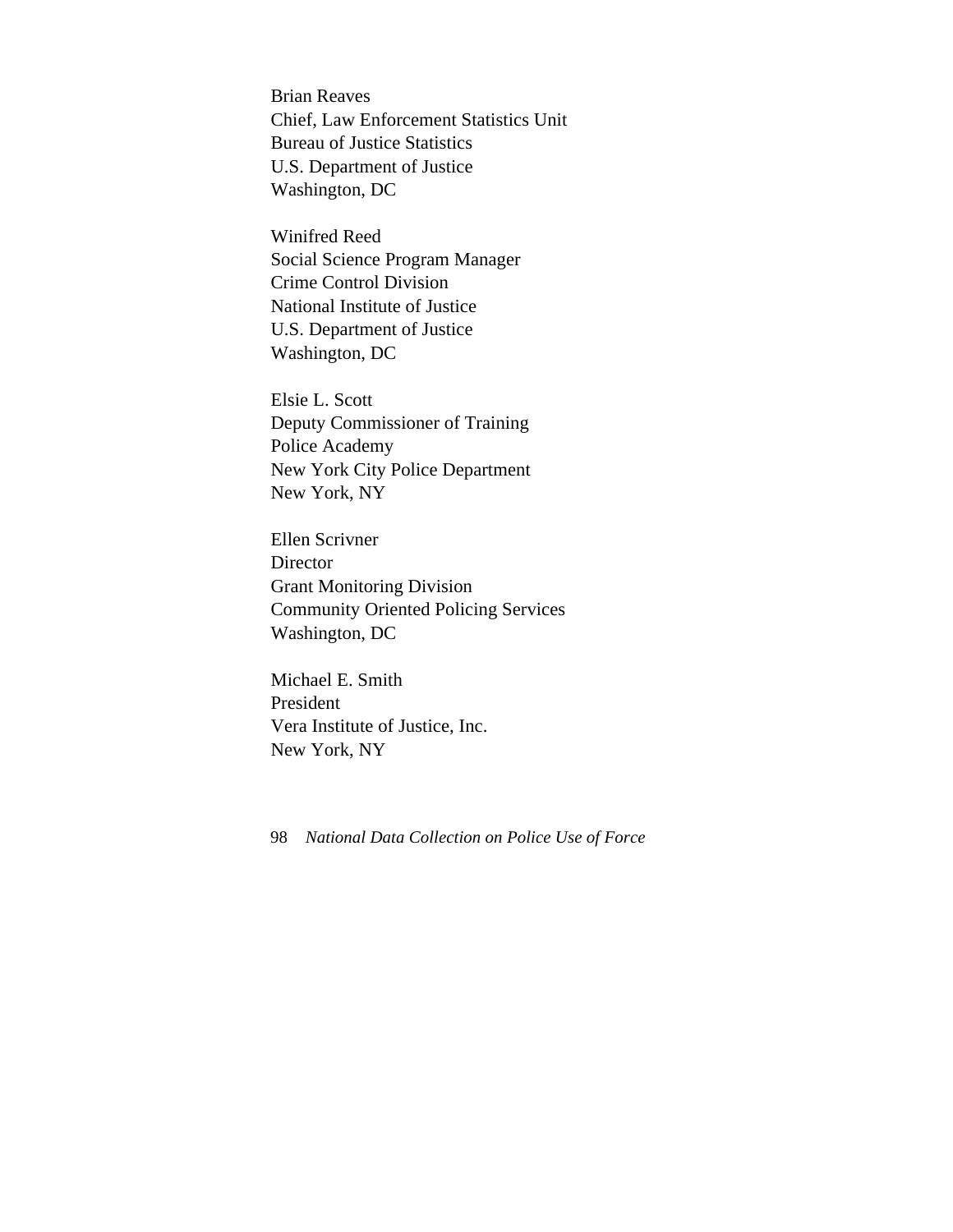Brian Reaves
Chief, Law Enforcement Statistics Unit
Bureau of Justice Statistics
U.S. Department of Justice
Washington, DC

Winifred Reed
Social Science Program Manager
Crime Control Division
National Institute of Justice
U.S. Department of Justice
Washington, DC

Elsie L. Scott
Deputy Commissioner of Training
Police Academy
New York City Police Department
New York, NY

Ellen Scrivner
Director
Grant Monitoring Division
Community Oriented Policing Services
Washington, DC

Michael E. Smith
President
Vera Institute of Justice, Inc.
New York, NY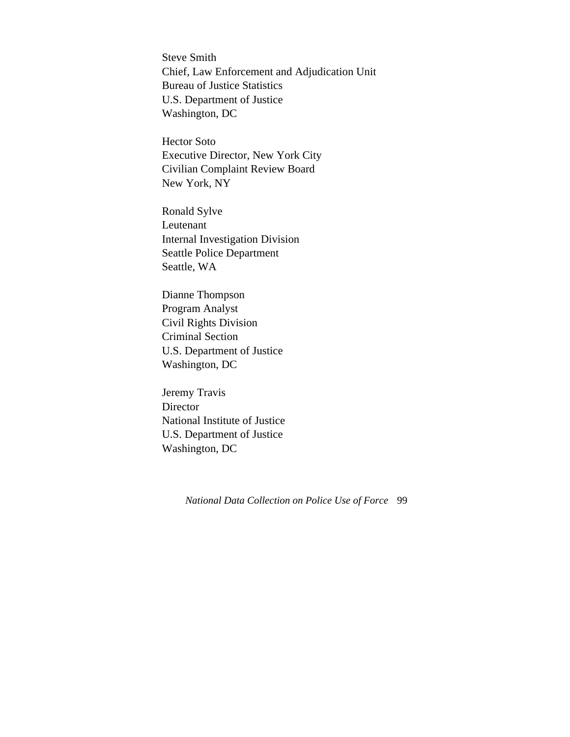Steve Smith
Chief, Law Enforcement and Adjudication Unit
Bureau of Justice Statistics
U.S. Department of Justice
Washington, DC

Hector Soto
Executive Director, New York City
Civilian Complaint Review Board
New York, NY

Ronald Sylve
Leutenant
Internal Investigation Division
Seattle Police Department
Seattle, WA

Dianne Thompson
Program Analyst
Civil Rights Division
Criminal Section
U.S. Department of Justice
Washington, DC

Jeremy Travis
Director
National Institute of Justice
U.S. Department of Justice
Washington, DC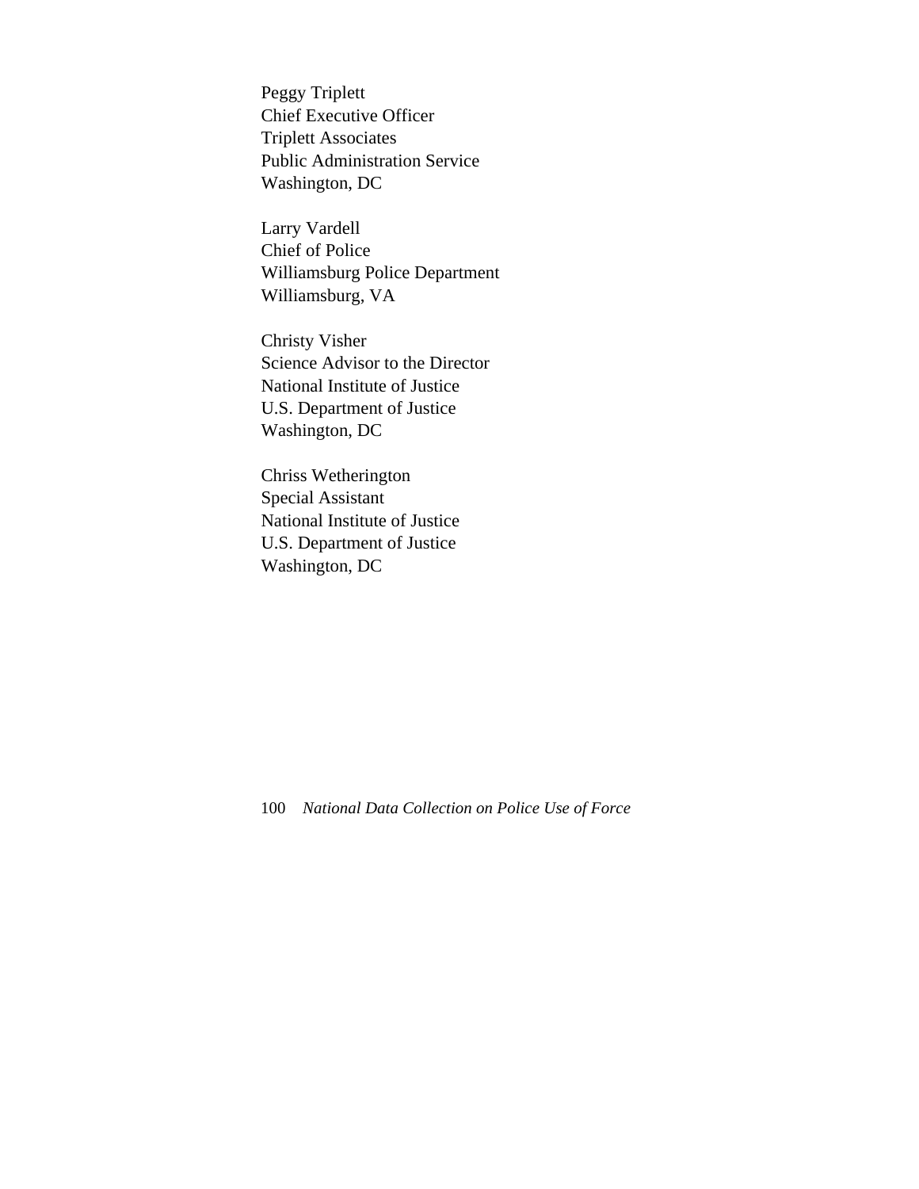Peggy Triplett
Chief Executive Officer
Triplett Associates
Public Administration Service
Washington, DC

Larry Vardell
Chief of Police
Williamsburg Police Department
Williamsburg, VA

Christy Visher
Science Advisor to the Director
National Institute of Justice
U.S. Department of Justice
Washington, DC

Chriss Wetherington
Special Assistant
National Institute of Justice
U.S. Department of Justice
Washington, DC